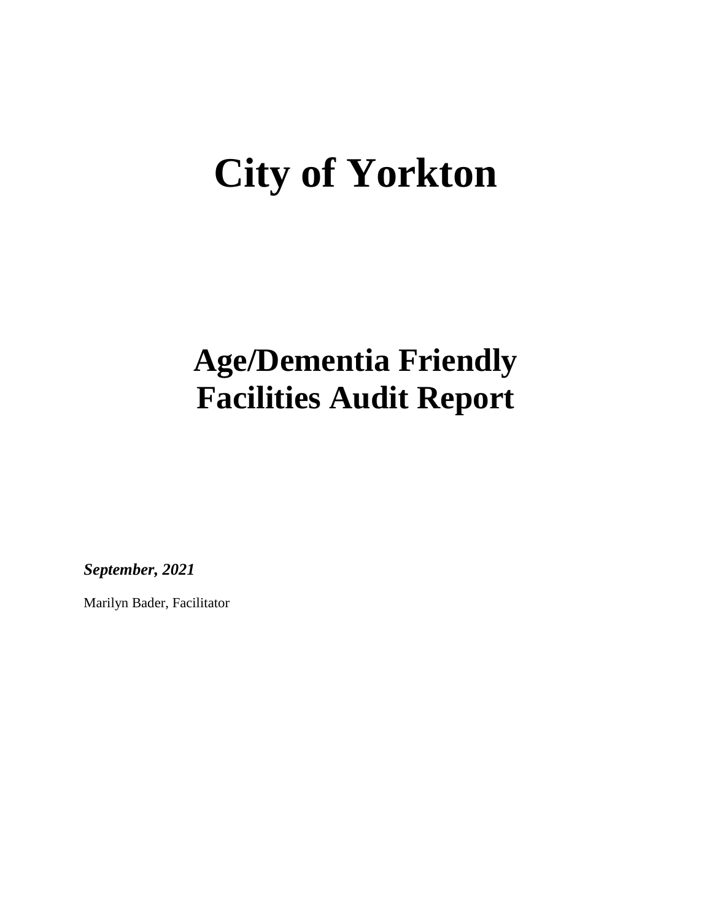# City of Yorkton

## Age/Dementia Friendly Facilities Audit Report

***September, 2021***

Marilyn Bader, Facilitator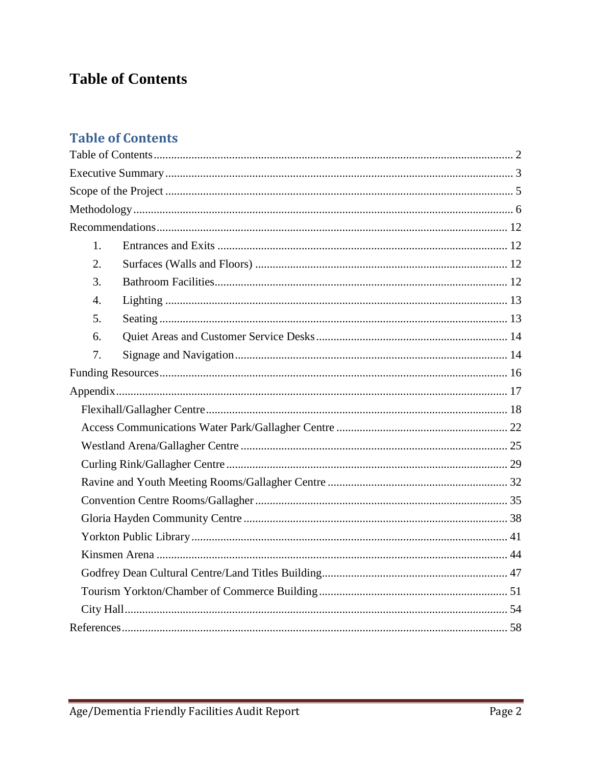# Table of Contents

## Table of Contents

Table of Contents .......... 2
Executive Summary .......... 3
Scope of the Project .......... 5
Methodology .......... 6
Recommendations .......... 12

1. Entrances and Exits .......... 12
2. Surfaces (Walls and Floors) .......... 12
3. Bathroom Facilities .......... 12
4. Lighting .......... 13
5. Seating .......... 13
6. Quiet Areas and Customer Service Desks .......... 14
7. Signage and Navigation .......... 14

Funding Resources .......... 16
Appendix .......... 17

- Flexihall/Gallagher Centre .......... 18
- Access Communications Water Park/Gallagher Centre .......... 22
- Westland Arena/Gallagher Centre .......... 25
- Curling Rink/Gallagher Centre .......... 29
- Ravine and Youth Meeting Rooms/Gallagher Centre .......... 32
- Convention Centre Rooms/Gallagher .......... 35
- Gloria Hayden Community Centre .......... 38
- Yorkton Public Library .......... 41
- Kinsmen Arena .......... 44
- Godfrey Dean Cultural Centre/Land Titles Building .......... 47
- Tourism Yorkton/Chamber of Commerce Building .......... 51
- City Hall .......... 54

References .......... 58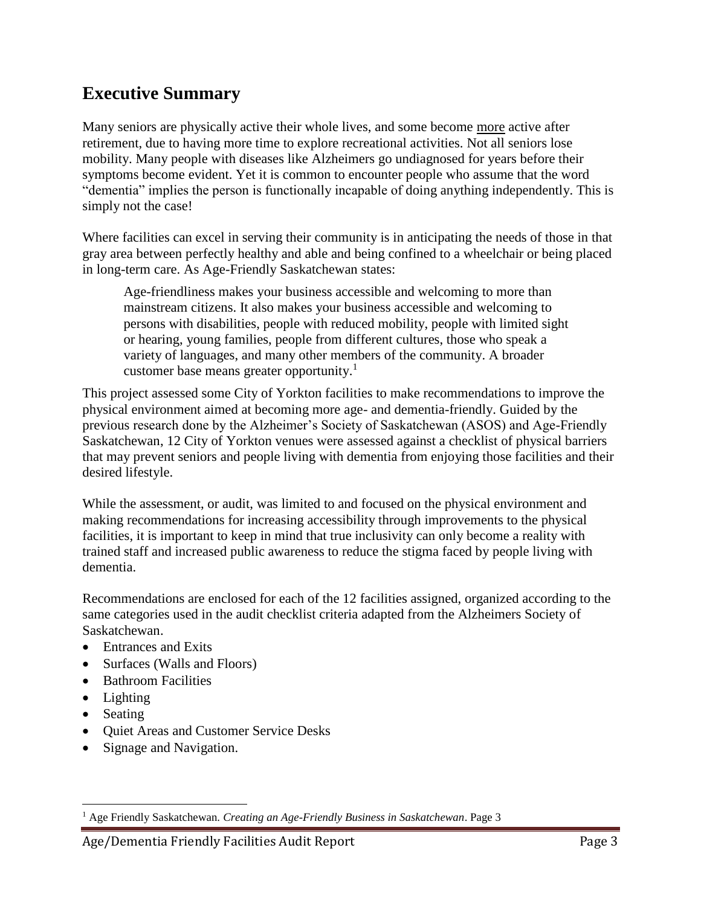## Executive Summary

Many seniors are physically active their whole lives, and some become <u>more</u> active after retirement, due to having more time to explore recreational activities. Not all seniors lose mobility. Many people with diseases like Alzheimers go undiagnosed for years before their symptoms become evident. Yet it is common to encounter people who assume that the word "dementia" implies the person is functionally incapable of doing anything independently. This is simply not the case!

Where facilities can excel in serving their community is in anticipating the needs of those in that gray area between perfectly healthy and able and being confined to a wheelchair or being placed in long-term care. As Age-Friendly Saskatchewan states:

> Age-friendliness makes your business accessible and welcoming to more than mainstream citizens. It also makes your business accessible and welcoming to persons with disabilities, people with reduced mobility, people with limited sight or hearing, young families, people from different cultures, those who speak a variety of languages, and many other members of the community. A broader customer base means greater opportunity.[1]

This project assessed some City of Yorkton facilities to make recommendations to improve the physical environment aimed at becoming more age- and dementia-friendly. Guided by the previous research done by the Alzheimer's Society of Saskatchewan (ASOS) and Age-Friendly Saskatchewan, 12 City of Yorkton venues were assessed against a checklist of physical barriers that may prevent seniors and people living with dementia from enjoying those facilities and their desired lifestyle.

While the assessment, or audit, was limited to and focused on the physical environment and making recommendations for increasing accessibility through improvements to the physical facilities, it is important to keep in mind that true inclusivity can only become a reality with trained staff and increased public awareness to reduce the stigma faced by people living with dementia.

Recommendations are enclosed for each of the 12 facilities assigned, organized according to the same categories used in the audit checklist criteria adapted from the Alzheimers Society of Saskatchewan.

- Entrances and Exits
- Surfaces (Walls and Floors)
- Bathroom Facilities
- Lighting
- Seating
- Quiet Areas and Customer Service Desks
- Signage and Navigation.

[1] Age Friendly Saskatchewan. *Creating an Age-Friendly Business in Saskatchewan*. Page 3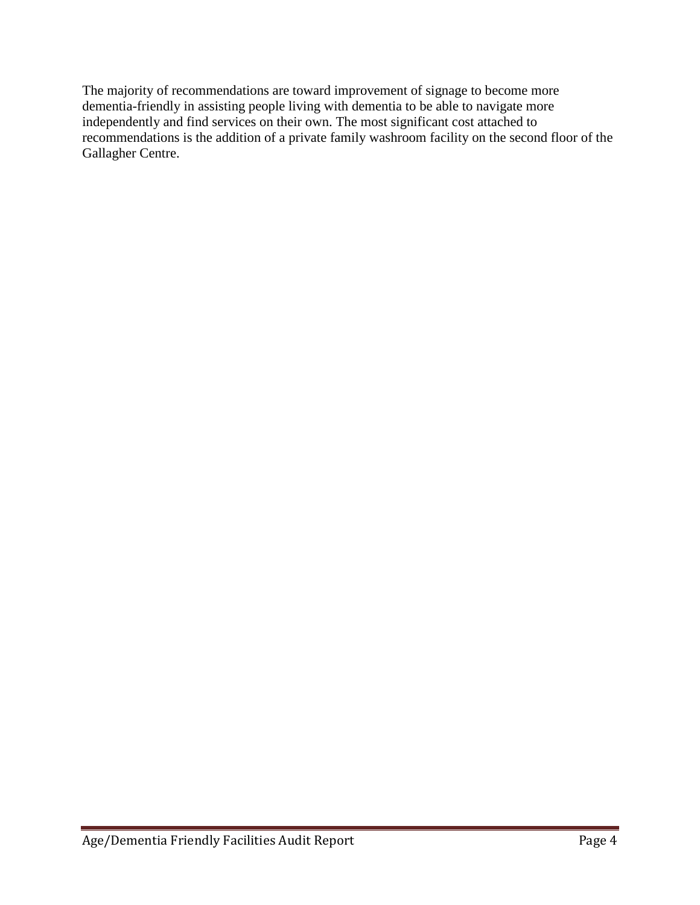The majority of recommendations are toward improvement of signage to become more dementia-friendly in assisting people living with dementia to be able to navigate more independently and find services on their own. The most significant cost attached to recommendations is the addition of a private family washroom facility on the second floor of the Gallagher Centre.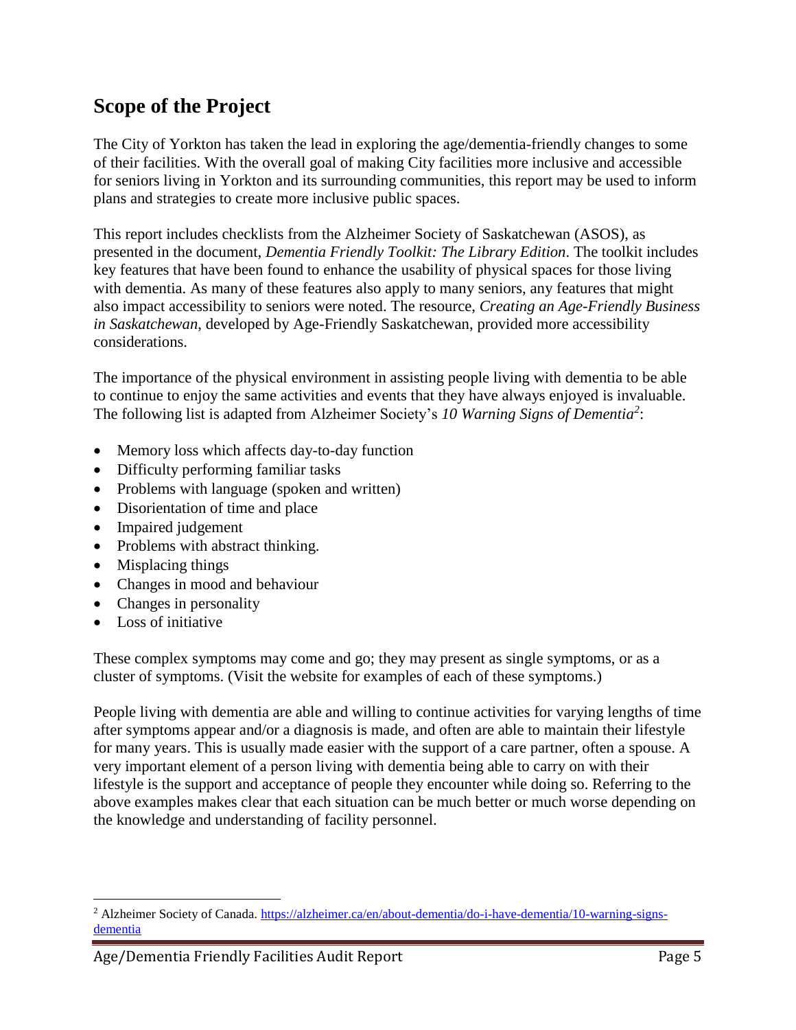## Scope of the Project

The City of Yorkton has taken the lead in exploring the age/dementia-friendly changes to some of their facilities. With the overall goal of making City facilities more inclusive and accessible for seniors living in Yorkton and its surrounding communities, this report may be used to inform plans and strategies to create more inclusive public spaces.

This report includes checklists from the Alzheimer Society of Saskatchewan (ASOS), as presented in the document, *Dementia Friendly Toolkit: The Library Edition*. The toolkit includes key features that have been found to enhance the usability of physical spaces for those living with dementia. As many of these features also apply to many seniors, any features that might also impact accessibility to seniors were noted. The resource, *Creating an Age-Friendly Business in Saskatchewan*, developed by Age-Friendly Saskatchewan, provided more accessibility considerations.

The importance of the physical environment in assisting people living with dementia to be able to continue to enjoy the same activities and events that they have always enjoyed is invaluable. The following list is adapted from Alzheimer Society's *10 Warning Signs of Dementia*[2]:

- Memory loss which affects day-to-day function
- Difficulty performing familiar tasks
- Problems with language (spoken and written)
- Disorientation of time and place
- Impaired judgement
- Problems with abstract thinking.
- Misplacing things
- Changes in mood and behaviour
- Changes in personality
- Loss of initiative

These complex symptoms may come and go; they may present as single symptoms, or as a cluster of symptoms. (Visit the website for examples of each of these symptoms.)

People living with dementia are able and willing to continue activities for varying lengths of time after symptoms appear and/or a diagnosis is made, and often are able to maintain their lifestyle for many years. This is usually made easier with the support of a care partner, often a spouse. A very important element of a person living with dementia being able to carry on with their lifestyle is the support and acceptance of people they encounter while doing so. Referring to the above examples makes clear that each situation can be much better or much worse depending on the knowledge and understanding of facility personnel.

---

[2] Alzheimer Society of Canada. https://alzheimer.ca/en/about-dementia/do-i-have-dementia/10-warning-signs-dementia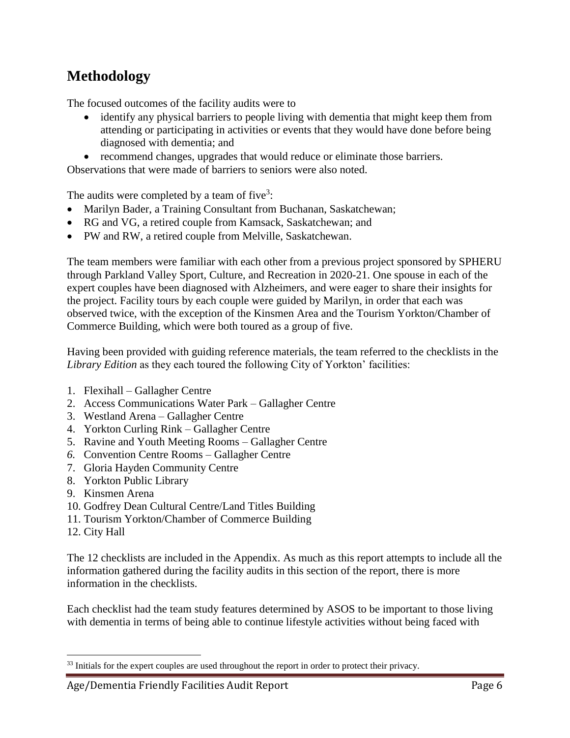# Methodology

The focused outcomes of the facility audits were to

- identify any physical barriers to people living with dementia that might keep them from attending or participating in activities or events that they would have done before being diagnosed with dementia; and
- recommend changes, upgrades that would reduce or eliminate those barriers.

Observations that were made of barriers to seniors were also noted.

The audits were completed by a team of five[3]:

- Marilyn Bader, a Training Consultant from Buchanan, Saskatchewan;
- RG and VG, a retired couple from Kamsack, Saskatchewan; and
- PW and RW, a retired couple from Melville, Saskatchewan.

The team members were familiar with each other from a previous project sponsored by SPHERU through Parkland Valley Sport, Culture, and Recreation in 2020-21. One spouse in each of the expert couples have been diagnosed with Alzheimers, and were eager to share their insights for the project. Facility tours by each couple were guided by Marilyn, in order that each was observed twice, with the exception of the Kinsmen Area and the Tourism Yorkton/Chamber of Commerce Building, which were both toured as a group of five.

Having been provided with guiding reference materials, the team referred to the checklists in the *Library Edition* as they each toured the following City of Yorkton' facilities:

1. Flexihall – Gallagher Centre
2. Access Communications Water Park – Gallagher Centre
3. Westland Arena – Gallagher Centre
4. Yorkton Curling Rink – Gallagher Centre
5. Ravine and Youth Meeting Rooms – Gallagher Centre
6. Convention Centre Rooms – Gallagher Centre
7. Gloria Hayden Community Centre
8. Yorkton Public Library
9. Kinsmen Arena
10. Godfrey Dean Cultural Centre/Land Titles Building
11. Tourism Yorkton/Chamber of Commerce Building
12. City Hall

The 12 checklists are included in the Appendix. As much as this report attempts to include all the information gathered during the facility audits in this section of the report, there is more information in the checklists.

Each checklist had the team study features determined by ASOS to be important to those living with dementia in terms of being able to continue lifestyle activities without being faced with

---

[33] Initials for the expert couples are used throughout the report in order to protect their privacy.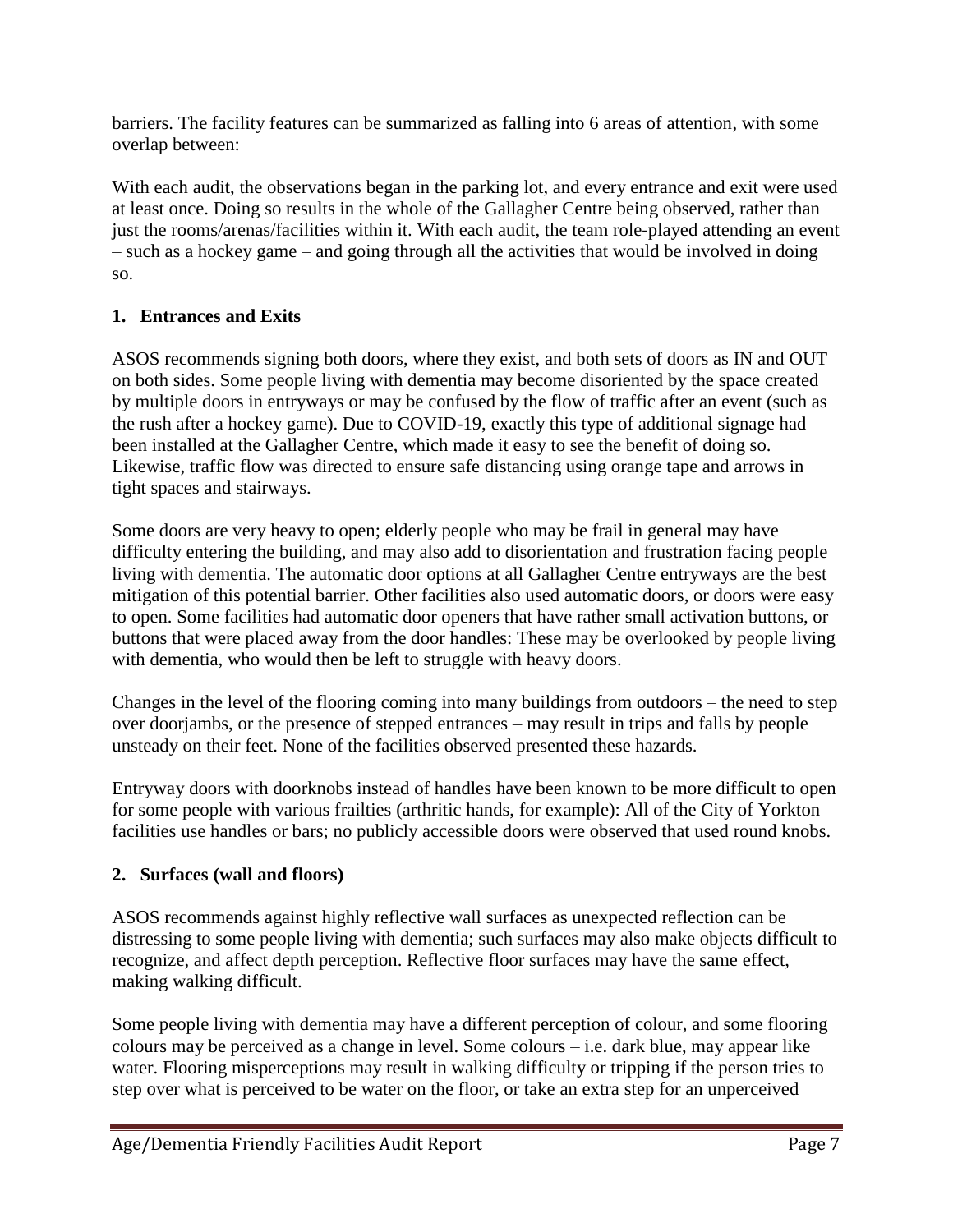barriers. The facility features can be summarized as falling into 6 areas of attention, with some overlap between:

With each audit, the observations began in the parking lot, and every entrance and exit were used at least once. Doing so results in the whole of the Gallagher Centre being observed, rather than just the rooms/arenas/facilities within it. With each audit, the team role-played attending an event – such as a hockey game – and going through all the activities that would be involved in doing so.

## 1. Entrances and Exits

ASOS recommends signing both doors, where they exist, and both sets of doors as IN and OUT on both sides. Some people living with dementia may become disoriented by the space created by multiple doors in entryways or may be confused by the flow of traffic after an event (such as the rush after a hockey game). Due to COVID-19, exactly this type of additional signage had been installed at the Gallagher Centre, which made it easy to see the benefit of doing so. Likewise, traffic flow was directed to ensure safe distancing using orange tape and arrows in tight spaces and stairways.

Some doors are very heavy to open; elderly people who may be frail in general may have difficulty entering the building, and may also add to disorientation and frustration facing people living with dementia. The automatic door options at all Gallagher Centre entryways are the best mitigation of this potential barrier. Other facilities also used automatic doors, or doors were easy to open. Some facilities had automatic door openers that have rather small activation buttons, or buttons that were placed away from the door handles: These may be overlooked by people living with dementia, who would then be left to struggle with heavy doors.

Changes in the level of the flooring coming into many buildings from outdoors – the need to step over doorjambs, or the presence of stepped entrances – may result in trips and falls by people unsteady on their feet. None of the facilities observed presented these hazards.

Entryway doors with doorknobs instead of handles have been known to be more difficult to open for some people with various frailties (arthritic hands, for example): All of the City of Yorkton facilities use handles or bars; no publicly accessible doors were observed that used round knobs.

## 2. Surfaces (wall and floors)

ASOS recommends against highly reflective wall surfaces as unexpected reflection can be distressing to some people living with dementia; such surfaces may also make objects difficult to recognize, and affect depth perception. Reflective floor surfaces may have the same effect, making walking difficult.

Some people living with dementia may have a different perception of colour, and some flooring colours may be perceived as a change in level. Some colours – i.e. dark blue, may appear like water. Flooring misperceptions may result in walking difficulty or tripping if the person tries to step over what is perceived to be water on the floor, or take an extra step for an unperceived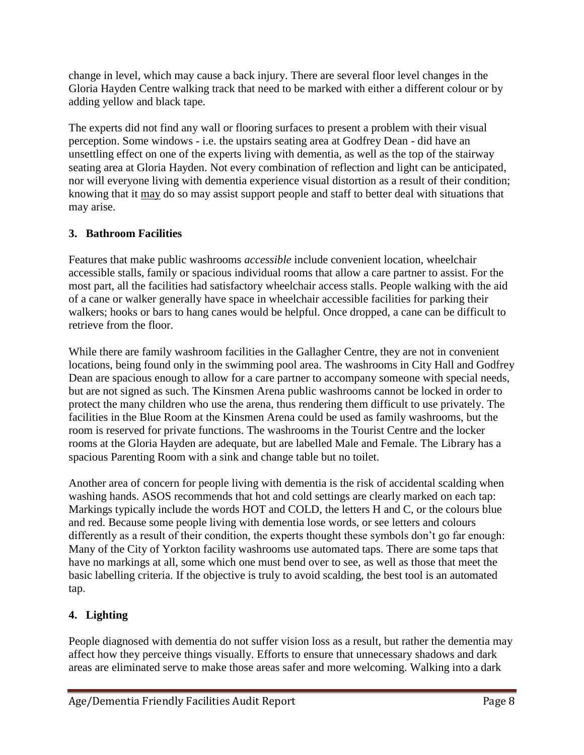change in level, which may cause a back injury. There are several floor level changes in the Gloria Hayden Centre walking track that need to be marked with either a different colour or by adding yellow and black tape.

The experts did not find any wall or flooring surfaces to present a problem with their visual perception. Some windows - i.e. the upstairs seating area at Godfrey Dean - did have an unsettling effect on one of the experts living with dementia, as well as the top of the stairway seating area at Gloria Hayden. Not every combination of reflection and light can be anticipated, nor will everyone living with dementia experience visual distortion as a result of their condition; knowing that it <u>may</u> do so may assist support people and staff to better deal with situations that may arise.

### 3. Bathroom Facilities

Features that make public washrooms *accessible* include convenient location, wheelchair accessible stalls, family or spacious individual rooms that allow a care partner to assist. For the most part, all the facilities had satisfactory wheelchair access stalls. People walking with the aid of a cane or walker generally have space in wheelchair accessible facilities for parking their walkers; hooks or bars to hang canes would be helpful. Once dropped, a cane can be difficult to retrieve from the floor.

While there are family washroom facilities in the Gallagher Centre, they are not in convenient locations, being found only in the swimming pool area. The washrooms in City Hall and Godfrey Dean are spacious enough to allow for a care partner to accompany someone with special needs, but are not signed as such. The Kinsmen Arena public washrooms cannot be locked in order to protect the many children who use the arena, thus rendering them difficult to use privately. The facilities in the Blue Room at the Kinsmen Arena could be used as family washrooms, but the room is reserved for private functions. The washrooms in the Tourist Centre and the locker rooms at the Gloria Hayden are adequate, but are labelled Male and Female. The Library has a spacious Parenting Room with a sink and change table but no toilet.

Another area of concern for people living with dementia is the risk of accidental scalding when washing hands. ASOS recommends that hot and cold settings are clearly marked on each tap: Markings typically include the words HOT and COLD, the letters H and C, or the colours blue and red. Because some people living with dementia lose words, or see letters and colours differently as a result of their condition, the experts thought these symbols don't go far enough: Many of the City of Yorkton facility washrooms use automated taps. There are some taps that have no markings at all, some which one must bend over to see, as well as those that meet the basic labelling criteria. If the objective is truly to avoid scalding, the best tool is an automated tap.

### 4. Lighting

People diagnosed with dementia do not suffer vision loss as a result, but rather the dementia may affect how they perceive things visually. Efforts to ensure that unnecessary shadows and dark areas are eliminated serve to make those areas safer and more welcoming. Walking into a dark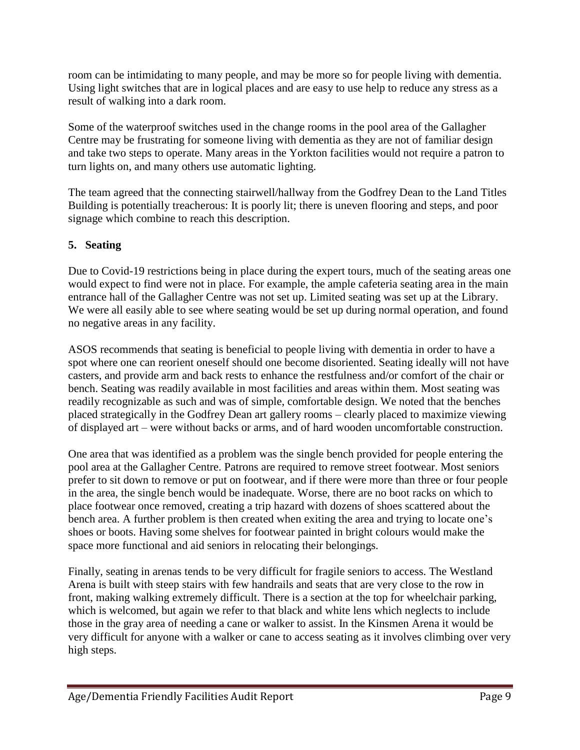room can be intimidating to many people, and may be more so for people living with dementia. Using light switches that are in logical places and are easy to use help to reduce any stress as a result of walking into a dark room.

Some of the waterproof switches used in the change rooms in the pool area of the Gallagher Centre may be frustrating for someone living with dementia as they are not of familiar design and take two steps to operate. Many areas in the Yorkton facilities would not require a patron to turn lights on, and many others use automatic lighting.

The team agreed that the connecting stairwell/hallway from the Godfrey Dean to the Land Titles Building is potentially treacherous: It is poorly lit; there is uneven flooring and steps, and poor signage which combine to reach this description.

## 5. Seating

Due to Covid-19 restrictions being in place during the expert tours, much of the seating areas one would expect to find were not in place. For example, the ample cafeteria seating area in the main entrance hall of the Gallagher Centre was not set up. Limited seating was set up at the Library. We were all easily able to see where seating would be set up during normal operation, and found no negative areas in any facility.

ASOS recommends that seating is beneficial to people living with dementia in order to have a spot where one can reorient oneself should one become disoriented. Seating ideally will not have casters, and provide arm and back rests to enhance the restfulness and/or comfort of the chair or bench. Seating was readily available in most facilities and areas within them. Most seating was readily recognizable as such and was of simple, comfortable design. We noted that the benches placed strategically in the Godfrey Dean art gallery rooms – clearly placed to maximize viewing of displayed art – were without backs or arms, and of hard wooden uncomfortable construction.

One area that was identified as a problem was the single bench provided for people entering the pool area at the Gallagher Centre. Patrons are required to remove street footwear. Most seniors prefer to sit down to remove or put on footwear, and if there were more than three or four people in the area, the single bench would be inadequate. Worse, there are no boot racks on which to place footwear once removed, creating a trip hazard with dozens of shoes scattered about the bench area. A further problem is then created when exiting the area and trying to locate one's shoes or boots. Having some shelves for footwear painted in bright colours would make the space more functional and aid seniors in relocating their belongings.

Finally, seating in arenas tends to be very difficult for fragile seniors to access. The Westland Arena is built with steep stairs with few handrails and seats that are very close to the row in front, making walking extremely difficult. There is a section at the top for wheelchair parking, which is welcomed, but again we refer to that black and white lens which neglects to include those in the gray area of needing a cane or walker to assist. In the Kinsmen Arena it would be very difficult for anyone with a walker or cane to access seating as it involves climbing over very high steps.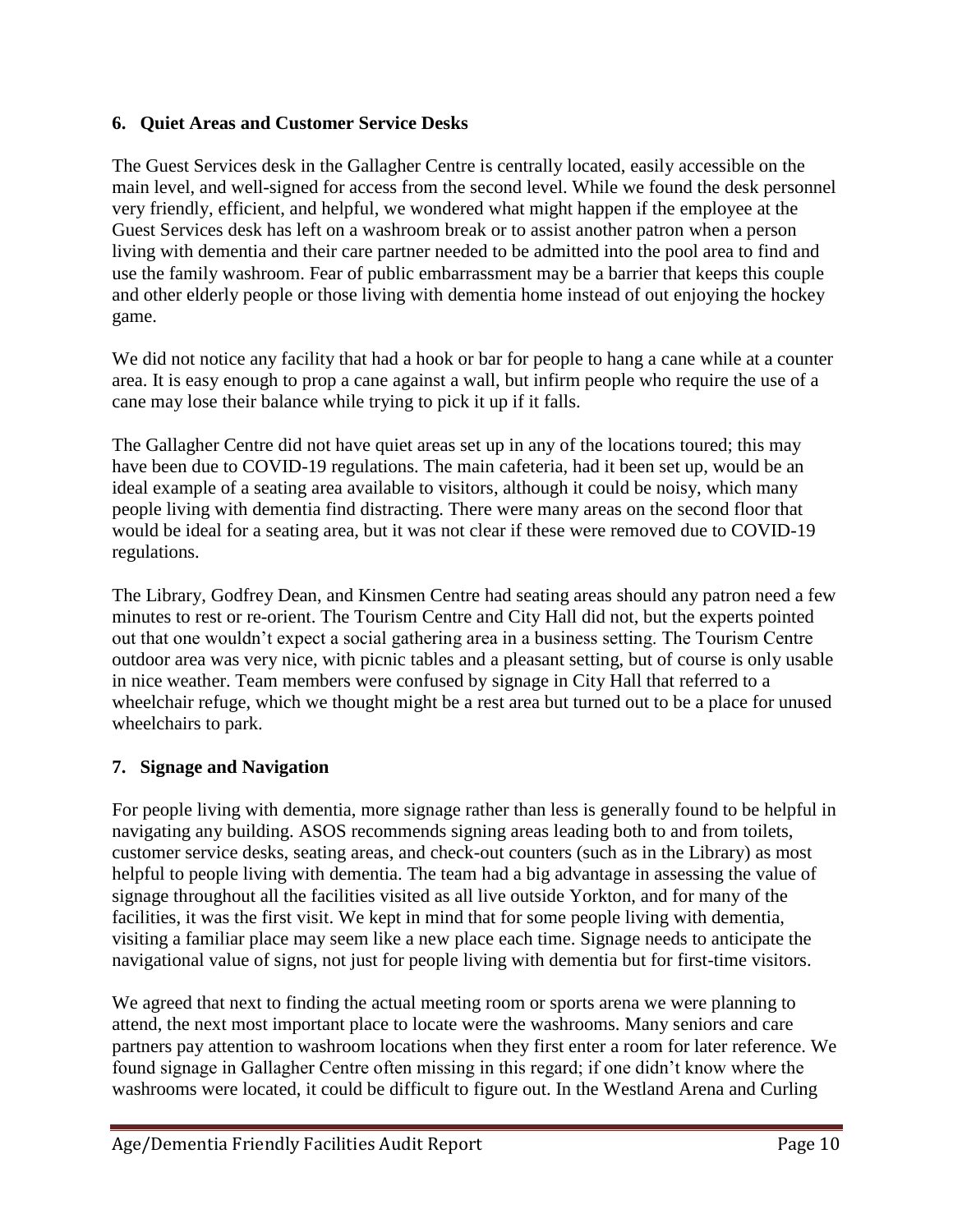## 6. Quiet Areas and Customer Service Desks

The Guest Services desk in the Gallagher Centre is centrally located, easily accessible on the main level, and well-signed for access from the second level. While we found the desk personnel very friendly, efficient, and helpful, we wondered what might happen if the employee at the Guest Services desk has left on a washroom break or to assist another patron when a person living with dementia and their care partner needed to be admitted into the pool area to find and use the family washroom. Fear of public embarrassment may be a barrier that keeps this couple and other elderly people or those living with dementia home instead of out enjoying the hockey game.

We did not notice any facility that had a hook or bar for people to hang a cane while at a counter area. It is easy enough to prop a cane against a wall, but infirm people who require the use of a cane may lose their balance while trying to pick it up if it falls.

The Gallagher Centre did not have quiet areas set up in any of the locations toured; this may have been due to COVID-19 regulations. The main cafeteria, had it been set up, would be an ideal example of a seating area available to visitors, although it could be noisy, which many people living with dementia find distracting. There were many areas on the second floor that would be ideal for a seating area, but it was not clear if these were removed due to COVID-19 regulations.

The Library, Godfrey Dean, and Kinsmen Centre had seating areas should any patron need a few minutes to rest or re-orient. The Tourism Centre and City Hall did not, but the experts pointed out that one wouldn't expect a social gathering area in a business setting. The Tourism Centre outdoor area was very nice, with picnic tables and a pleasant setting, but of course is only usable in nice weather. Team members were confused by signage in City Hall that referred to a wheelchair refuge, which we thought might be a rest area but turned out to be a place for unused wheelchairs to park.

## 7. Signage and Navigation

For people living with dementia, more signage rather than less is generally found to be helpful in navigating any building. ASOS recommends signing areas leading both to and from toilets, customer service desks, seating areas, and check-out counters (such as in the Library) as most helpful to people living with dementia. The team had a big advantage in assessing the value of signage throughout all the facilities visited as all live outside Yorkton, and for many of the facilities, it was the first visit. We kept in mind that for some people living with dementia, visiting a familiar place may seem like a new place each time. Signage needs to anticipate the navigational value of signs, not just for people living with dementia but for first-time visitors.

We agreed that next to finding the actual meeting room or sports arena we were planning to attend, the next most important place to locate were the washrooms. Many seniors and care partners pay attention to washroom locations when they first enter a room for later reference. We found signage in Gallagher Centre often missing in this regard; if one didn't know where the washrooms were located, it could be difficult to figure out. In the Westland Arena and Curling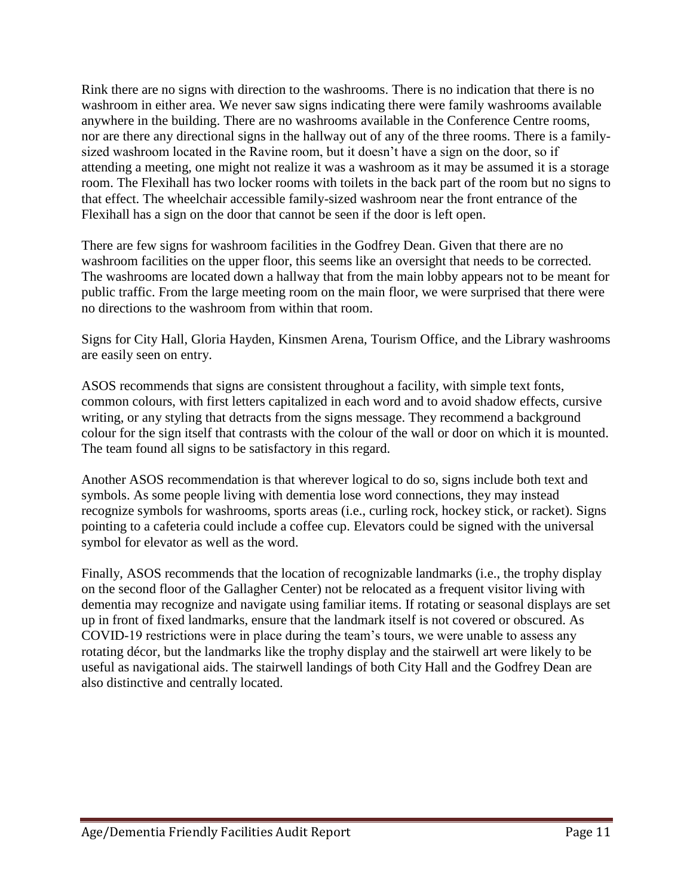Rink there are no signs with direction to the washrooms. There is no indication that there is no washroom in either area. We never saw signs indicating there were family washrooms available anywhere in the building. There are no washrooms available in the Conference Centre rooms, nor are there any directional signs in the hallway out of any of the three rooms. There is a family-sized washroom located in the Ravine room, but it doesn't have a sign on the door, so if attending a meeting, one might not realize it was a washroom as it may be assumed it is a storage room. The Flexihall has two locker rooms with toilets in the back part of the room but no signs to that effect. The wheelchair accessible family-sized washroom near the front entrance of the Flexihall has a sign on the door that cannot be seen if the door is left open.

There are few signs for washroom facilities in the Godfrey Dean. Given that there are no washroom facilities on the upper floor, this seems like an oversight that needs to be corrected. The washrooms are located down a hallway that from the main lobby appears not to be meant for public traffic. From the large meeting room on the main floor, we were surprised that there were no directions to the washroom from within that room.

Signs for City Hall, Gloria Hayden, Kinsmen Arena, Tourism Office, and the Library washrooms are easily seen on entry.

ASOS recommends that signs are consistent throughout a facility, with simple text fonts, common colours, with first letters capitalized in each word and to avoid shadow effects, cursive writing, or any styling that detracts from the signs message. They recommend a background colour for the sign itself that contrasts with the colour of the wall or door on which it is mounted. The team found all signs to be satisfactory in this regard.

Another ASOS recommendation is that wherever logical to do so, signs include both text and symbols. As some people living with dementia lose word connections, they may instead recognize symbols for washrooms, sports areas (i.e., curling rock, hockey stick, or racket). Signs pointing to a cafeteria could include a coffee cup. Elevators could be signed with the universal symbol for elevator as well as the word.

Finally, ASOS recommends that the location of recognizable landmarks (i.e., the trophy display on the second floor of the Gallagher Center) not be relocated as a frequent visitor living with dementia may recognize and navigate using familiar items. If rotating or seasonal displays are set up in front of fixed landmarks, ensure that the landmark itself is not covered or obscured. As COVID-19 restrictions were in place during the team's tours, we were unable to assess any rotating décor, but the landmarks like the trophy display and the stairwell art were likely to be useful as navigational aids. The stairwell landings of both City Hall and the Godfrey Dean are also distinctive and centrally located.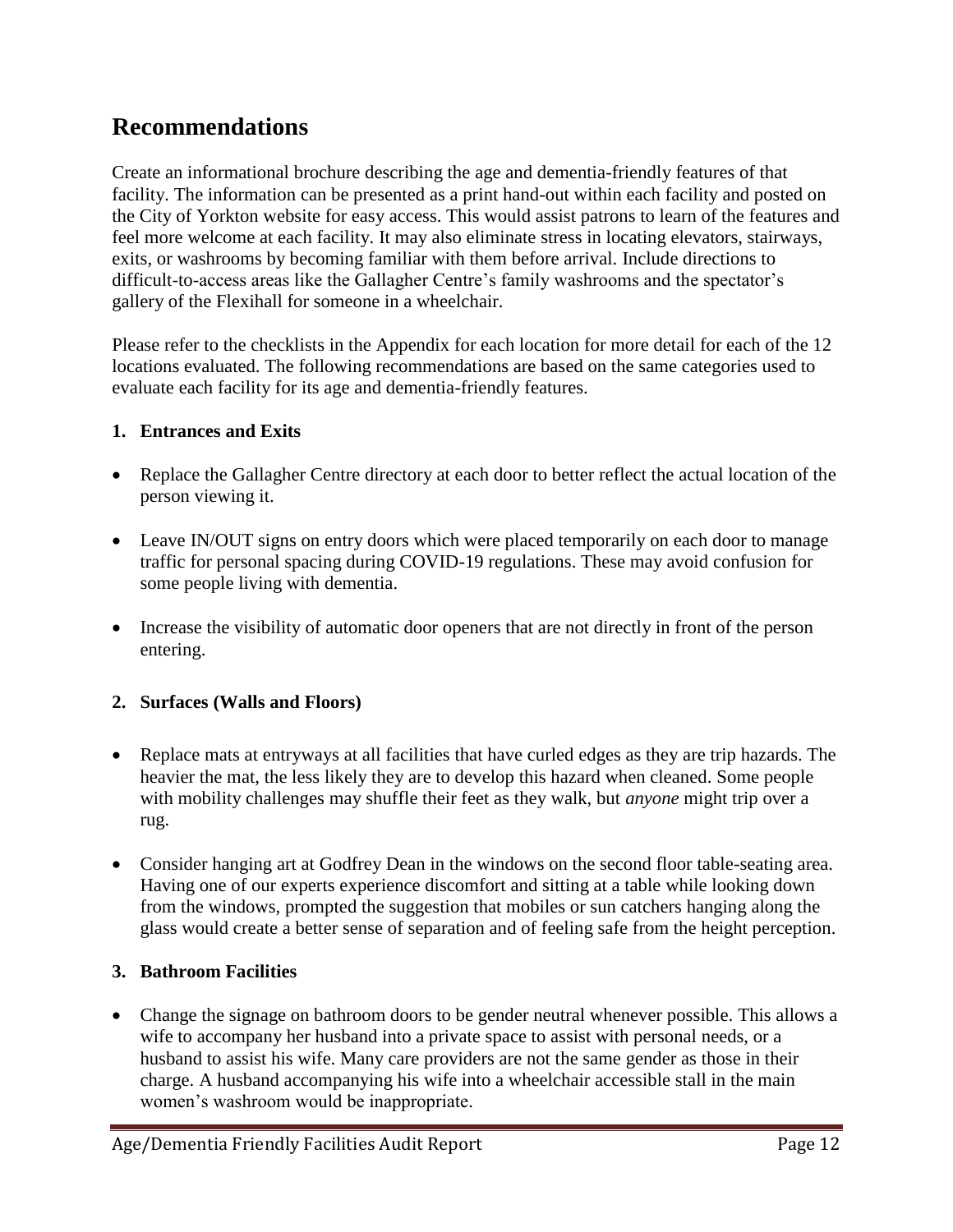# Recommendations

Create an informational brochure describing the age and dementia-friendly features of that facility. The information can be presented as a print hand-out within each facility and posted on the City of Yorkton website for easy access. This would assist patrons to learn of the features and feel more welcome at each facility. It may also eliminate stress in locating elevators, stairways, exits, or washrooms by becoming familiar with them before arrival. Include directions to difficult-to-access areas like the Gallagher Centre's family washrooms and the spectator's gallery of the Flexihall for someone in a wheelchair.

Please refer to the checklists in the Appendix for each location for more detail for each of the 12 locations evaluated. The following recommendations are based on the same categories used to evaluate each facility for its age and dementia-friendly features.

**1. Entrances and Exits**

- Replace the Gallagher Centre directory at each door to better reflect the actual location of the person viewing it.
- Leave IN/OUT signs on entry doors which were placed temporarily on each door to manage traffic for personal spacing during COVID-19 regulations. These may avoid confusion for some people living with dementia.
- Increase the visibility of automatic door openers that are not directly in front of the person entering.

**2. Surfaces (Walls and Floors)**

- Replace mats at entryways at all facilities that have curled edges as they are trip hazards. The heavier the mat, the less likely they are to develop this hazard when cleaned. Some people with mobility challenges may shuffle their feet as they walk, but *anyone* might trip over a rug.
- Consider hanging art at Godfrey Dean in the windows on the second floor table-seating area. Having one of our experts experience discomfort and sitting at a table while looking down from the windows, prompted the suggestion that mobiles or sun catchers hanging along the glass would create a better sense of separation and of feeling safe from the height perception.

**3. Bathroom Facilities**

- Change the signage on bathroom doors to be gender neutral whenever possible. This allows a wife to accompany her husband into a private space to assist with personal needs, or a husband to assist his wife. Many care providers are not the same gender as those in their charge. A husband accompanying his wife into a wheelchair accessible stall in the main women's washroom would be inappropriate.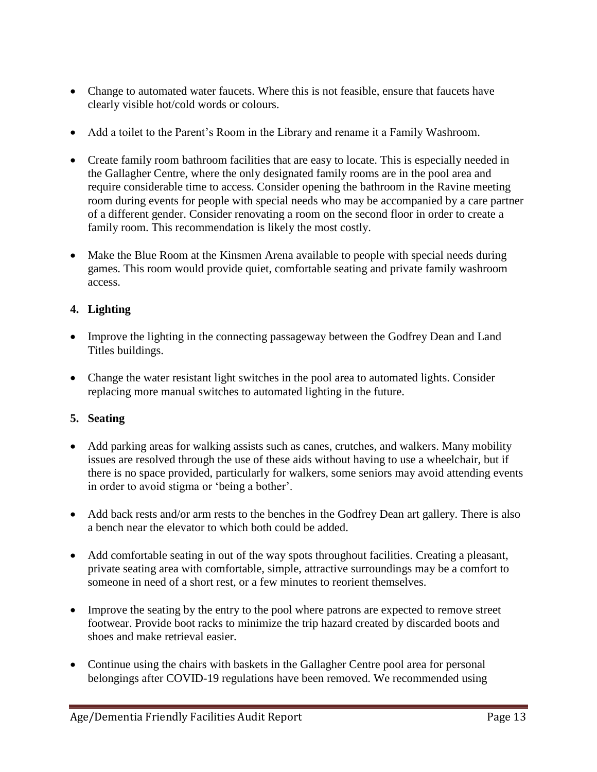- Change to automated water faucets. Where this is not feasible, ensure that faucets have clearly visible hot/cold words or colours.
- Add a toilet to the Parent's Room in the Library and rename it a Family Washroom.
- Create family room bathroom facilities that are easy to locate. This is especially needed in the Gallagher Centre, where the only designated family rooms are in the pool area and require considerable time to access. Consider opening the bathroom in the Ravine meeting room during events for people with special needs who may be accompanied by a care partner of a different gender. Consider renovating a room on the second floor in order to create a family room. This recommendation is likely the most costly.
- Make the Blue Room at the Kinsmen Arena available to people with special needs during games. This room would provide quiet, comfortable seating and private family washroom access.

## 4. Lighting

- Improve the lighting in the connecting passageway between the Godfrey Dean and Land Titles buildings.
- Change the water resistant light switches in the pool area to automated lights. Consider replacing more manual switches to automated lighting in the future.

## 5. Seating

- Add parking areas for walking assists such as canes, crutches, and walkers. Many mobility issues are resolved through the use of these aids without having to use a wheelchair, but if there is no space provided, particularly for walkers, some seniors may avoid attending events in order to avoid stigma or 'being a bother'.
- Add back rests and/or arm rests to the benches in the Godfrey Dean art gallery. There is also a bench near the elevator to which both could be added.
- Add comfortable seating in out of the way spots throughout facilities. Creating a pleasant, private seating area with comfortable, simple, attractive surroundings may be a comfort to someone in need of a short rest, or a few minutes to reorient themselves.
- Improve the seating by the entry to the pool where patrons are expected to remove street footwear. Provide boot racks to minimize the trip hazard created by discarded boots and shoes and make retrieval easier.
- Continue using the chairs with baskets in the Gallagher Centre pool area for personal belongings after COVID-19 regulations have been removed. We recommended using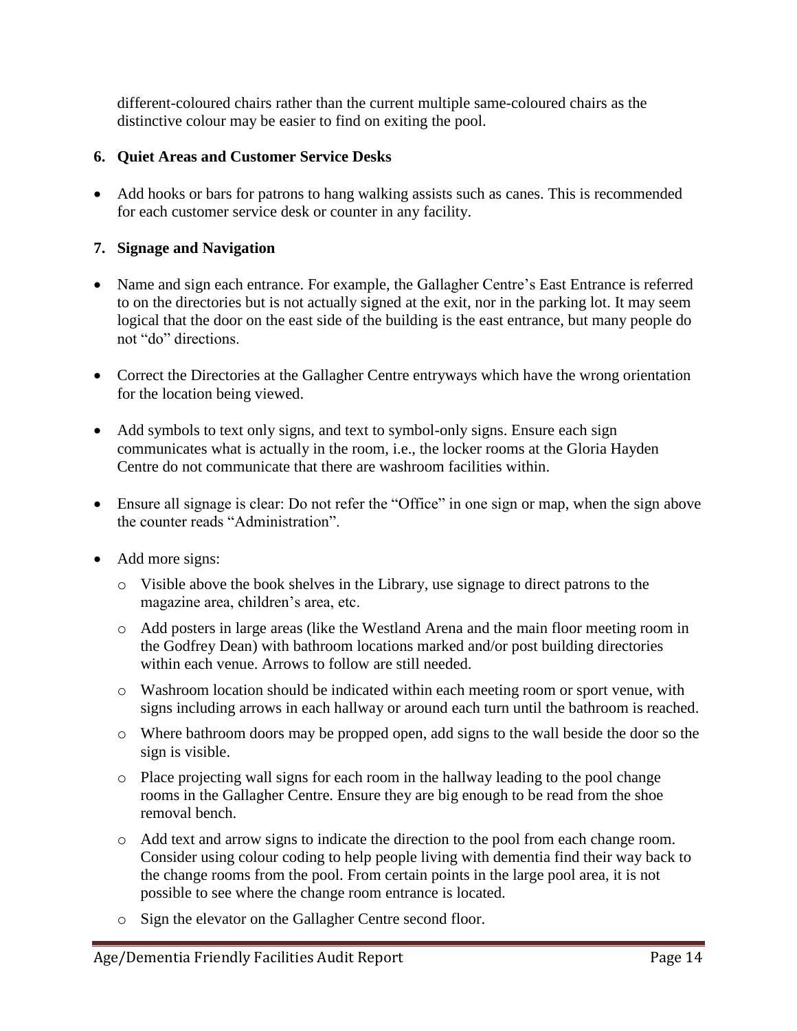different-coloured chairs rather than the current multiple same-coloured chairs as the distinctive colour may be easier to find on exiting the pool.

**6. Quiet Areas and Customer Service Desks**

- Add hooks or bars for patrons to hang walking assists such as canes. This is recommended for each customer service desk or counter in any facility.

**7. Signage and Navigation**

- Name and sign each entrance. For example, the Gallagher Centre's East Entrance is referred to on the directories but is not actually signed at the exit, nor in the parking lot. It may seem logical that the door on the east side of the building is the east entrance, but many people do not "do" directions.
- Correct the Directories at the Gallagher Centre entryways which have the wrong orientation for the location being viewed.
- Add symbols to text only signs, and text to symbol-only signs. Ensure each sign communicates what is actually in the room, i.e., the locker rooms at the Gloria Hayden Centre do not communicate that there are washroom facilities within.
- Ensure all signage is clear: Do not refer the "Office" in one sign or map, when the sign above the counter reads "Administration".
- Add more signs:
  - Visible above the book shelves in the Library, use signage to direct patrons to the magazine area, children's area, etc.
  - Add posters in large areas (like the Westland Arena and the main floor meeting room in the Godfrey Dean) with bathroom locations marked and/or post building directories within each venue. Arrows to follow are still needed.
  - Washroom location should be indicated within each meeting room or sport venue, with signs including arrows in each hallway or around each turn until the bathroom is reached.
  - Where bathroom doors may be propped open, add signs to the wall beside the door so the sign is visible.
  - Place projecting wall signs for each room in the hallway leading to the pool change rooms in the Gallagher Centre. Ensure they are big enough to be read from the shoe removal bench.
  - Add text and arrow signs to indicate the direction to the pool from each change room. Consider using colour coding to help people living with dementia find their way back to the change rooms from the pool. From certain points in the large pool area, it is not possible to see where the change room entrance is located.
  - Sign the elevator on the Gallagher Centre second floor.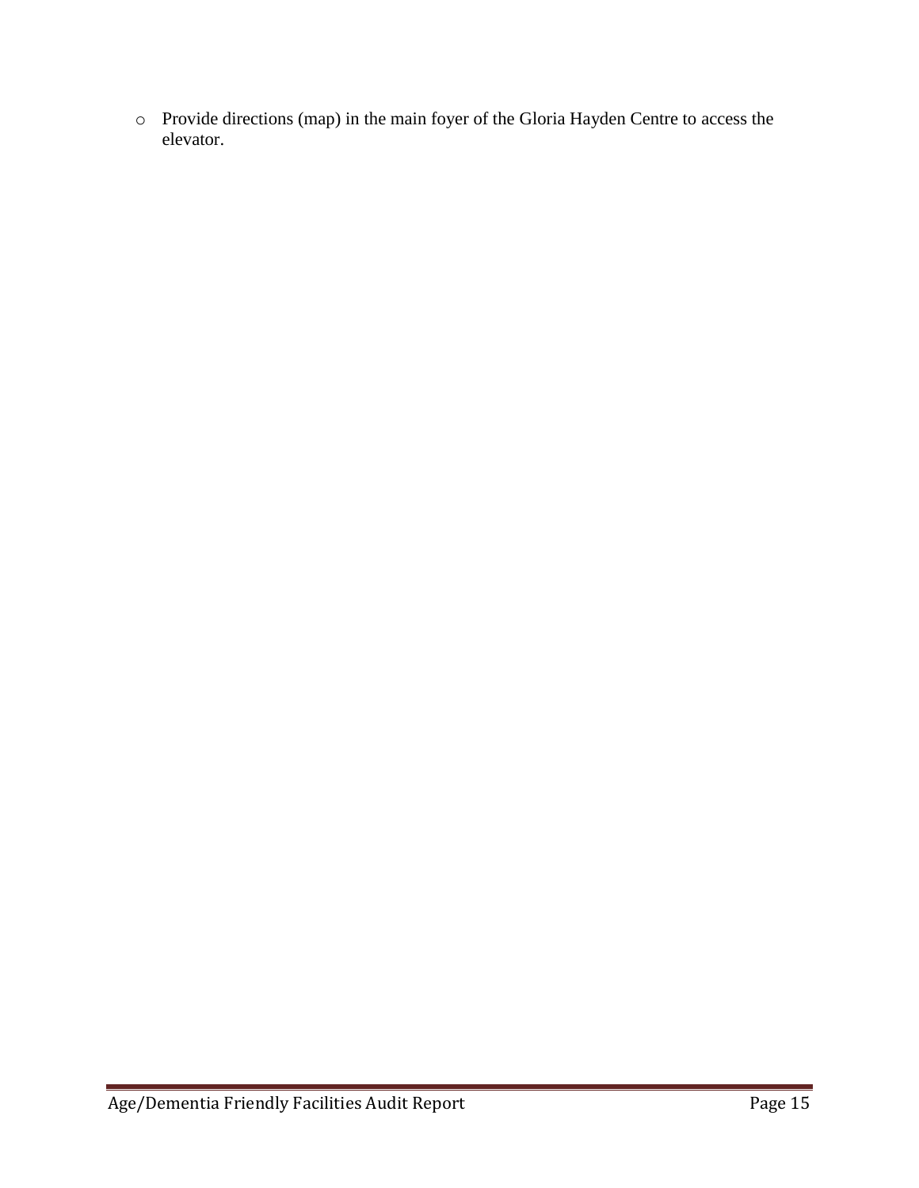- Provide directions (map) in the main foyer of the Gloria Hayden Centre to access the elevator.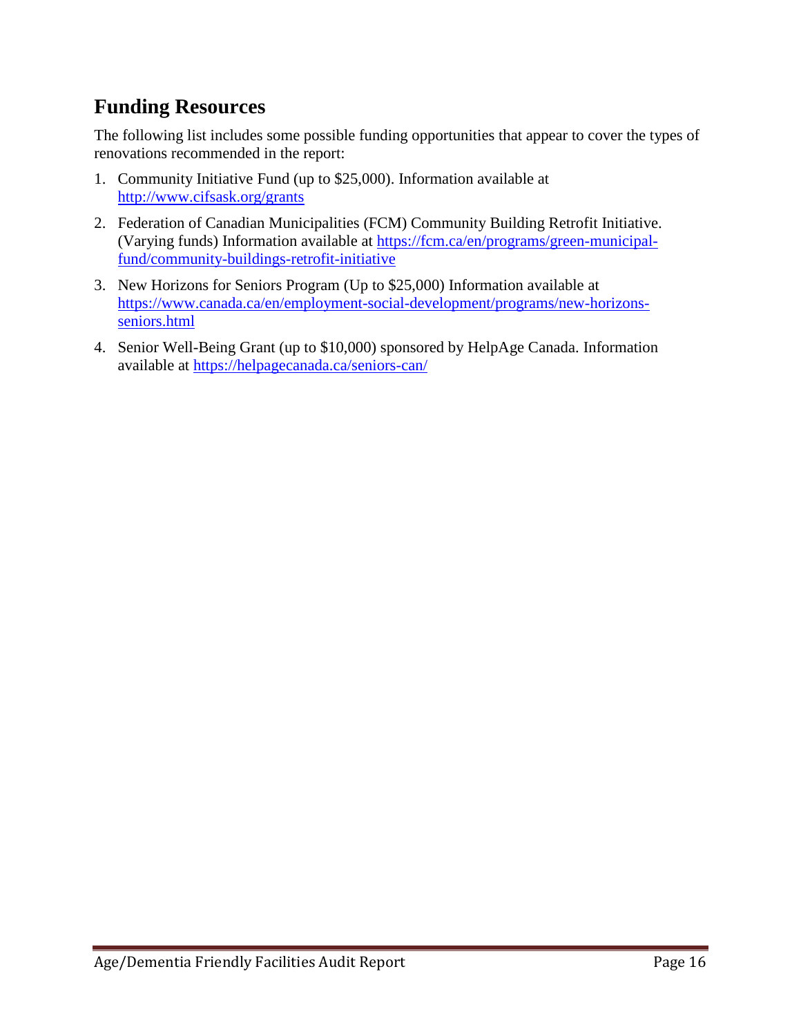## Funding Resources

The following list includes some possible funding opportunities that appear to cover the types of renovations recommended in the report:

1. Community Initiative Fund (up to $25,000). Information available at http://www.cifsask.org/grants
2. Federation of Canadian Municipalities (FCM) Community Building Retrofit Initiative. (Varying funds) Information available at https://fcm.ca/en/programs/green-municipal-fund/community-buildings-retrofit-initiative
3. New Horizons for Seniors Program (Up to $25,000) Information available at https://www.canada.ca/en/employment-social-development/programs/new-horizons-seniors.html
4. Senior Well-Being Grant (up to $10,000) sponsored by HelpAge Canada. Information available at https://helpagecanada.ca/seniors-can/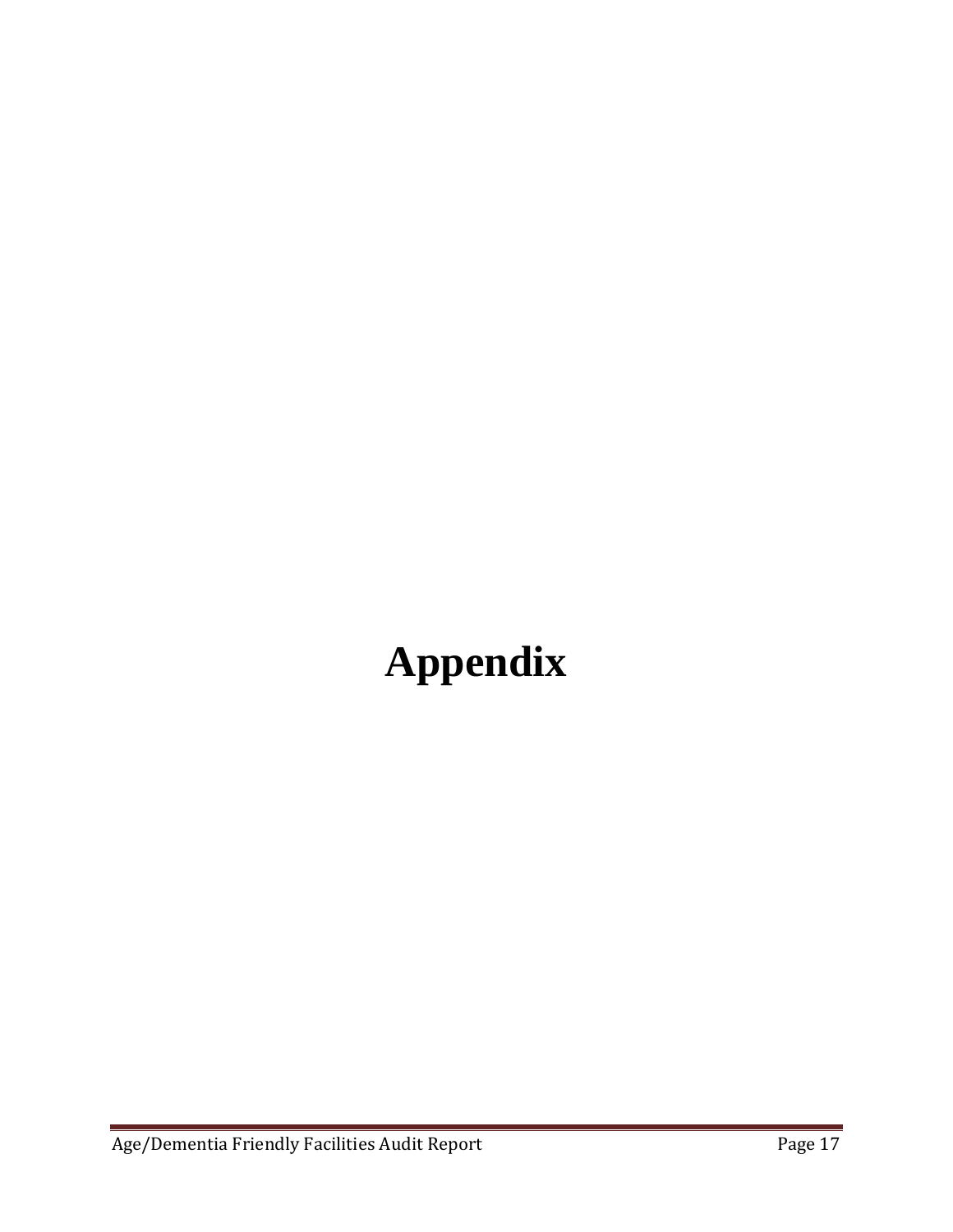# Appendix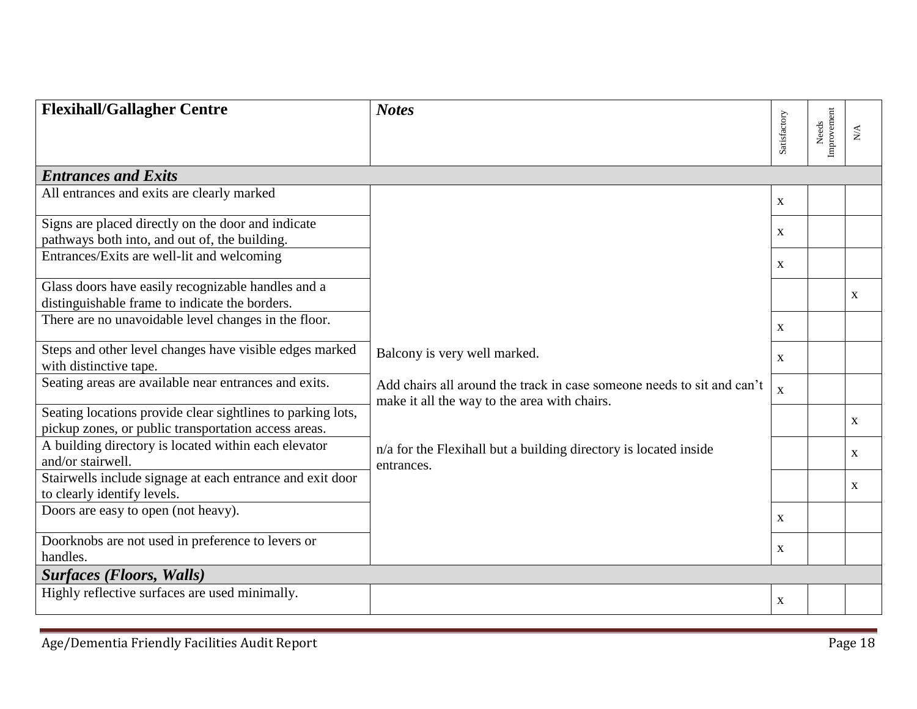| **Flexihall/Gallagher Centre** | ***Notes*** | Satisfactory | Needs Improvement | N/A |
|---|---|---|---|---|
| ***Entrances and Exits*** | | | | |
| All entrances and exits are clearly marked | | x | | |
| Signs are placed directly on the door and indicate pathways both into, and out of, the building. | | x | | |
| Entrances/Exits are well-lit and welcoming | | x | | |
| Glass doors have easily recognizable handles and a distinguishable frame to indicate the borders. | | | | x |
| There are no unavoidable level changes in the floor. | | x | | |
| Steps and other level changes have visible edges marked with distinctive tape. | Balcony is very well marked. | x | | |
| Seating areas are available near entrances and exits. | Add chairs all around the track in case someone needs to sit and can't make it all the way to the area with chairs. | x | | |
| Seating locations provide clear sightlines to parking lots, pickup zones, or public transportation access areas. | | | | x |
| A building directory is located within each elevator and/or stairwell. | n/a for the Flexihall but a building directory is located inside entrances. | | | x |
| Stairwells include signage at each entrance and exit door to clearly identify levels. | | | | x |
| Doors are easy to open (not heavy). | | x | | |
| Doorknobs are not used in preference to levers or handles. | | x | | |
| ***Surfaces (Floors, Walls)*** | | | | |
| Highly reflective surfaces are used minimally. | | x | | |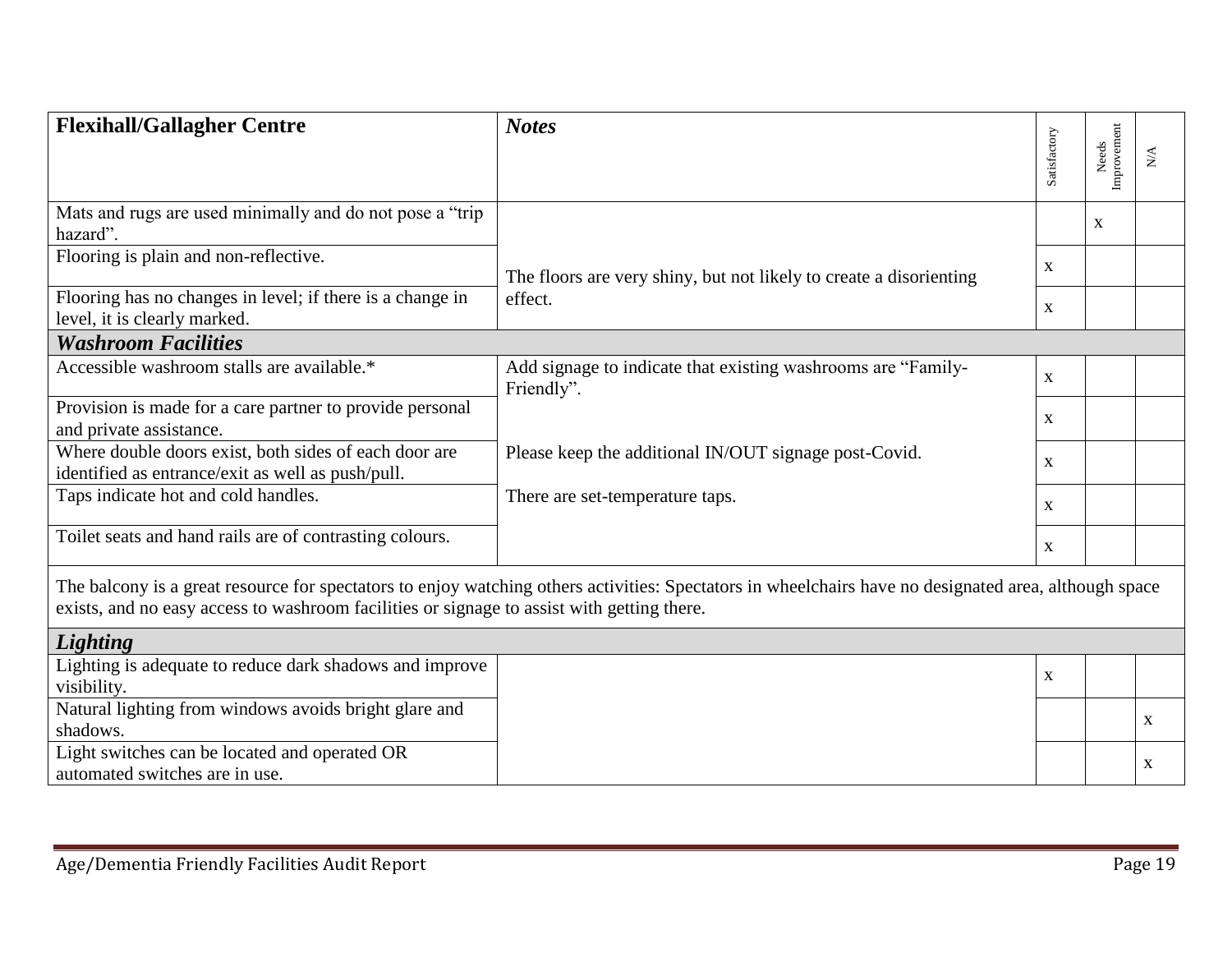| **Flexihall/Gallagher Centre** | ***Notes*** | Satisfactory | Needs Improvement | N/A |
|---|---|---|---|---|
| Mats and rugs are used minimally and do not pose a "trip hazard". | | | x | |
| Flooring is plain and non-reflective. | The floors are very shiny, but not likely to create a disorienting effect. | x | | |
| Flooring has no changes in level; if there is a change in level, it is clearly marked. | | x | | |
| ***Washroom Facilities*** | | | | |
| Accessible washroom stalls are available.* | Add signage to indicate that existing washrooms are "Family-Friendly". | x | | |
| Provision is made for a care partner to provide personal and private assistance. | | x | | |
| Where double doors exist, both sides of each door are identified as entrance/exit as well as push/pull. | Please keep the additional IN/OUT signage post-Covid. | x | | |
| Taps indicate hot and cold handles. | There are set-temperature taps. | x | | |
| Toilet seats and hand rails are of contrasting colours. | | x | | |
| The balcony is a great resource for spectators to enjoy watching others activities: Spectators in wheelchairs have no designated area, although space exists, and no easy access to washroom facilities or signage to assist with getting there. | | | | |
| ***Lighting*** | | | | |
| Lighting is adequate to reduce dark shadows and improve visibility. | | x | | |
| Natural lighting from windows avoids bright glare and shadows. | | | | x |
| Light switches can be located and operated OR automated switches are in use. | | | | x |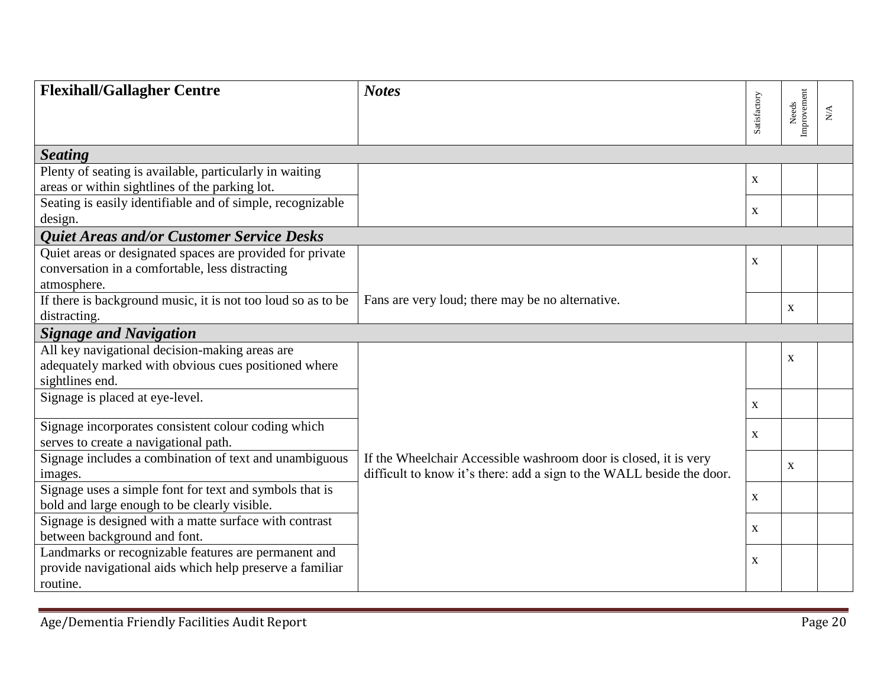| **Flexihall/Gallagher Centre** | ***Notes*** | Satisfactory | Needs Improvement | N/A |
|---|---|---|---|---|
| ***Seating*** | | | | |
| Plenty of seating is available, particularly in waiting areas or within sightlines of the parking lot. | | x | | |
| Seating is easily identifiable and of simple, recognizable design. | | x | | |
| ***Quiet Areas and/or Customer Service Desks*** | | | | |
| Quiet areas or designated spaces are provided for private conversation in a comfortable, less distracting atmosphere. | | x | | |
| If there is background music, it is not too loud so as to be distracting. | Fans are very loud; there may be no alternative. | | x | |
| ***Signage and Navigation*** | | | | |
| All key navigational decision-making areas are adequately marked with obvious cues positioned where sightlines end. | | | x | |
| Signage is placed at eye-level. | | x | | |
| Signage incorporates consistent colour coding which serves to create a navigational path. | | x | | |
| Signage includes a combination of text and unambiguous images. | If the Wheelchair Accessible washroom door is closed, it is very difficult to know it's there: add a sign to the WALL beside the door. | | x | |
| Signage uses a simple font for text and symbols that is bold and large enough to be clearly visible. | | x | | |
| Signage is designed with a matte surface with contrast between background and font. | | x | | |
| Landmarks or recognizable features are permanent and provide navigational aids which help preserve a familiar routine. | | x | | |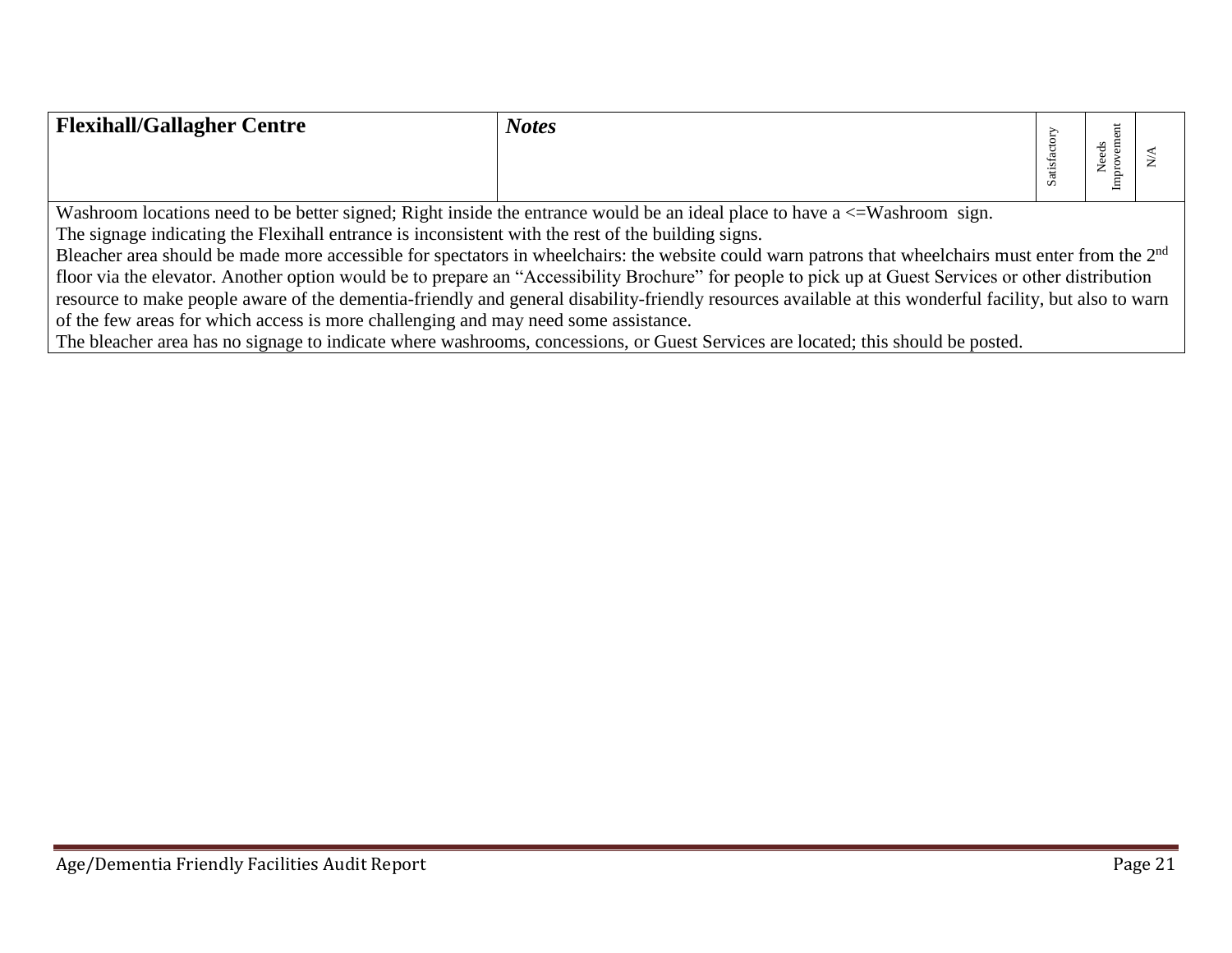| **Flexihall/Gallagher Centre** | ***Notes*** | Satisfactory | Needs Improvement | N/A |
|---|---|---|---|---|

Washroom locations need to be better signed; Right inside the entrance would be an ideal place to have a <=Washroom sign.
The signage indicating the Flexihall entrance is inconsistent with the rest of the building signs.
Bleacher area should be made more accessible for spectators in wheelchairs: the website could warn patrons that wheelchairs must enter from the 2nd floor via the elevator. Another option would be to prepare an "Accessibility Brochure" for people to pick up at Guest Services or other distribution resource to make people aware of the dementia-friendly and general disability-friendly resources available at this wonderful facility, but also to warn of the few areas for which access is more challenging and may need some assistance.
The bleacher area has no signage to indicate where washrooms, concessions, or Guest Services are located; this should be posted.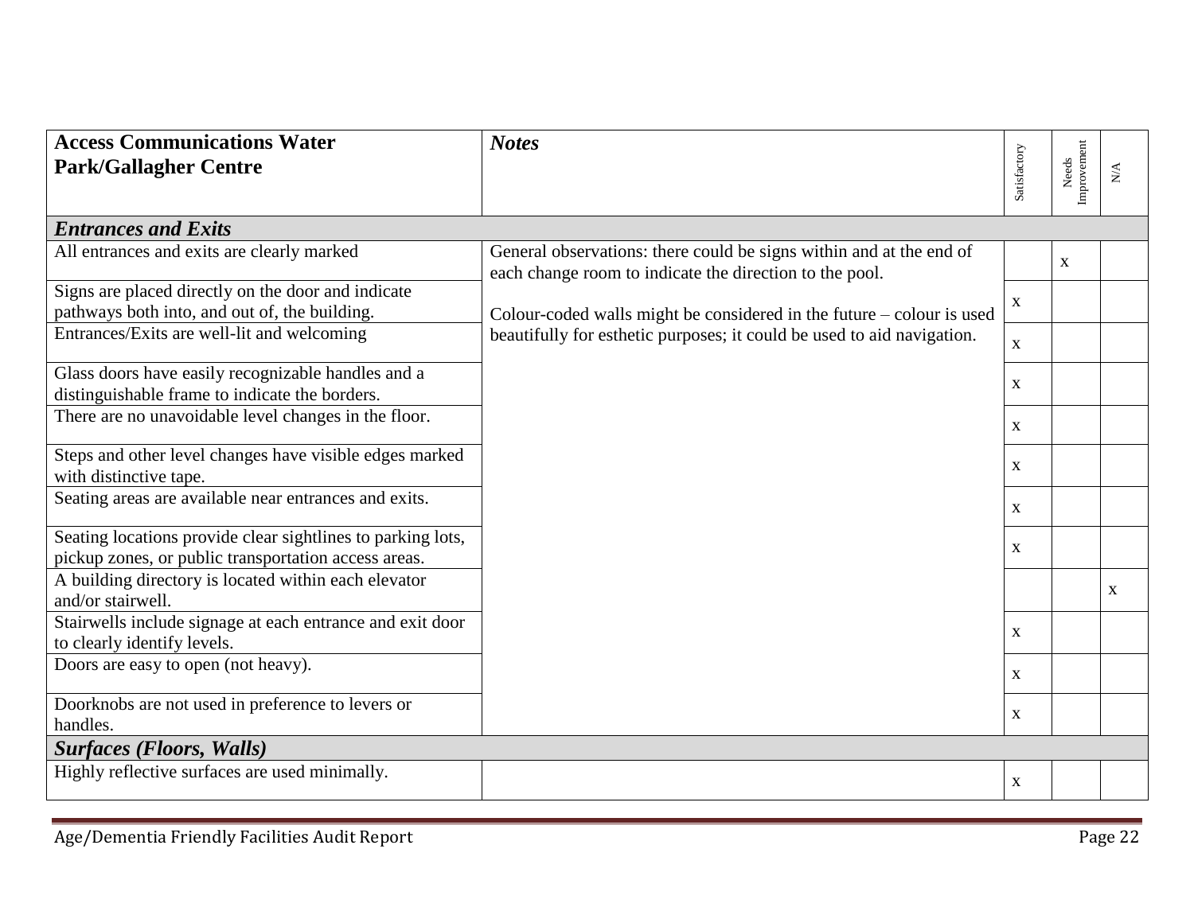| **Access Communications Water Park/Gallagher Centre** | ***Notes*** | Satisfactory | Needs Improvement | N/A |
|---|---|---|---|---|
| ***Entrances and Exits*** | | | | |
| All entrances and exits are clearly marked | General observations: there could be signs within and at the end of each change room to indicate the direction to the pool.<br><br>Colour-coded walls might be considered in the future – colour is used beautifully for esthetic purposes; it could be used to aid navigation. | | x | |
| Signs are placed directly on the door and indicate pathways both into, and out of, the building. | | x | | |
| Entrances/Exits are well-lit and welcoming | | x | | |
| Glass doors have easily recognizable handles and a distinguishable frame to indicate the borders. | | x | | |
| There are no unavoidable level changes in the floor. | | x | | |
| Steps and other level changes have visible edges marked with distinctive tape. | | x | | |
| Seating areas are available near entrances and exits. | | x | | |
| Seating locations provide clear sightlines to parking lots, pickup zones, or public transportation access areas. | | x | | |
| A building directory is located within each elevator and/or stairwell. | | | | x |
| Stairwells include signage at each entrance and exit door to clearly identify levels. | | x | | |
| Doors are easy to open (not heavy). | | x | | |
| Doorknobs are not used in preference to levers or handles. | | x | | |
| ***Surfaces (Floors, Walls)*** | | | | |
| Highly reflective surfaces are used minimally. | | x | | |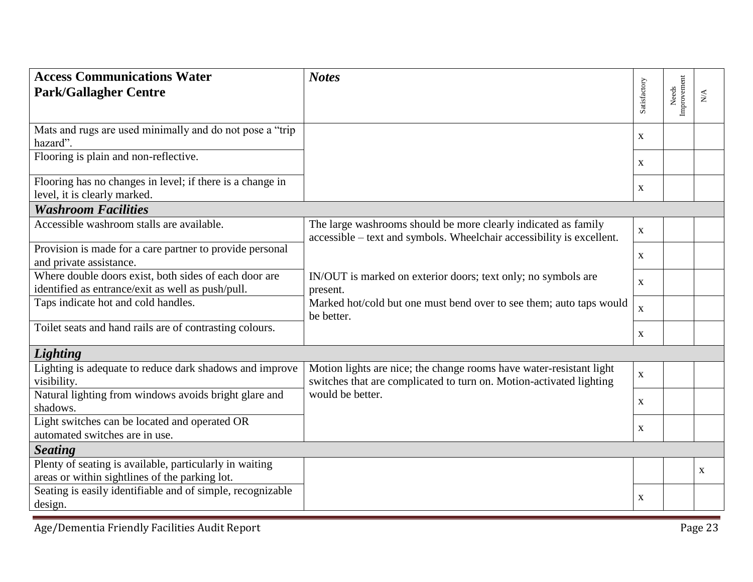| Access Communications Water Park/Gallagher Centre | *Notes* | Satisfactory | Needs Improvement | N/A |
|---|---|---|---|---|
| Mats and rugs are used minimally and do not pose a "trip hazard". | | x | | |
| Flooring is plain and non-reflective. | | x | | |
| Flooring has no changes in level; if there is a change in level, it is clearly marked. | | x | | |
| ***Washroom Facilities*** | | | | |
| Accessible washroom stalls are available. | The large washrooms should be more clearly indicated as family accessible – text and symbols. Wheelchair accessibility is excellent. | x | | |
| Provision is made for a care partner to provide personal and private assistance. | | x | | |
| Where double doors exist, both sides of each door are identified as entrance/exit as well as push/pull. | IN/OUT is marked on exterior doors; text only; no symbols are present. | x | | |
| Taps indicate hot and cold handles. | Marked hot/cold but one must bend over to see them; auto taps would be better. | x | | |
| Toilet seats and hand rails are of contrasting colours. | | x | | |
| ***Lighting*** | | | | |
| Lighting is adequate to reduce dark shadows and improve visibility. | Motion lights are nice; the change rooms have water-resistant light switches that are complicated to turn on. Motion-activated lighting would be better. | x | | |
| Natural lighting from windows avoids bright glare and shadows. | | x | | |
| Light switches can be located and operated OR automated switches are in use. | | x | | |
| ***Seating*** | | | | |
| Plenty of seating is available, particularly in waiting areas or within sightlines of the parking lot. | | | | x |
| Seating is easily identifiable and of simple, recognizable design. | | x | | |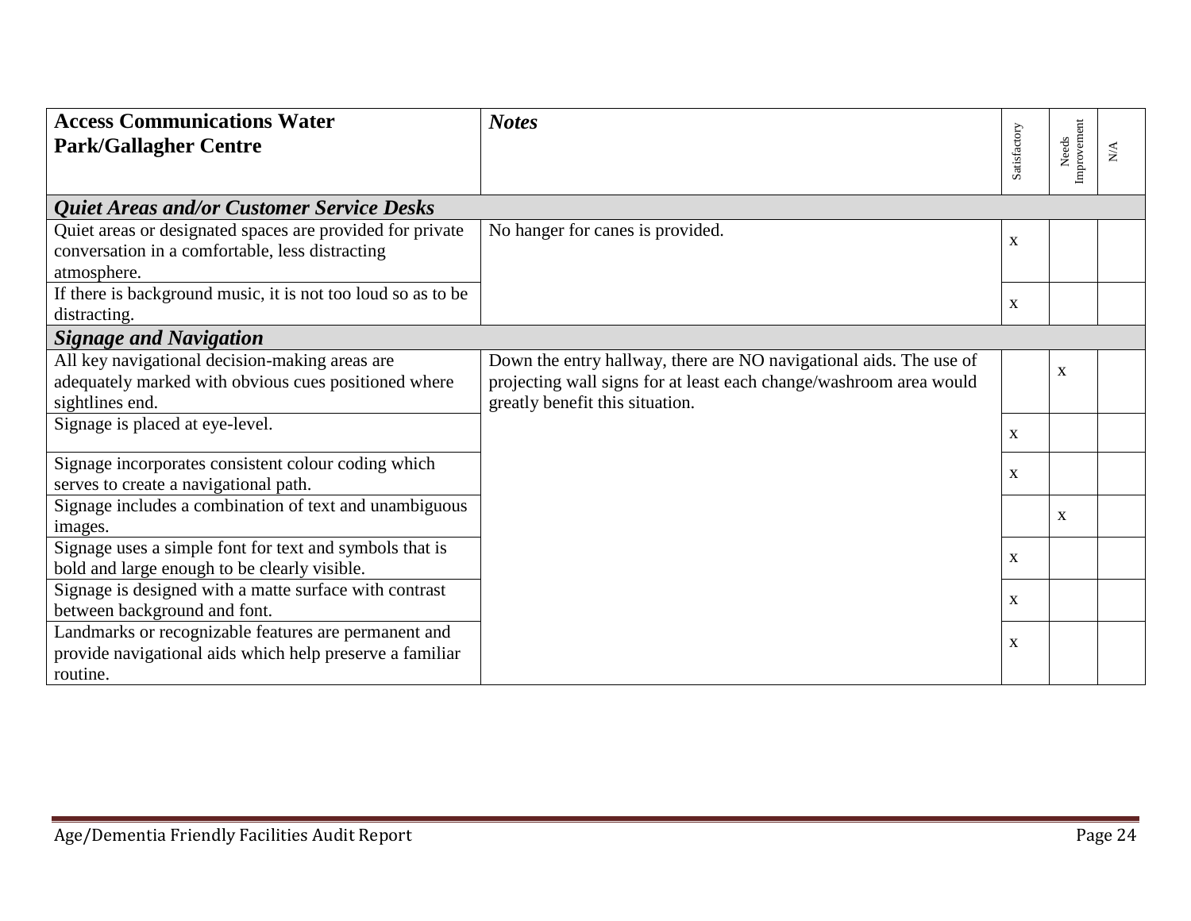| **Access Communications Water Park/Gallagher Centre** | ***Notes*** | Satisfactory | Needs Improvement | N/A |
|---|---|---|---|---|
| ***Quiet Areas and/or Customer Service Desks*** | | | | |
| Quiet areas or designated spaces are provided for private conversation in a comfortable, less distracting atmosphere. | No hanger for canes is provided. | x | | |
| If there is background music, it is not too loud so as to be distracting. | | x | | |
| ***Signage and Navigation*** | | | | |
| All key navigational decision-making areas are adequately marked with obvious cues positioned where sightlines end. | Down the entry hallway, there are NO navigational aids. The use of projecting wall signs for at least each change/washroom area would greatly benefit this situation. | | x | |
| Signage is placed at eye-level. | | x | | |
| Signage incorporates consistent colour coding which serves to create a navigational path. | | x | | |
| Signage includes a combination of text and unambiguous images. | | | x | |
| Signage uses a simple font for text and symbols that is bold and large enough to be clearly visible. | | x | | |
| Signage is designed with a matte surface with contrast between background and font. | | x | | |
| Landmarks or recognizable features are permanent and provide navigational aids which help preserve a familiar routine. | | x | | |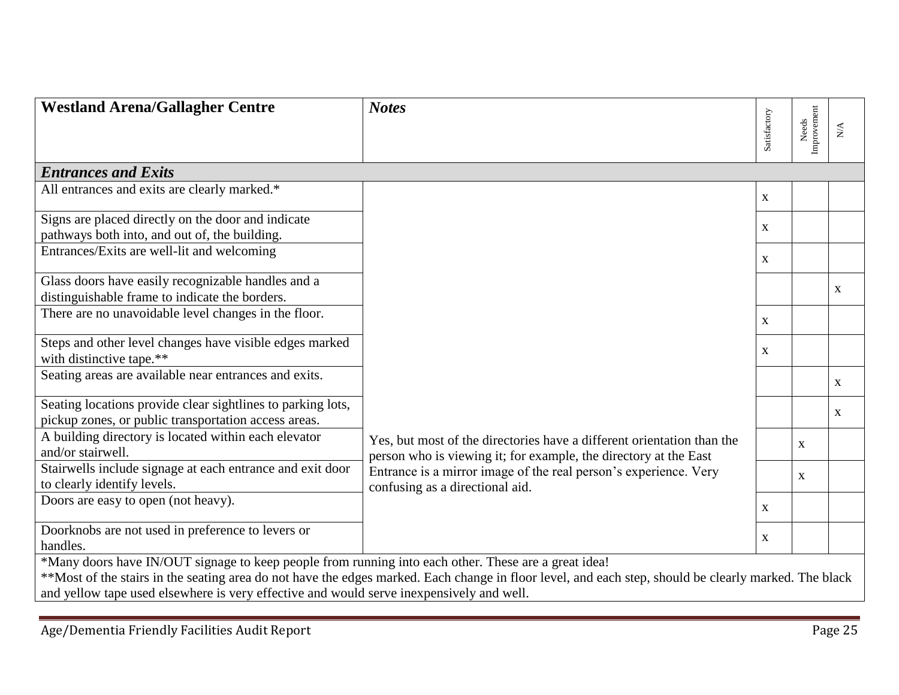| Westland Arena/Gallagher Centre | *Notes* | Satisfactory | Needs Improvement | N/A |
|---|---|---|---|---|
| ***Entrances and Exits*** | | | | |
| All entrances and exits are clearly marked.* | | x | | |
| Signs are placed directly on the door and indicate pathways both into, and out of, the building. | | x | | |
| Entrances/Exits are well-lit and welcoming | | x | | |
| Glass doors have easily recognizable handles and a distinguishable frame to indicate the borders. | | | | x |
| There are no unavoidable level changes in the floor. | | x | | |
| Steps and other level changes have visible edges marked with distinctive tape.** | | x | | |
| Seating areas are available near entrances and exits. | | | | x |
| Seating locations provide clear sightlines to parking lots, pickup zones, or public transportation access areas. | | | | x |
| A building directory is located within each elevator and/or stairwell. | Yes, but most of the directories have a different orientation than the person who is viewing it; for example, the directory at the East Entrance is a mirror image of the real person's experience. Very confusing as a directional aid. | | x | |
| Stairwells include signage at each entrance and exit door to clearly identify levels. | | | x | |
| Doors are easy to open (not heavy). | | x | | |
| Doorknobs are not used in preference to levers or handles. | | x | | |

*Many doors have IN/OUT signage to keep people from running into each other. These are a great idea!

**Most of the stairs in the seating area do not have the edges marked. Each change in floor level, and each step, should be clearly marked. The black and yellow tape used elsewhere is very effective and would serve inexpensively and well.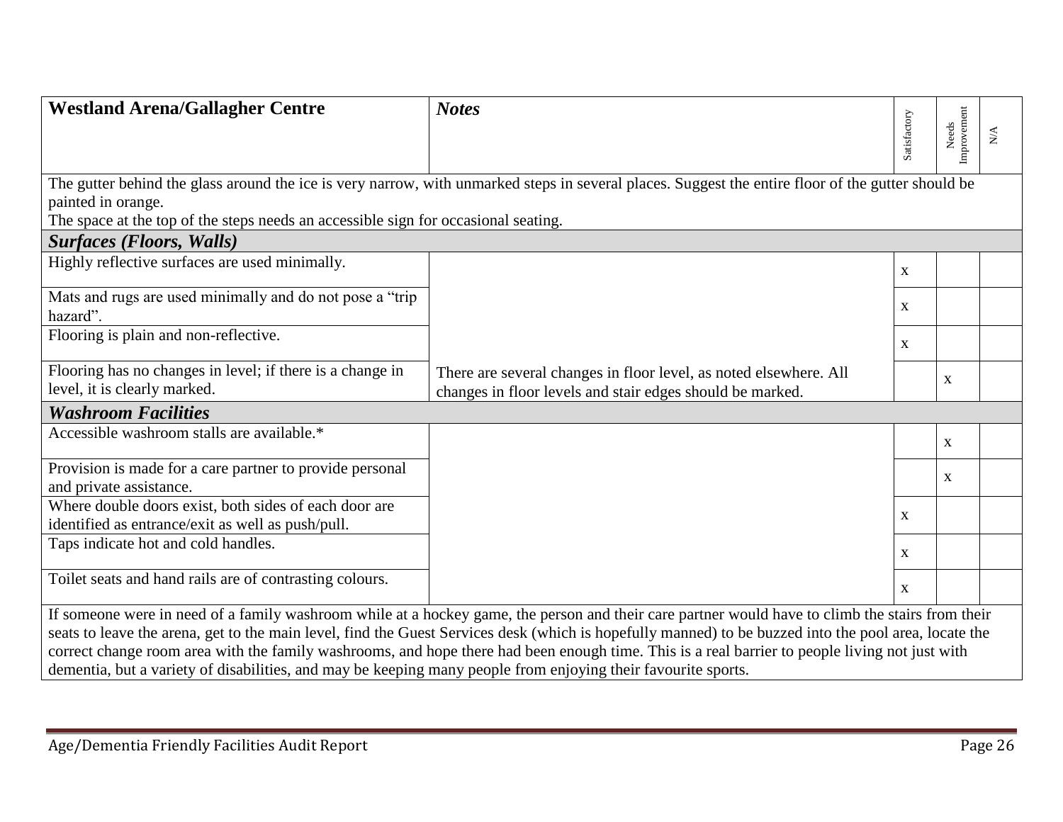| Westland Arena/Gallagher Centre | *Notes* | Satisfactory | Needs Improvement | N/A |
|---|---|---|---|---|
| The gutter behind the glass around the ice is very narrow, with unmarked steps in several places. Suggest the entire floor of the gutter should be painted in orange.<br>The space at the top of the steps needs an accessible sign for occasional seating. | | | | |
| ***Surfaces (Floors, Walls)*** | | | | |
| Highly reflective surfaces are used minimally. | | x | | |
| Mats and rugs are used minimally and do not pose a "trip hazard". | | x | | |
| Flooring is plain and non-reflective. | | x | | |
| Flooring has no changes in level; if there is a change in level, it is clearly marked. | There are several changes in floor level, as noted elsewhere. All changes in floor levels and stair edges should be marked. | | x | |
| ***Washroom Facilities*** | | | | |
| Accessible washroom stalls are available.* | | | x | |
| Provision is made for a care partner to provide personal and private assistance. | | | x | |
| Where double doors exist, both sides of each door are identified as entrance/exit as well as push/pull. | | x | | |
| Taps indicate hot and cold handles. | | x | | |
| Toilet seats and hand rails are of contrasting colours. | | x | | |
| If someone were in need of a family washroom while at a hockey game, the person and their care partner would have to climb the stairs from their seats to leave the arena, get to the main level, find the Guest Services desk (which is hopefully manned) to be buzzed into the pool area, locate the correct change room area with the family washrooms, and hope there had been enough time. This is a real barrier to people living not just with dementia, but a variety of disabilities, and may be keeping many people from enjoying their favourite sports. | | | | |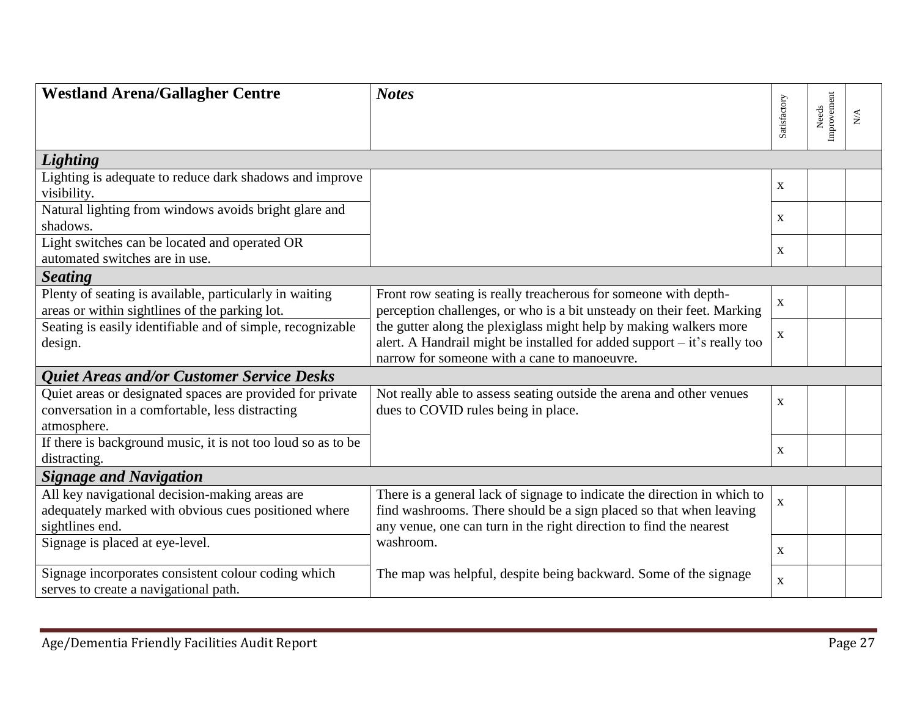| Westland Arena/Gallagher Centre | *Notes* | Satisfactory | Needs Improvement | N/A |
|---|---|---|---|---|
| ***Lighting*** | | | | |
| Lighting is adequate to reduce dark shadows and improve visibility. | | x | | |
| Natural lighting from windows avoids bright glare and shadows. | | x | | |
| Light switches can be located and operated OR automated switches are in use. | | x | | |
| ***Seating*** | | | | |
| Plenty of seating is available, particularly in waiting areas or within sightlines of the parking lot. | Front row seating is really treacherous for someone with depth-perception challenges, or who is a bit unsteady on their feet. Marking the gutter along the plexiglass might help by making walkers more alert. A Handrail might be installed for added support – it's really too narrow for someone with a cane to manoeuvre. | x | | |
| Seating is easily identifiable and of simple, recognizable design. | | x | | |
| ***Quiet Areas and/or Customer Service Desks*** | | | | |
| Quiet areas or designated spaces are provided for private conversation in a comfortable, less distracting atmosphere. | Not really able to assess seating outside the arena and other venues dues to COVID rules being in place. | x | | |
| If there is background music, it is not too loud so as to be distracting. | | x | | |
| ***Signage and Navigation*** | | | | |
| All key navigational decision-making areas are adequately marked with obvious cues positioned where sightlines end. | There is a general lack of signage to indicate the direction in which to find washrooms. There should be a sign placed so that when leaving any venue, one can turn in the right direction to find the nearest washroom. | x | | |
| Signage is placed at eye-level. | | x | | |
| Signage incorporates consistent colour coding which serves to create a navigational path. | The map was helpful, despite being backward. Some of the signage | x | | |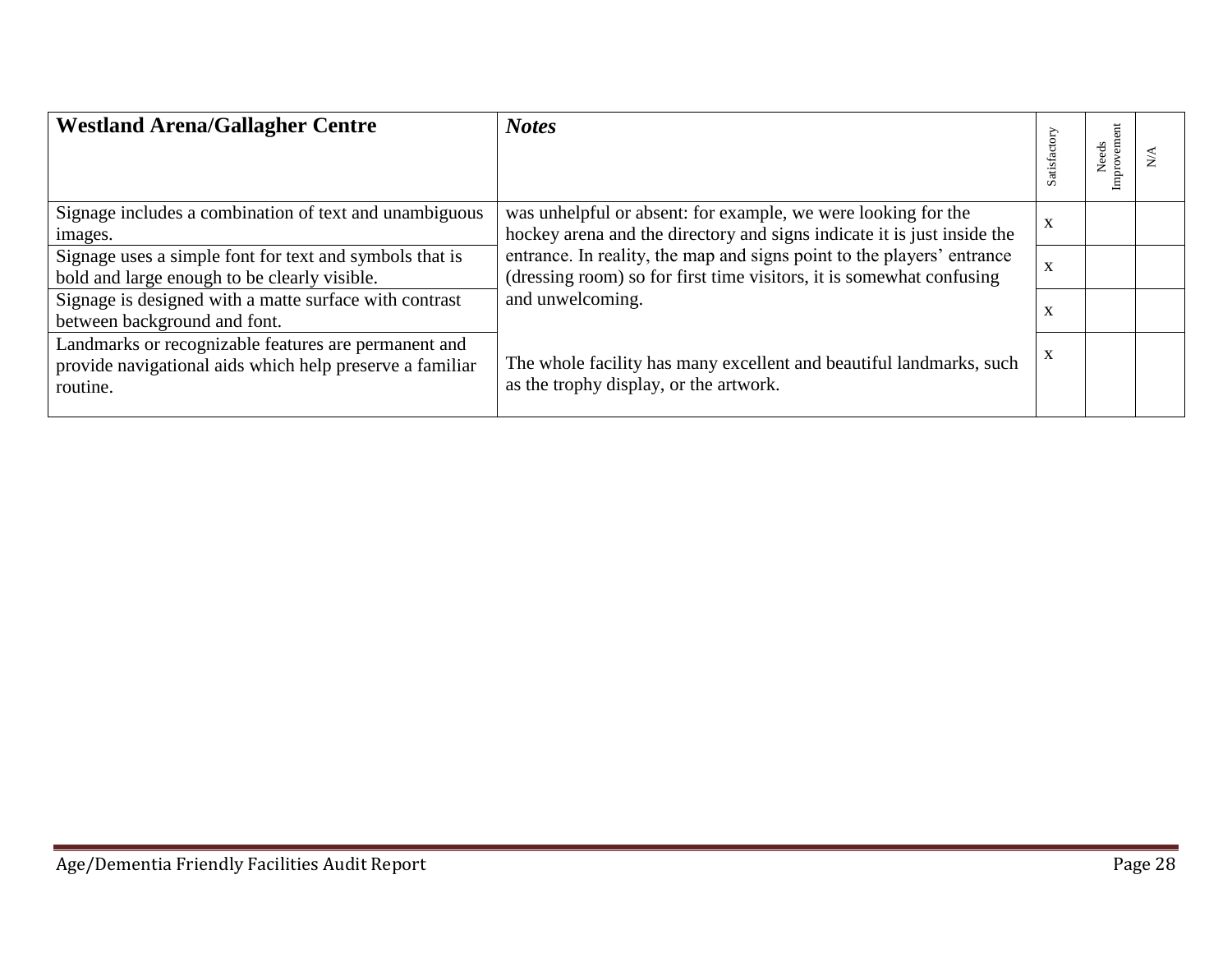| **Westland Arena/Gallagher Centre** | ***Notes*** | Satisfactory | Needs Improvement | N/A |
|---|---|---|---|---|
| Signage includes a combination of text and unambiguous images. | was unhelpful or absent: for example, we were looking for the hockey arena and the directory and signs indicate it is just inside the entrance. In reality, the map and signs point to the players' entrance (dressing room) so for first time visitors, it is somewhat confusing and unwelcoming. | x | | |
| Signage uses a simple font for text and symbols that is bold and large enough to be clearly visible. | | x | | |
| Signage is designed with a matte surface with contrast between background and font. | | x | | |
| Landmarks or recognizable features are permanent and provide navigational aids which help preserve a familiar routine. | The whole facility has many excellent and beautiful landmarks, such as the trophy display, or the artwork. | x | | |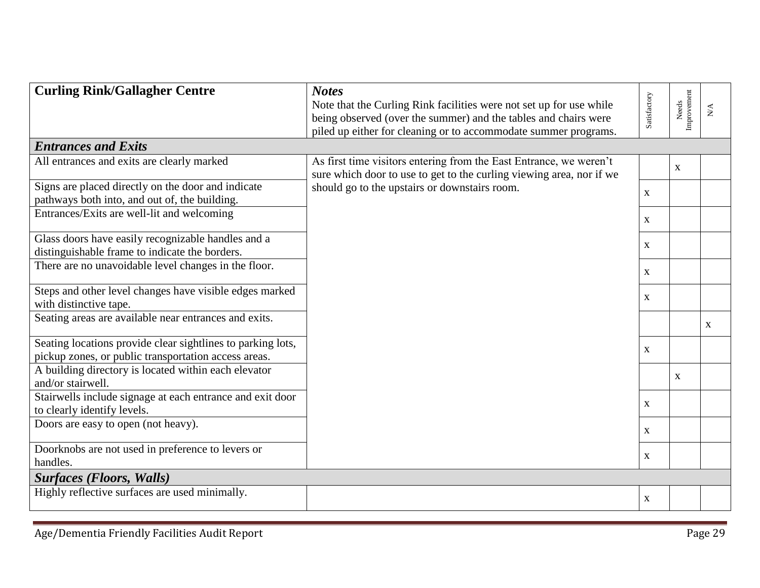| Curling Rink/Gallagher Centre | *Notes* Note that the Curling Rink facilities were not set up for use while being observed (over the summer) and the tables and chairs were piled up either for cleaning or to accommodate summer programs. | Satisfactory | Needs Improvement | N/A |
|---|---|---|---|---|
| ***Entrances and Exits*** | | | | |
| All entrances and exits are clearly marked | As first time visitors entering from the East Entrance, we weren't sure which door to use to get to the curling viewing area, nor if we should go to the upstairs or downstairs room. | | x | |
| Signs are placed directly on the door and indicate pathways both into, and out of, the building. | | x | | |
| Entrances/Exits are well-lit and welcoming | | x | | |
| Glass doors have easily recognizable handles and a distinguishable frame to indicate the borders. | | x | | |
| There are no unavoidable level changes in the floor. | | x | | |
| Steps and other level changes have visible edges marked with distinctive tape. | | x | | |
| Seating areas are available near entrances and exits. | | | | x |
| Seating locations provide clear sightlines to parking lots, pickup zones, or public transportation access areas. | | x | | |
| A building directory is located within each elevator and/or stairwell. | | | x | |
| Stairwells include signage at each entrance and exit door to clearly identify levels. | | x | | |
| Doors are easy to open (not heavy). | | x | | |
| Doorknobs are not used in preference to levers or handles. | | x | | |
| ***Surfaces (Floors, Walls)*** | | | | |
| Highly reflective surfaces are used minimally. | | x | | |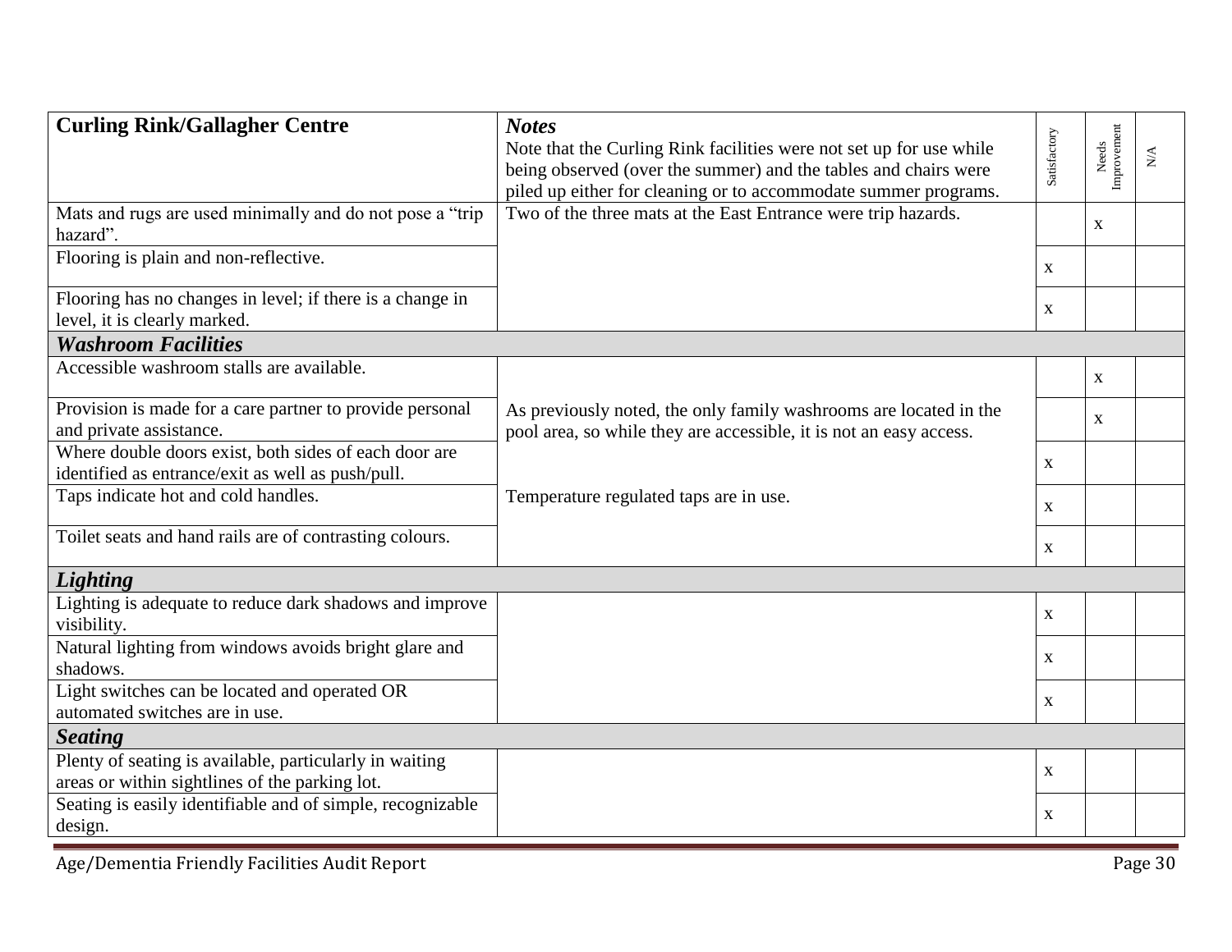| **Curling Rink/Gallagher Centre** | ***Notes*** Note that the Curling Rink facilities were not set up for use while being observed (over the summer) and the tables and chairs were piled up either for cleaning or to accommodate summer programs. | Satisfactory | Needs Improvement | N/A |
|---|---|---|---|---|
| Mats and rugs are used minimally and do not pose a "trip hazard". | Two of the three mats at the East Entrance were trip hazards. | | x | |
| Flooring is plain and non-reflective. | | x | | |
| Flooring has no changes in level; if there is a change in level, it is clearly marked. | | x | | |
| ***Washroom Facilities*** | | | | |
| Accessible washroom stalls are available. | | | x | |
| Provision is made for a care partner to provide personal and private assistance. | As previously noted, the only family washrooms are located in the pool area, so while they are accessible, it is not an easy access. | | x | |
| Where double doors exist, both sides of each door are identified as entrance/exit as well as push/pull. | | x | | |
| Taps indicate hot and cold handles. | Temperature regulated taps are in use. | x | | |
| Toilet seats and hand rails are of contrasting colours. | | x | | |
| ***Lighting*** | | | | |
| Lighting is adequate to reduce dark shadows and improve visibility. | | x | | |
| Natural lighting from windows avoids bright glare and shadows. | | x | | |
| Light switches can be located and operated OR automated switches are in use. | | x | | |
| ***Seating*** | | | | |
| Plenty of seating is available, particularly in waiting areas or within sightlines of the parking lot. | | x | | |
| Seating is easily identifiable and of simple, recognizable design. | | x | | |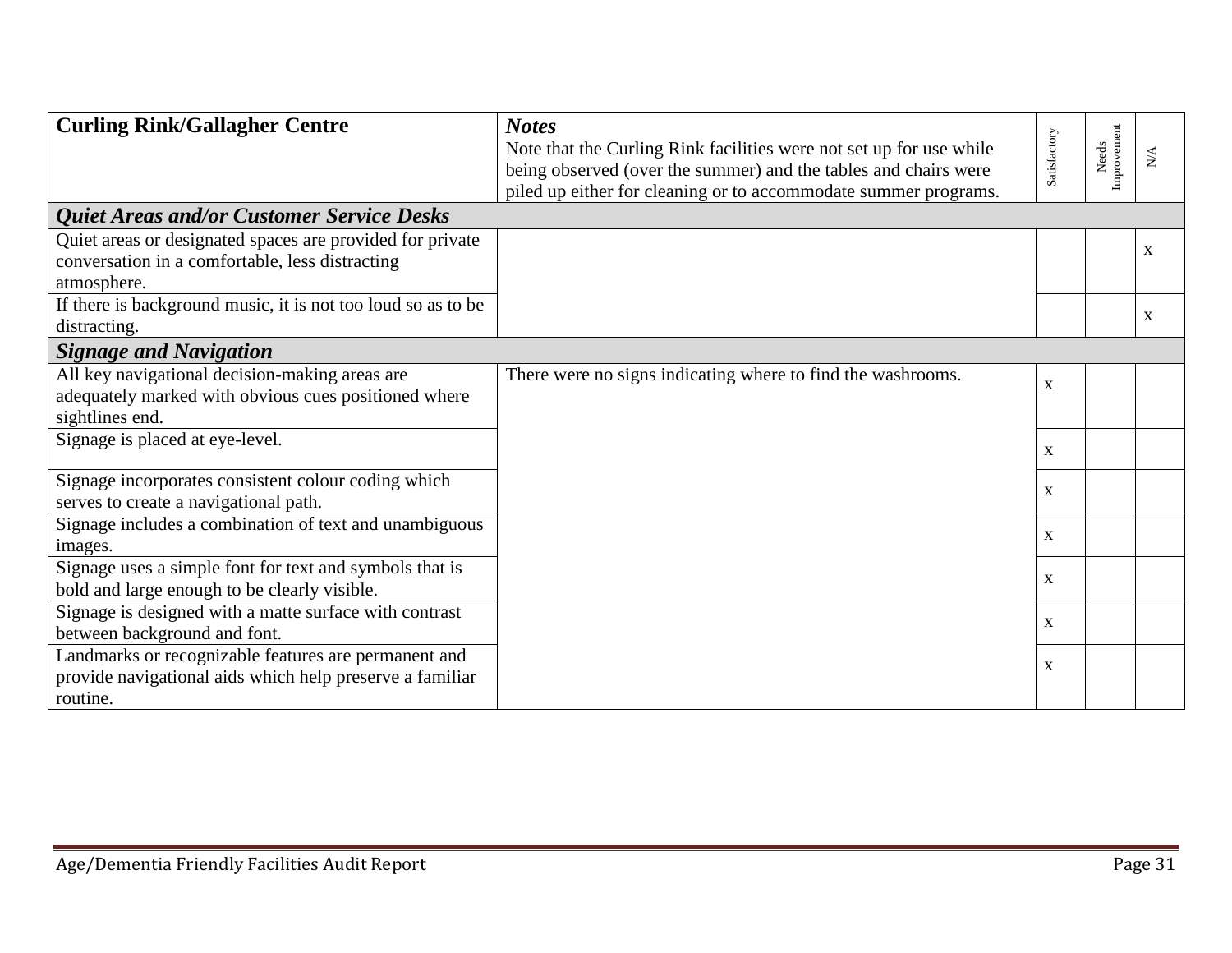| **Curling Rink/Gallagher Centre** | ***Notes*** Note that the Curling Rink facilities were not set up for use while being observed (over the summer) and the tables and chairs were piled up either for cleaning or to accommodate summer programs. | Satisfactory | Needs Improvement | N/A |
|---|---|---|---|---|
| ***Quiet Areas and/or Customer Service Desks*** | | | | |
| Quiet areas or designated spaces are provided for private conversation in a comfortable, less distracting atmosphere. | | | | x |
| If there is background music, it is not too loud so as to be distracting. | | | | x |
| ***Signage and Navigation*** | | | | |
| All key navigational decision-making areas are adequately marked with obvious cues positioned where sightlines end. | There were no signs indicating where to find the washrooms. | x | | |
| Signage is placed at eye-level. | | x | | |
| Signage incorporates consistent colour coding which serves to create a navigational path. | | x | | |
| Signage includes a combination of text and unambiguous images. | | x | | |
| Signage uses a simple font for text and symbols that is bold and large enough to be clearly visible. | | x | | |
| Signage is designed with a matte surface with contrast between background and font. | | x | | |
| Landmarks or recognizable features are permanent and provide navigational aids which help preserve a familiar routine. | | x | | |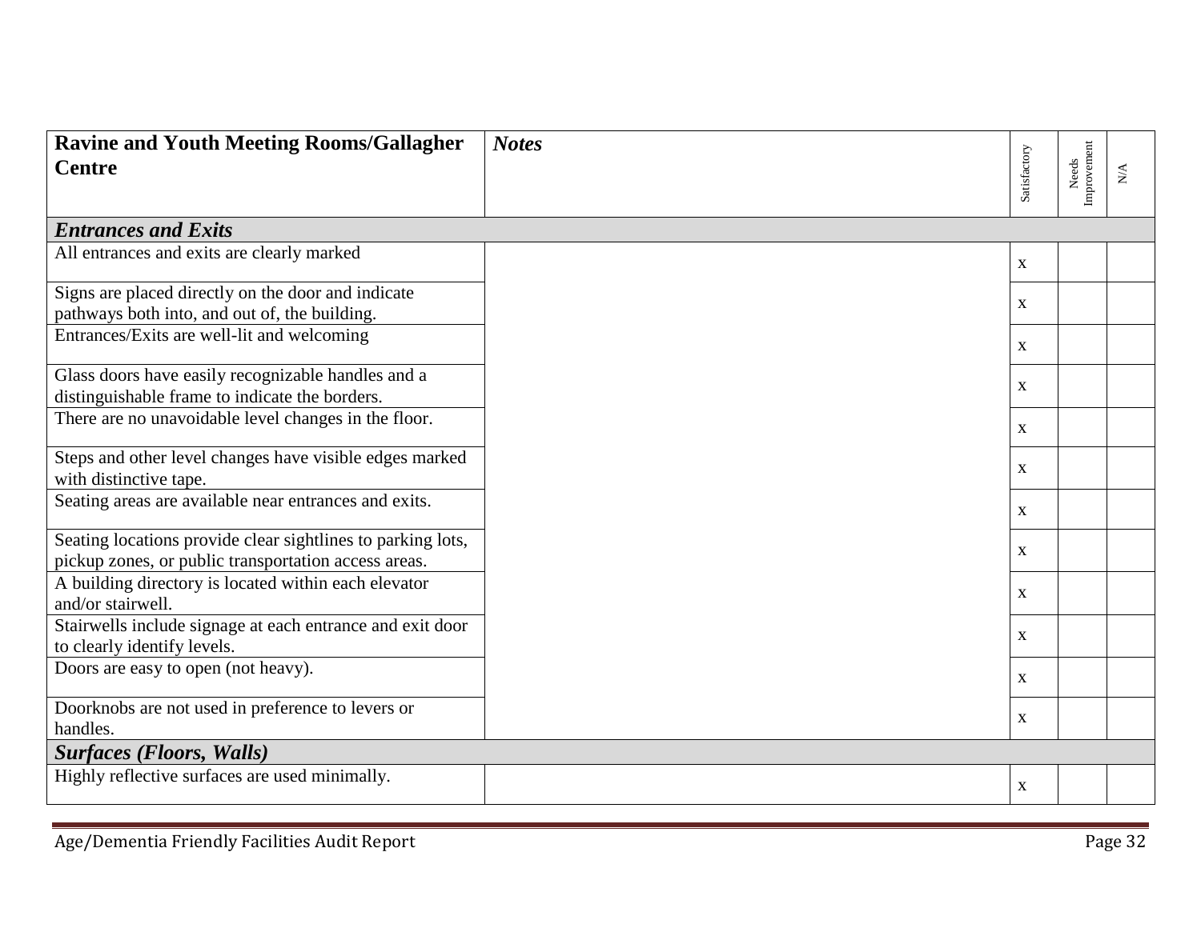| **Ravine and Youth Meeting Rooms/Gallagher Centre** | ***Notes*** | Satisfactory | Needs Improvement | N/A |
|---|---|---|---|---|
| ***Entrances and Exits*** | | | | |
| All entrances and exits are clearly marked | | x | | |
| Signs are placed directly on the door and indicate pathways both into, and out of, the building. | | x | | |
| Entrances/Exits are well-lit and welcoming | | x | | |
| Glass doors have easily recognizable handles and a distinguishable frame to indicate the borders. | | x | | |
| There are no unavoidable level changes in the floor. | | x | | |
| Steps and other level changes have visible edges marked with distinctive tape. | | x | | |
| Seating areas are available near entrances and exits. | | x | | |
| Seating locations provide clear sightlines to parking lots, pickup zones, or public transportation access areas. | | x | | |
| A building directory is located within each elevator and/or stairwell. | | x | | |
| Stairwells include signage at each entrance and exit door to clearly identify levels. | | x | | |
| Doors are easy to open (not heavy). | | x | | |
| Doorknobs are not used in preference to levers or handles. | | x | | |
| ***Surfaces (Floors, Walls)*** | | | | |
| Highly reflective surfaces are used minimally. | | x | | |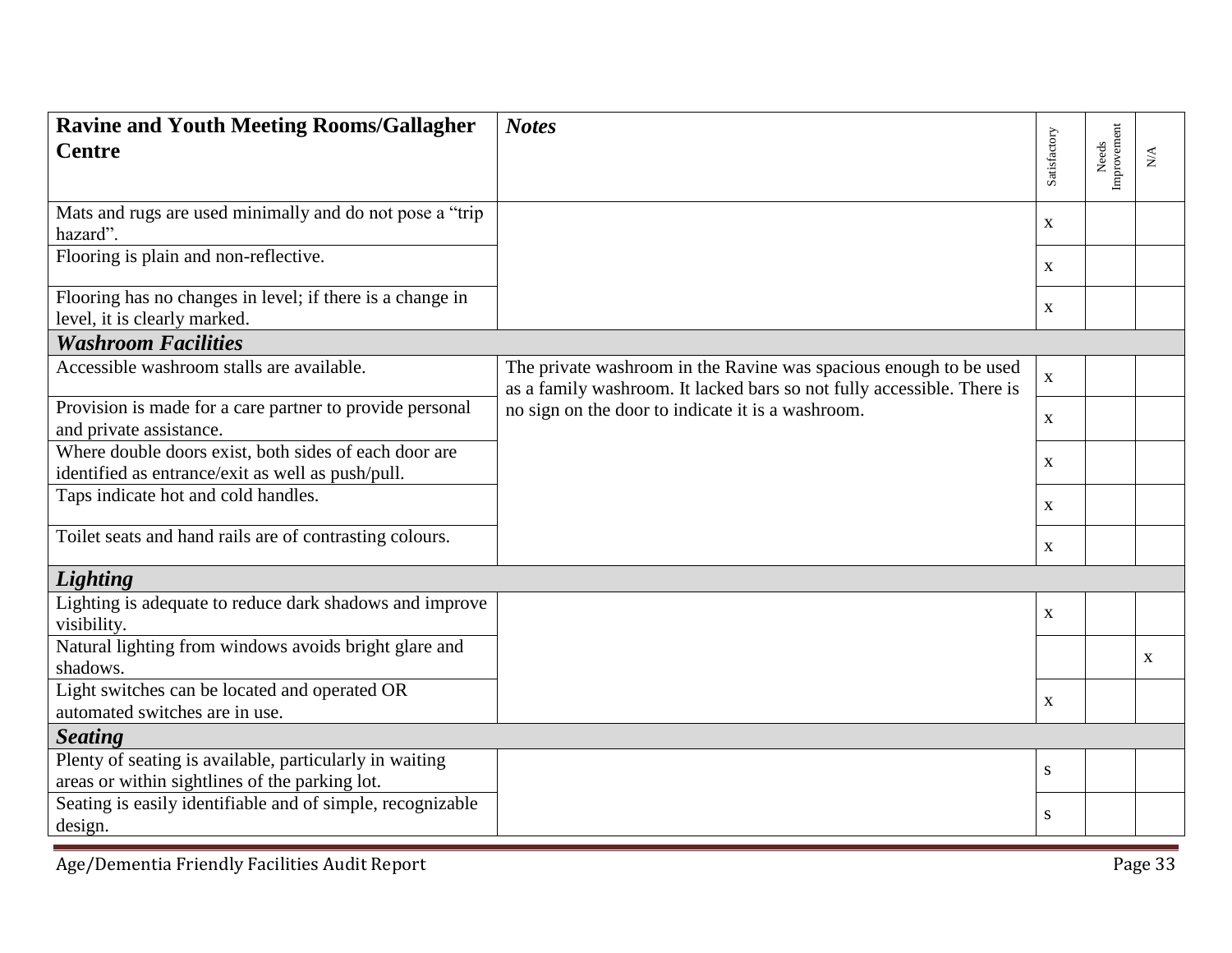| Ravine and Youth Meeting Rooms/Gallagher Centre | *Notes* | Satisfactory | Needs Improvement | N/A |
|---|---|---|---|---|
| Mats and rugs are used minimally and do not pose a "trip hazard". | | x | | |
| Flooring is plain and non-reflective. | | x | | |
| Flooring has no changes in level; if there is a change in level, it is clearly marked. | | x | | |
| ***Washroom Facilities*** | | | | |
| Accessible washroom stalls are available. | The private washroom in the Ravine was spacious enough to be used as a family washroom. It lacked bars so not fully accessible. There is no sign on the door to indicate it is a washroom. | x | | |
| Provision is made for a care partner to provide personal and private assistance. | | x | | |
| Where double doors exist, both sides of each door are identified as entrance/exit as well as push/pull. | | x | | |
| Taps indicate hot and cold handles. | | x | | |
| Toilet seats and hand rails are of contrasting colours. | | x | | |
| ***Lighting*** | | | | |
| Lighting is adequate to reduce dark shadows and improve visibility. | | x | | |
| Natural lighting from windows avoids bright glare and shadows. | | | | x |
| Light switches can be located and operated OR automated switches are in use. | | x | | |
| ***Seating*** | | | | |
| Plenty of seating is available, particularly in waiting areas or within sightlines of the parking lot. | | s | | |
| Seating is easily identifiable and of simple, recognizable design. | | s | | |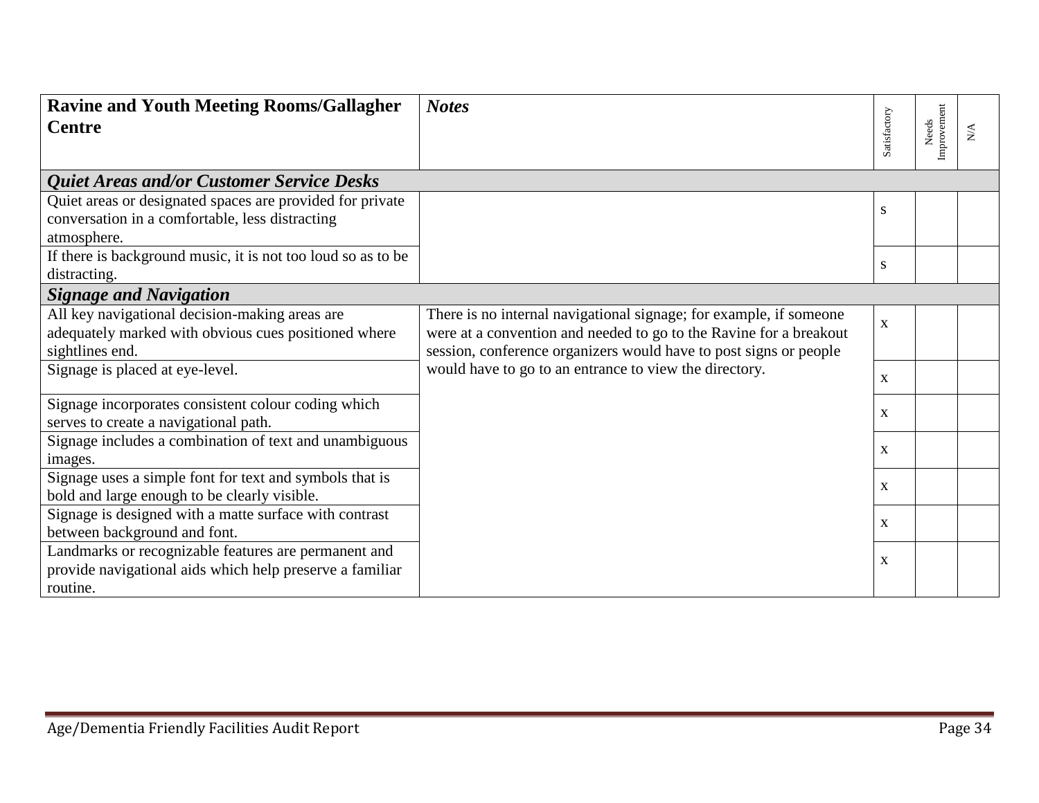| **Ravine and Youth Meeting Rooms/Gallagher Centre** | ***Notes*** | Satisfactory | Needs Improvement | N/A |
|---|---|---|---|---|
| ***Quiet Areas and/or Customer Service Desks*** | | | | |
| Quiet areas or designated spaces are provided for private conversation in a comfortable, less distracting atmosphere. | | S | | |
| If there is background music, it is not too loud so as to be distracting. | | S | | |
| ***Signage and Navigation*** | | | | |
| All key navigational decision-making areas are adequately marked with obvious cues positioned where sightlines end. | There is no internal navigational signage; for example, if someone were at a convention and needed to go to the Ravine for a breakout session, conference organizers would have to post signs or people would have to go to an entrance to view the directory. | x | | |
| Signage is placed at eye-level. | | x | | |
| Signage incorporates consistent colour coding which serves to create a navigational path. | | x | | |
| Signage includes a combination of text and unambiguous images. | | x | | |
| Signage uses a simple font for text and symbols that is bold and large enough to be clearly visible. | | x | | |
| Signage is designed with a matte surface with contrast between background and font. | | x | | |
| Landmarks or recognizable features are permanent and provide navigational aids which help preserve a familiar routine. | | x | | |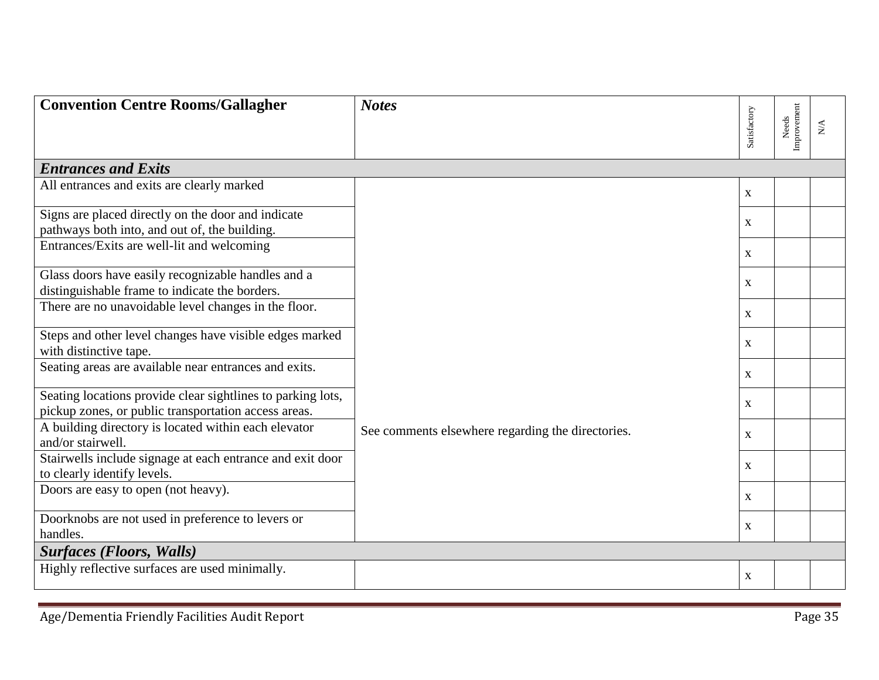| **Convention Centre Rooms/Gallagher** | ***Notes*** | Satisfactory | Needs Improvement | N/A |
|---|---|---|---|---|
| ***Entrances and Exits*** | | | | |
| All entrances and exits are clearly marked | | x | | |
| Signs are placed directly on the door and indicate pathways both into, and out of, the building. | | x | | |
| Entrances/Exits are well-lit and welcoming | | x | | |
| Glass doors have easily recognizable handles and a distinguishable frame to indicate the borders. | | x | | |
| There are no unavoidable level changes in the floor. | | x | | |
| Steps and other level changes have visible edges marked with distinctive tape. | | x | | |
| Seating areas are available near entrances and exits. | | x | | |
| Seating locations provide clear sightlines to parking lots, pickup zones, or public transportation access areas. | | x | | |
| A building directory is located within each elevator and/or stairwell. | See comments elsewhere regarding the directories. | x | | |
| Stairwells include signage at each entrance and exit door to clearly identify levels. | | x | | |
| Doors are easy to open (not heavy). | | x | | |
| Doorknobs are not used in preference to levers or handles. | | x | | |
| ***Surfaces (Floors, Walls)*** | | | | |
| Highly reflective surfaces are used minimally. | | x | | |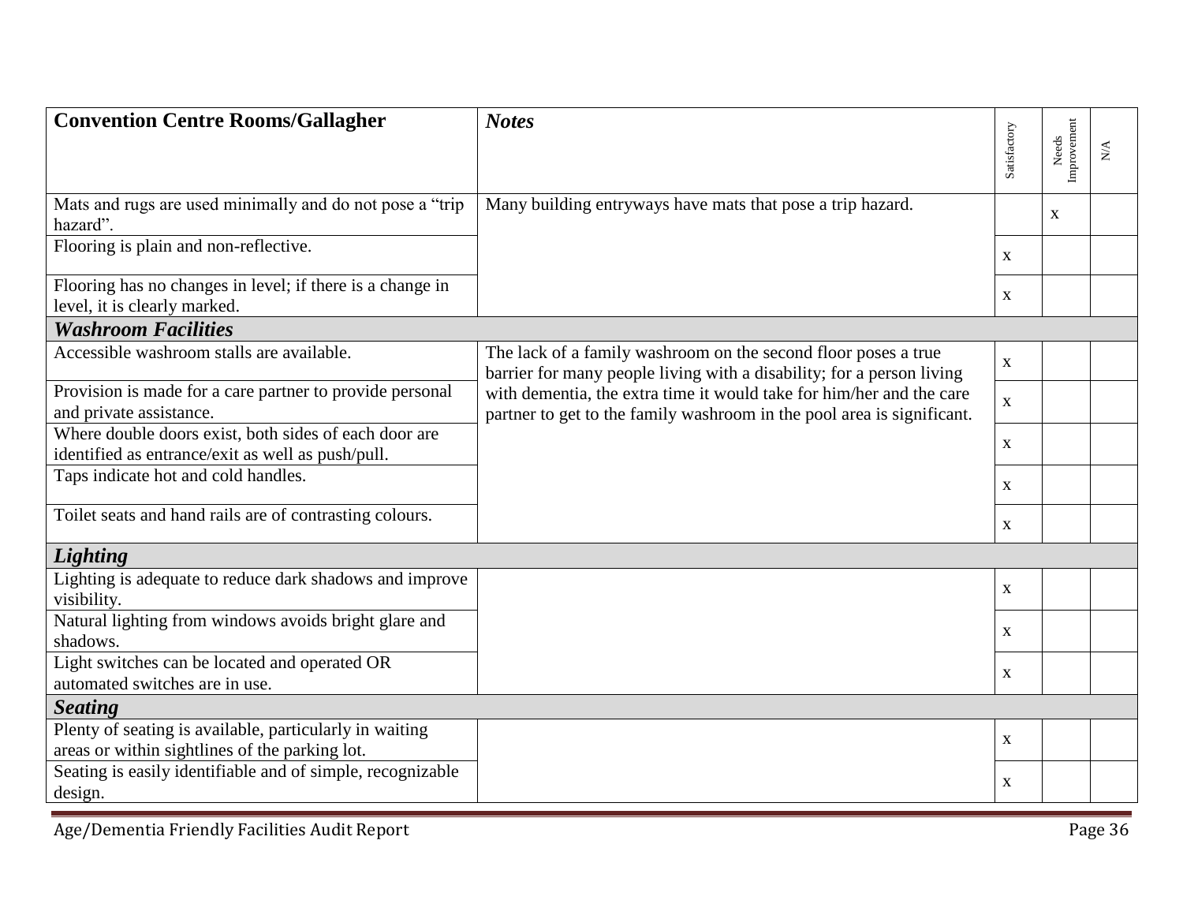| Convention Centre Rooms/Gallagher | Notes | Satisfactory | Needs Improvement | N/A |
|---|---|---|---|---|
| Mats and rugs are used minimally and do not pose a "trip hazard". | Many building entryways have mats that pose a trip hazard. | | x | |
| Flooring is plain and non-reflective. | | x | | |
| Flooring has no changes in level; if there is a change in level, it is clearly marked. | | x | | |
| ***Washroom Facilities*** | | | | |
| Accessible washroom stalls are available. | The lack of a family washroom on the second floor poses a true barrier for many people living with a disability; for a person living with dementia, the extra time it would take for him/her and the care partner to get to the family washroom in the pool area is significant. | x | | |
| Provision is made for a care partner to provide personal and private assistance. | | x | | |
| Where double doors exist, both sides of each door are identified as entrance/exit as well as push/pull. | | x | | |
| Taps indicate hot and cold handles. | | x | | |
| Toilet seats and hand rails are of contrasting colours. | | x | | |
| ***Lighting*** | | | | |
| Lighting is adequate to reduce dark shadows and improve visibility. | | x | | |
| Natural lighting from windows avoids bright glare and shadows. | | x | | |
| Light switches can be located and operated OR automated switches are in use. | | x | | |
| ***Seating*** | | | | |
| Plenty of seating is available, particularly in waiting areas or within sightlines of the parking lot. | | x | | |
| Seating is easily identifiable and of simple, recognizable design. | | x | | |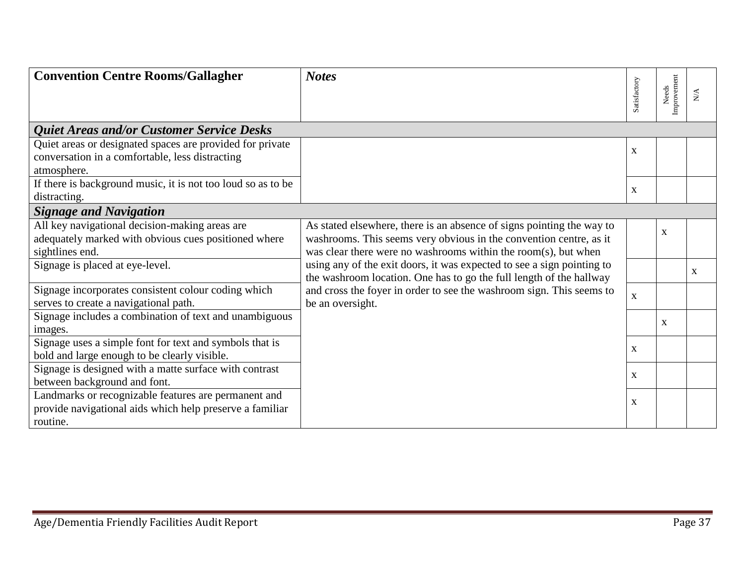| Convention Centre Rooms/Gallagher | Notes | Satisfactory | Needs Improvement | N/A |
|---|---|---|---|---|
| ***Quiet Areas and/or Customer Service Desks*** | | | | |
| Quiet areas or designated spaces are provided for private conversation in a comfortable, less distracting atmosphere. | | x | | |
| If there is background music, it is not too loud so as to be distracting. | | x | | |
| ***Signage and Navigation*** | | | | |
| All key navigational decision-making areas are adequately marked with obvious cues positioned where sightlines end. | As stated elsewhere, there is an absence of signs pointing the way to washrooms. This seems very obvious in the convention centre, as it was clear there were no washrooms within the room(s), but when using any of the exit doors, it was expected to see a sign pointing to the washroom location. One has to go the full length of the hallway and cross the foyer in order to see the washroom sign. This seems to be an oversight. | | x | |
| Signage is placed at eye-level. | | | | x |
| Signage incorporates consistent colour coding which serves to create a navigational path. | | x | | |
| Signage includes a combination of text and unambiguous images. | | | x | |
| Signage uses a simple font for text and symbols that is bold and large enough to be clearly visible. | | x | | |
| Signage is designed with a matte surface with contrast between background and font. | | x | | |
| Landmarks or recognizable features are permanent and provide navigational aids which help preserve a familiar routine. | | x | | |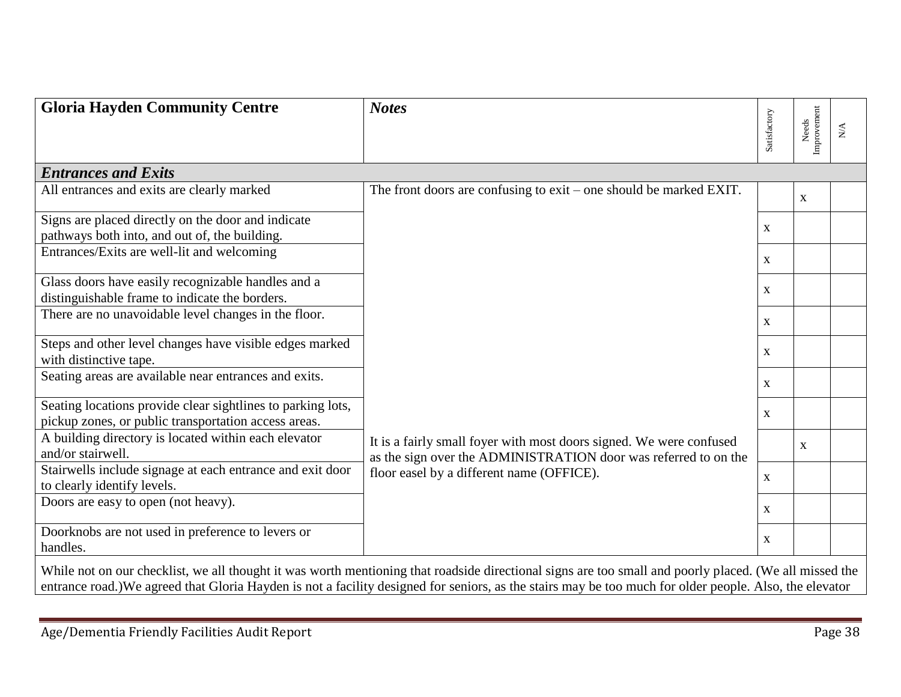| Gloria Hayden Community Centre | *Notes* | Satisfactory | Needs Improvement | N/A |
|---|---|---|---|---|
| ***Entrances and Exits*** | | | | |
| All entrances and exits are clearly marked | The front doors are confusing to exit – one should be marked EXIT. | | x | |
| Signs are placed directly on the door and indicate pathways both into, and out of, the building. | | x | | |
| Entrances/Exits are well-lit and welcoming | | x | | |
| Glass doors have easily recognizable handles and a distinguishable frame to indicate the borders. | | x | | |
| There are no unavoidable level changes in the floor. | | x | | |
| Steps and other level changes have visible edges marked with distinctive tape. | | x | | |
| Seating areas are available near entrances and exits. | | x | | |
| Seating locations provide clear sightlines to parking lots, pickup zones, or public transportation access areas. | | x | | |
| A building directory is located within each elevator and/or stairwell. | It is a fairly small foyer with most doors signed. We were confused as the sign over the ADMINISTRATION door was referred to on the floor easel by a different name (OFFICE). | | x | |
| Stairwells include signage at each entrance and exit door to clearly identify levels. | | x | | |
| Doors are easy to open (not heavy). | | x | | |
| Doorknobs are not used in preference to levers or handles. | | x | | |

While not on our checklist, we all thought it was worth mentioning that roadside directional signs are too small and poorly placed. (We all missed the entrance road.)We agreed that Gloria Hayden is not a facility designed for seniors, as the stairs may be too much for older people. Also, the elevator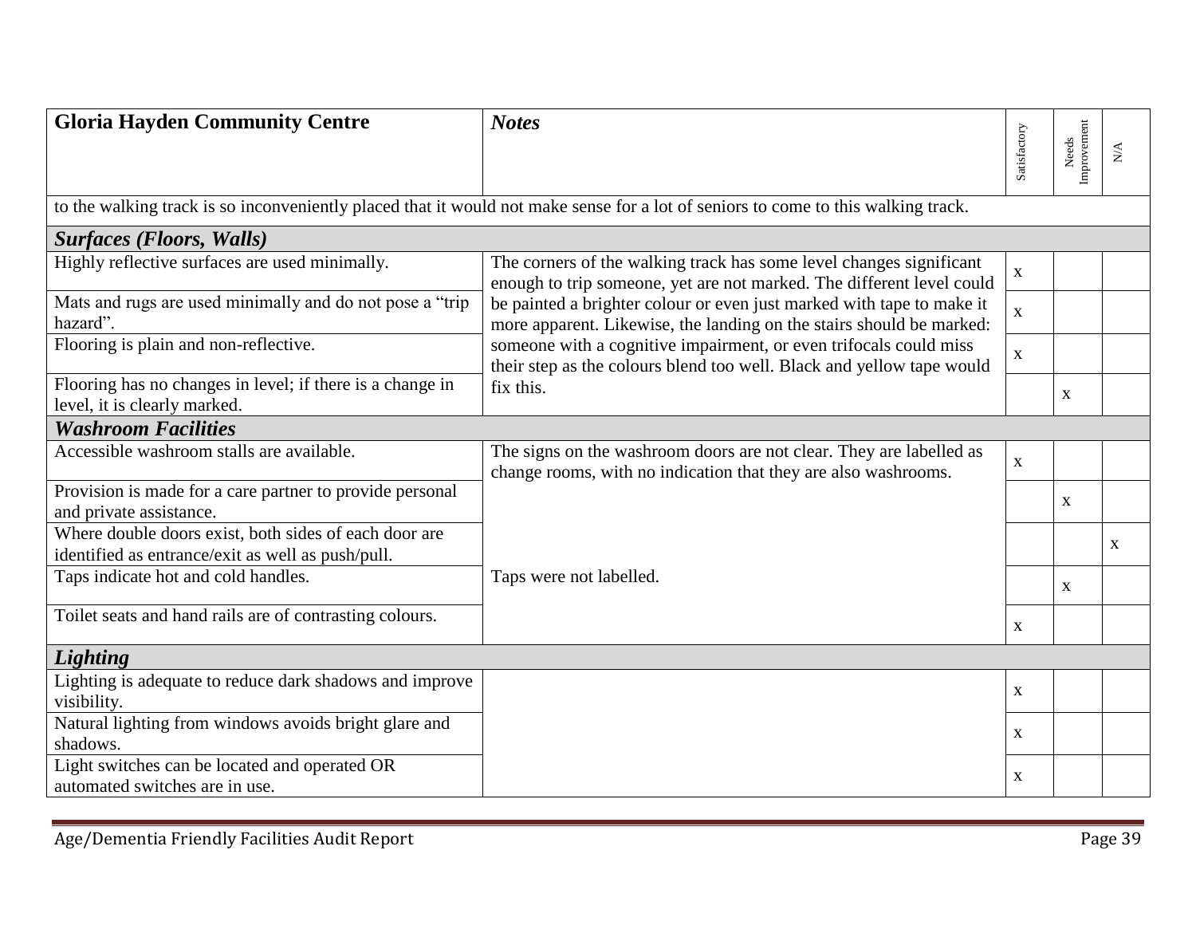| Gloria Hayden Community Centre | *Notes* | Satisfactory | Needs Improvement | N/A |
|---|---|---|---|---|
| to the walking track is so inconveniently placed that it would not make sense for a lot of seniors to come to this walking track. | | | | |
| ***Surfaces (Floors, Walls)*** | | | | |
| Highly reflective surfaces are used minimally. | The corners of the walking track has some level changes significant enough to trip someone, yet are not marked. The different level could be painted a brighter colour or even just marked with tape to make it more apparent. Likewise, the landing on the stairs should be marked: someone with a cognitive impairment, or even trifocals could miss their step as the colours blend too well. Black and yellow tape would fix this. | x | | |
| Mats and rugs are used minimally and do not pose a "trip hazard". | | x | | |
| Flooring is plain and non-reflective. | | x | | |
| Flooring has no changes in level; if there is a change in level, it is clearly marked. | | | x | |
| ***Washroom Facilities*** | | | | |
| Accessible washroom stalls are available. | The signs on the washroom doors are not clear. They are labelled as change rooms, with no indication that they are also washrooms. | x | | |
| Provision is made for a care partner to provide personal and private assistance. | | | x | |
| Where double doors exist, both sides of each door are identified as entrance/exit as well as push/pull. | | | | x |
| Taps indicate hot and cold handles. | Taps were not labelled. | | x | |
| Toilet seats and hand rails are of contrasting colours. | | x | | |
| ***Lighting*** | | | | |
| Lighting is adequate to reduce dark shadows and improve visibility. | | x | | |
| Natural lighting from windows avoids bright glare and shadows. | | x | | |
| Light switches can be located and operated OR automated switches are in use. | | x | | |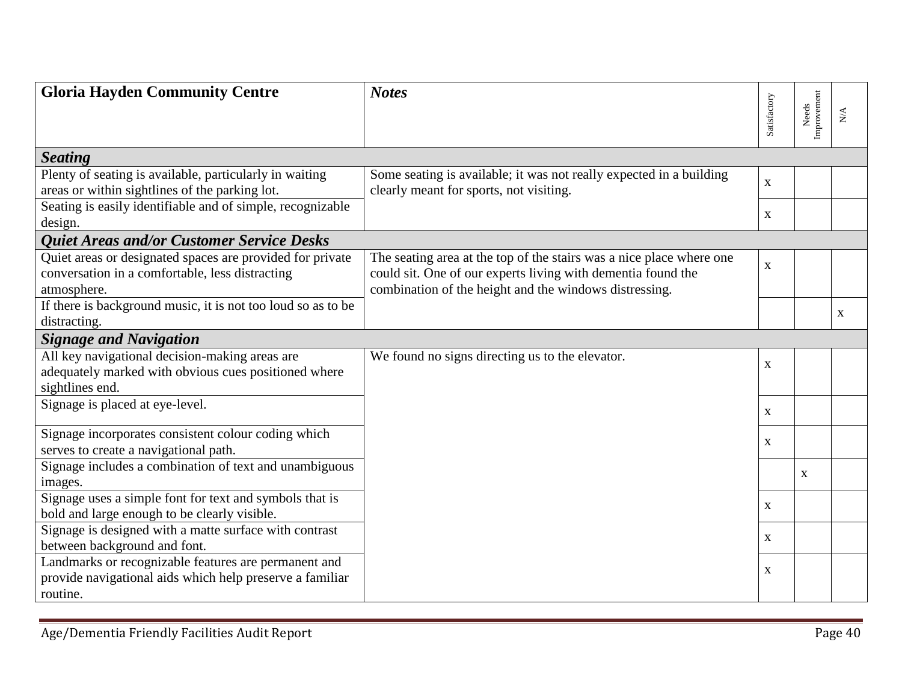| Gloria Hayden Community Centre | *Notes* | Satisfactory | Needs Improvement | N/A |
|---|---|---|---|---|
| ***Seating*** | | | | |
| Plenty of seating is available, particularly in waiting areas or within sightlines of the parking lot. | Some seating is available; it was not really expected in a building clearly meant for sports, not visiting. | x | | |
| Seating is easily identifiable and of simple, recognizable design. | | x | | |
| ***Quiet Areas and/or Customer Service Desks*** | | | | |
| Quiet areas or designated spaces are provided for private conversation in a comfortable, less distracting atmosphere. | The seating area at the top of the stairs was a nice place where one could sit. One of our experts living with dementia found the combination of the height and the windows distressing. | x | | |
| If there is background music, it is not too loud so as to be distracting. | | | | x |
| ***Signage and Navigation*** | | | | |
| All key navigational decision-making areas are adequately marked with obvious cues positioned where sightlines end. | We found no signs directing us to the elevator. | x | | |
| Signage is placed at eye-level. | | x | | |
| Signage incorporates consistent colour coding which serves to create a navigational path. | | x | | |
| Signage includes a combination of text and unambiguous images. | | | x | |
| Signage uses a simple font for text and symbols that is bold and large enough to be clearly visible. | | x | | |
| Signage is designed with a matte surface with contrast between background and font. | | x | | |
| Landmarks or recognizable features are permanent and provide navigational aids which help preserve a familiar routine. | | x | | |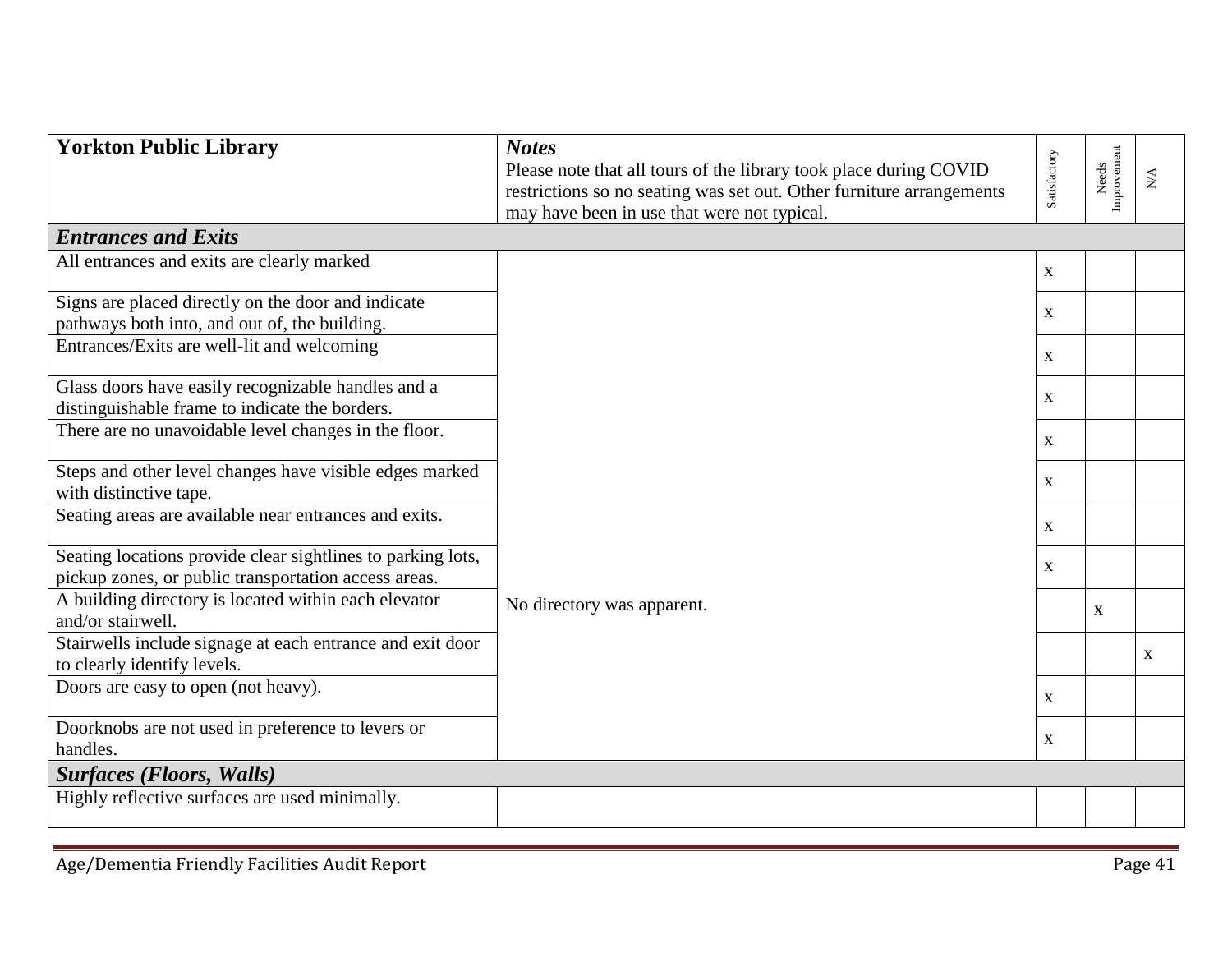| **Yorkton Public Library** | ***Notes*** Please note that all tours of the library took place during COVID restrictions so no seating was set out. Other furniture arrangements may have been in use that were not typical. | Satisfactory | Needs Improvement | N/A |
|---|---|---|---|---|
| ***Entrances and Exits*** | | | | |
| All entrances and exits are clearly marked | | x | | |
| Signs are placed directly on the door and indicate pathways both into, and out of, the building. | | x | | |
| Entrances/Exits are well-lit and welcoming | | x | | |
| Glass doors have easily recognizable handles and a distinguishable frame to indicate the borders. | | x | | |
| There are no unavoidable level changes in the floor. | | x | | |
| Steps and other level changes have visible edges marked with distinctive tape. | | x | | |
| Seating areas are available near entrances and exits. | | x | | |
| Seating locations provide clear sightlines to parking lots, pickup zones, or public transportation access areas. | | x | | |
| A building directory is located within each elevator and/or stairwell. | No directory was apparent. | | x | |
| Stairwells include signage at each entrance and exit door to clearly identify levels. | | | | x |
| Doors are easy to open (not heavy). | | x | | |
| Doorknobs are not used in preference to levers or handles. | | x | | |
| ***Surfaces (Floors, Walls)*** | | | | |
| Highly reflective surfaces are used minimally. | | | | |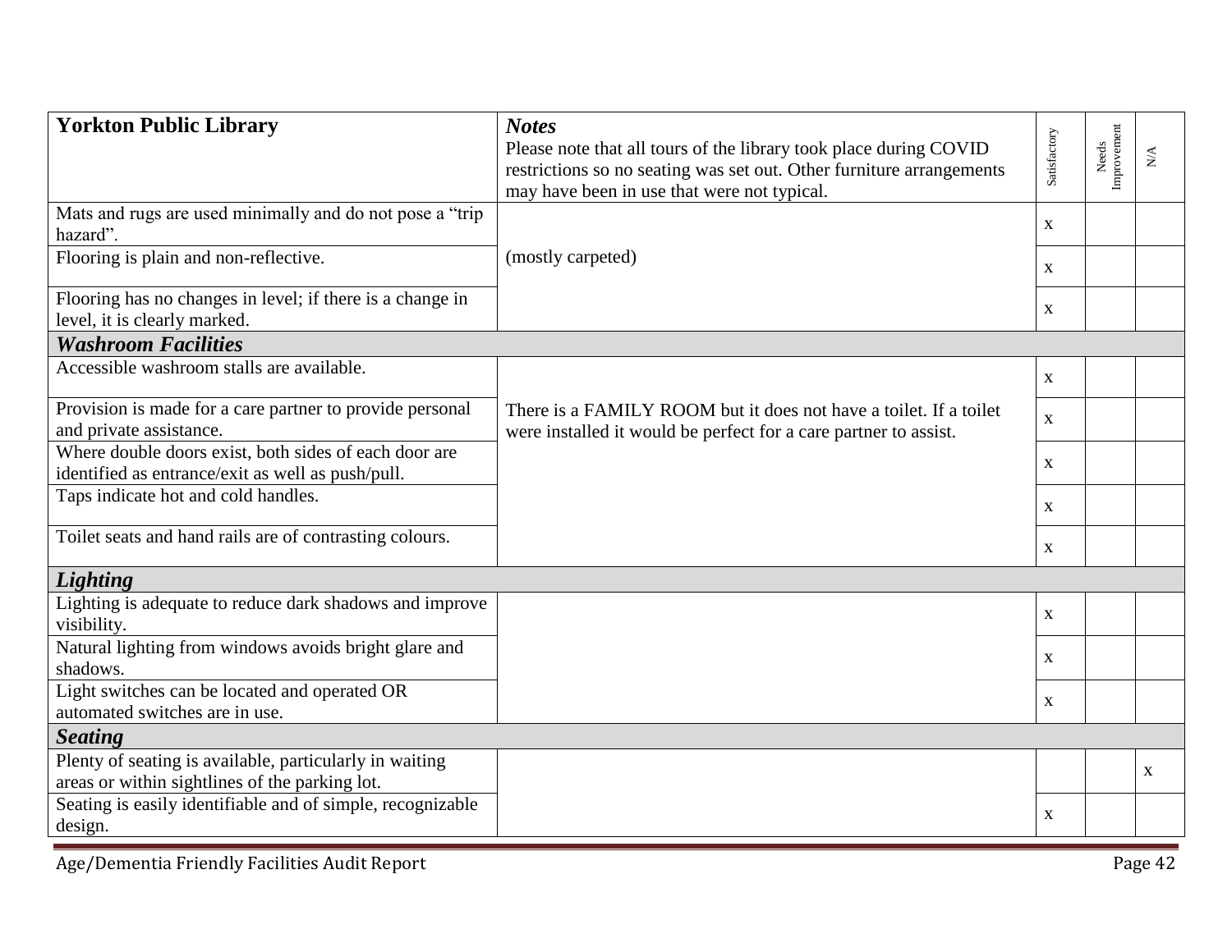| Yorkton Public Library | *Notes* Please note that all tours of the library took place during COVID restrictions so no seating was set out. Other furniture arrangements may have been in use that were not typical. | Satisfactory | Needs Improvement | N/A |
|---|---|---|---|---|
| Mats and rugs are used minimally and do not pose a "trip hazard". | | x | | |
| Flooring is plain and non-reflective. | (mostly carpeted) | x | | |
| Flooring has no changes in level; if there is a change in level, it is clearly marked. | | x | | |
| ***Washroom Facilities*** | | | | |
| Accessible washroom stalls are available. | | x | | |
| Provision is made for a care partner to provide personal and private assistance. | There is a FAMILY ROOM but it does not have a toilet. If a toilet were installed it would be perfect for a care partner to assist. | x | | |
| Where double doors exist, both sides of each door are identified as entrance/exit as well as push/pull. | | x | | |
| Taps indicate hot and cold handles. | | x | | |
| Toilet seats and hand rails are of contrasting colours. | | x | | |
| ***Lighting*** | | | | |
| Lighting is adequate to reduce dark shadows and improve visibility. | | x | | |
| Natural lighting from windows avoids bright glare and shadows. | | x | | |
| Light switches can be located and operated OR automated switches are in use. | | x | | |
| ***Seating*** | | | | |
| Plenty of seating is available, particularly in waiting areas or within sightlines of the parking lot. | | | | x |
| Seating is easily identifiable and of simple, recognizable design. | | x | | |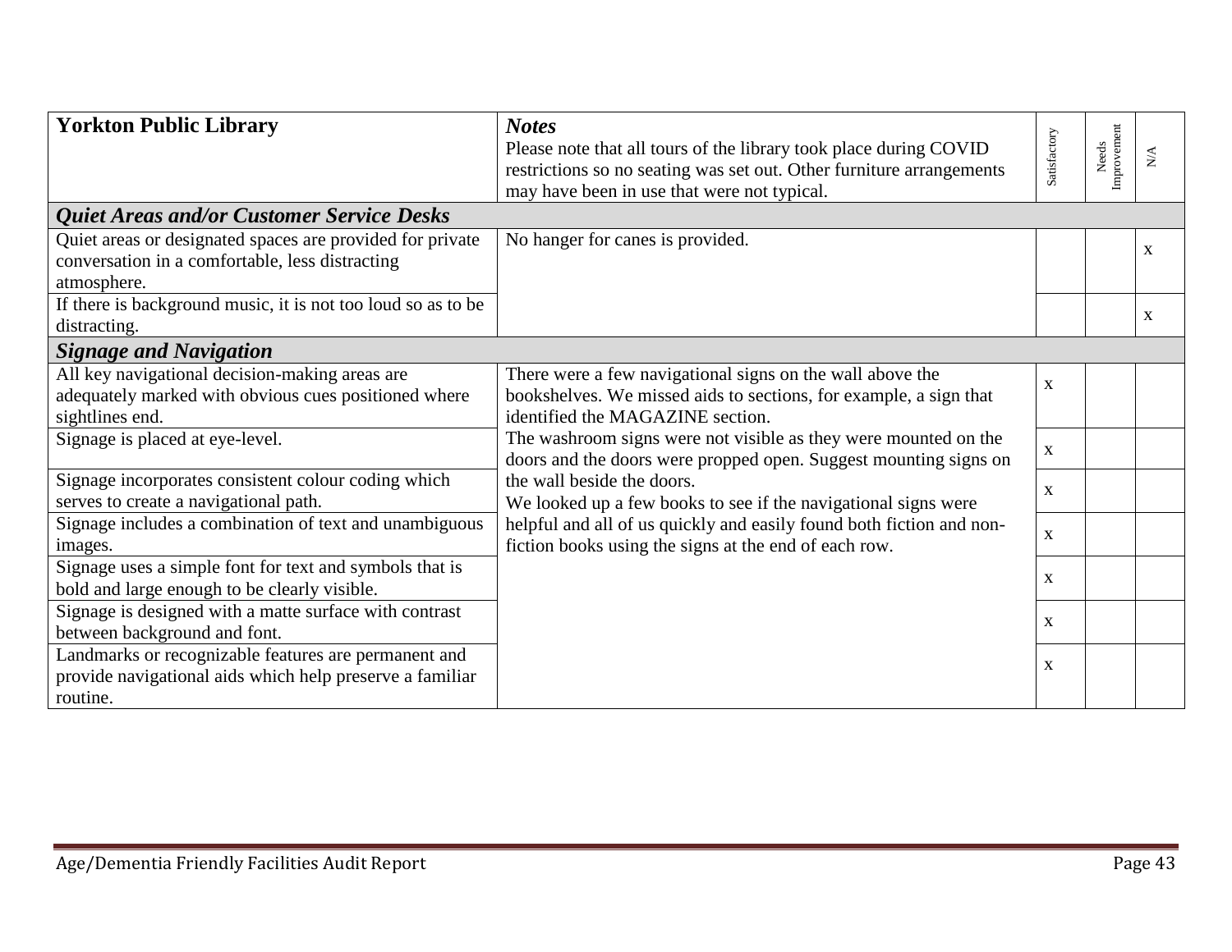| **Yorkton Public Library** | ***Notes*** Please note that all tours of the library took place during COVID restrictions so no seating was set out. Other furniture arrangements may have been in use that were not typical. | Satisfactory | Needs Improvement | N/A |
|---|---|---|---|---|
| ***Quiet Areas and/or Customer Service Desks*** | | | | |
| Quiet areas or designated spaces are provided for private conversation in a comfortable, less distracting atmosphere. | No hanger for canes is provided. | | | x |
| If there is background music, it is not too loud so as to be distracting. | | | | x |
| ***Signage and Navigation*** | | | | |
| All key navigational decision-making areas are adequately marked with obvious cues positioned where sightlines end. | There were a few navigational signs on the wall above the bookshelves. We missed aids to sections, for example, a sign that identified the MAGAZINE section. | x | | |
| Signage is placed at eye-level. | The washroom signs were not visible as they were mounted on the doors and the doors were propped open. Suggest mounting signs on the wall beside the doors. | x | | |
| Signage incorporates consistent colour coding which serves to create a navigational path. | We looked up a few books to see if the navigational signs were helpful and all of us quickly and easily found both fiction and non-fiction books using the signs at the end of each row. | x | | |
| Signage includes a combination of text and unambiguous images. | | x | | |
| Signage uses a simple font for text and symbols that is bold and large enough to be clearly visible. | | x | | |
| Signage is designed with a matte surface with contrast between background and font. | | x | | |
| Landmarks or recognizable features are permanent and provide navigational aids which help preserve a familiar routine. | | x | | |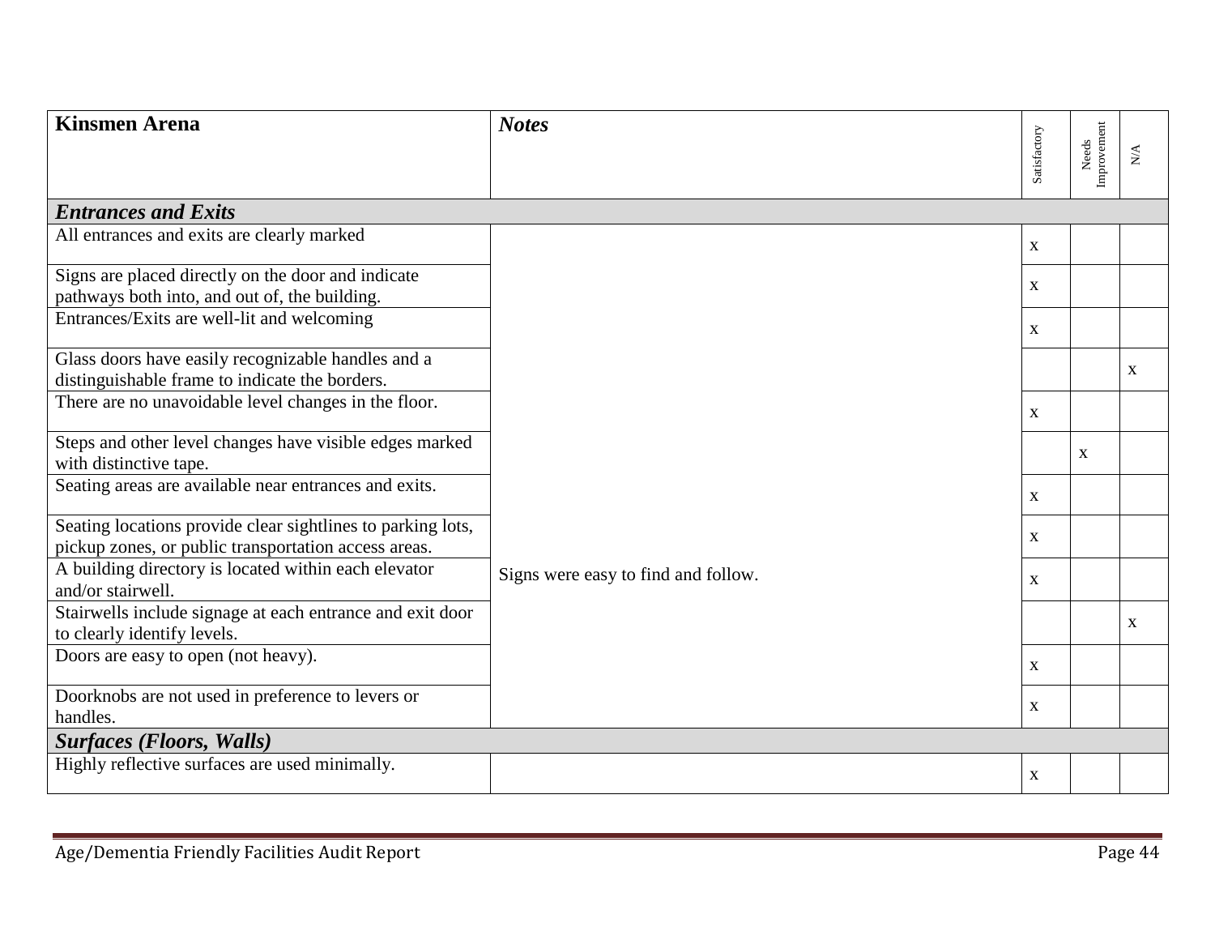| **Kinsmen Arena** | ***Notes*** | Satisfactory | Needs Improvement | N/A |
|---|---|---|---|---|
| ***Entrances and Exits*** | | | | |
| All entrances and exits are clearly marked | Signs were easy to find and follow. | x | | |
| Signs are placed directly on the door and indicate pathways both into, and out of, the building. | | x | | |
| Entrances/Exits are well-lit and welcoming | | x | | |
| Glass doors have easily recognizable handles and a distinguishable frame to indicate the borders. | | | | x |
| There are no unavoidable level changes in the floor. | | x | | |
| Steps and other level changes have visible edges marked with distinctive tape. | | | x | |
| Seating areas are available near entrances and exits. | | x | | |
| Seating locations provide clear sightlines to parking lots, pickup zones, or public transportation access areas. | | x | | |
| A building directory is located within each elevator and/or stairwell. | | x | | |
| Stairwells include signage at each entrance and exit door to clearly identify levels. | | | | x |
| Doors are easy to open (not heavy). | | x | | |
| Doorknobs are not used in preference to levers or handles. | | x | | |
| ***Surfaces (Floors, Walls)*** | | | | |
| Highly reflective surfaces are used minimally. | | x | | |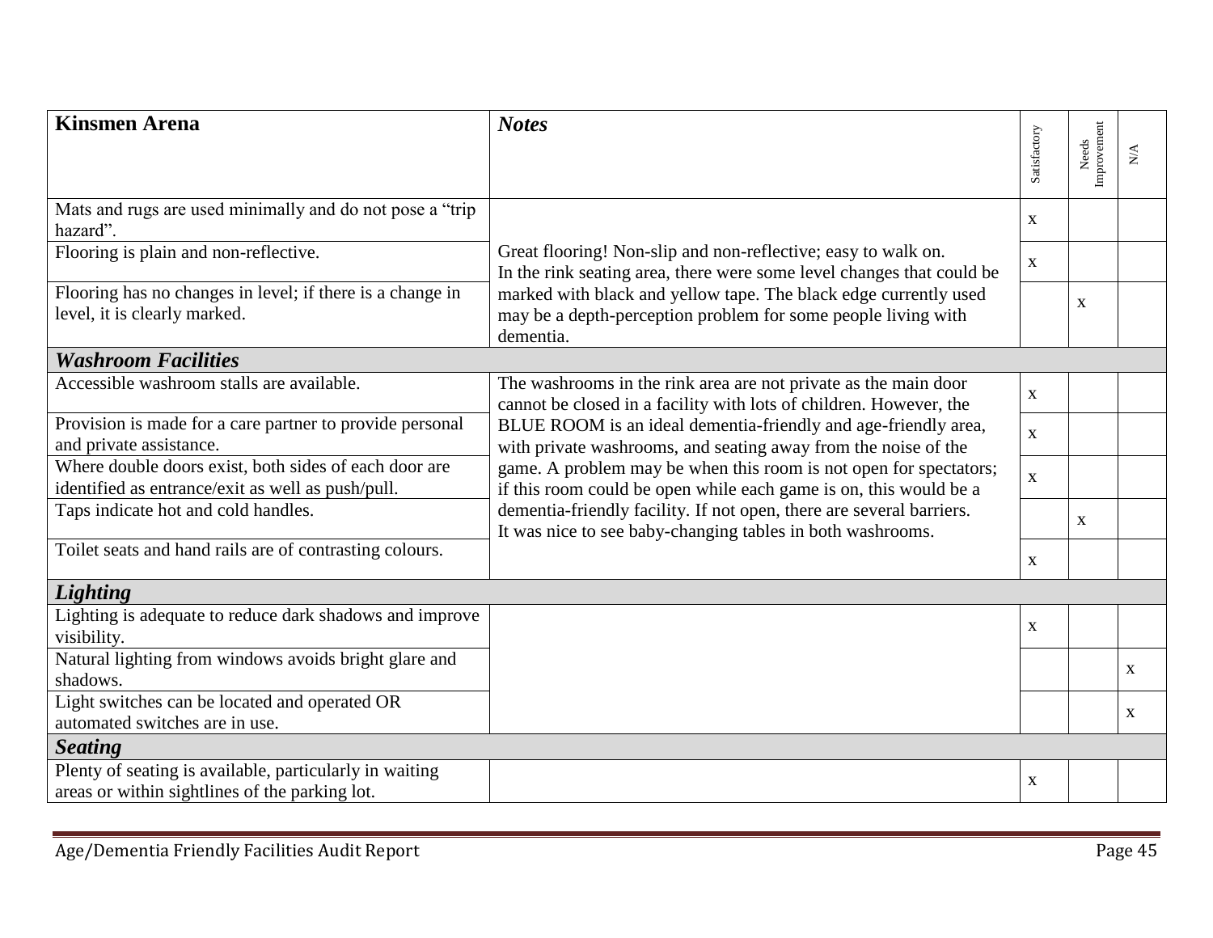| Kinsmen Arena | Notes | Satisfactory | Needs Improvement | N/A |
|---|---|---|---|---|
| Mats and rugs are used minimally and do not pose a "trip hazard". | Great flooring! Non-slip and non-reflective; easy to walk on. In the rink seating area, there were some level changes that could be marked with black and yellow tape. The black edge currently used may be a depth-perception problem for some people living with dementia. | x | | |
| Flooring is plain and non-reflective. | | x | | |
| Flooring has no changes in level; if there is a change in level, it is clearly marked. | | | x | |
| ***Washroom Facilities*** | | | | |
| Accessible washroom stalls are available. | The washrooms in the rink area are not private as the main door cannot be closed in a facility with lots of children. However, the BLUE ROOM is an ideal dementia-friendly and age-friendly area, with private washrooms, and seating away from the noise of the game. A problem may be when this room is not open for spectators; if this room could be open while each game is on, this would be a dementia-friendly facility. If not open, there are several barriers. It was nice to see baby-changing tables in both washrooms. | x | | |
| Provision is made for a care partner to provide personal and private assistance. | | x | | |
| Where double doors exist, both sides of each door are identified as entrance/exit as well as push/pull. | | x | | |
| Taps indicate hot and cold handles. | | | x | |
| Toilet seats and hand rails are of contrasting colours. | | x | | |
| ***Lighting*** | | | | |
| Lighting is adequate to reduce dark shadows and improve visibility. | | x | | |
| Natural lighting from windows avoids bright glare and shadows. | | | | x |
| Light switches can be located and operated OR automated switches are in use. | | | | x |
| ***Seating*** | | | | |
| Plenty of seating is available, particularly in waiting areas or within sightlines of the parking lot. | | x | | |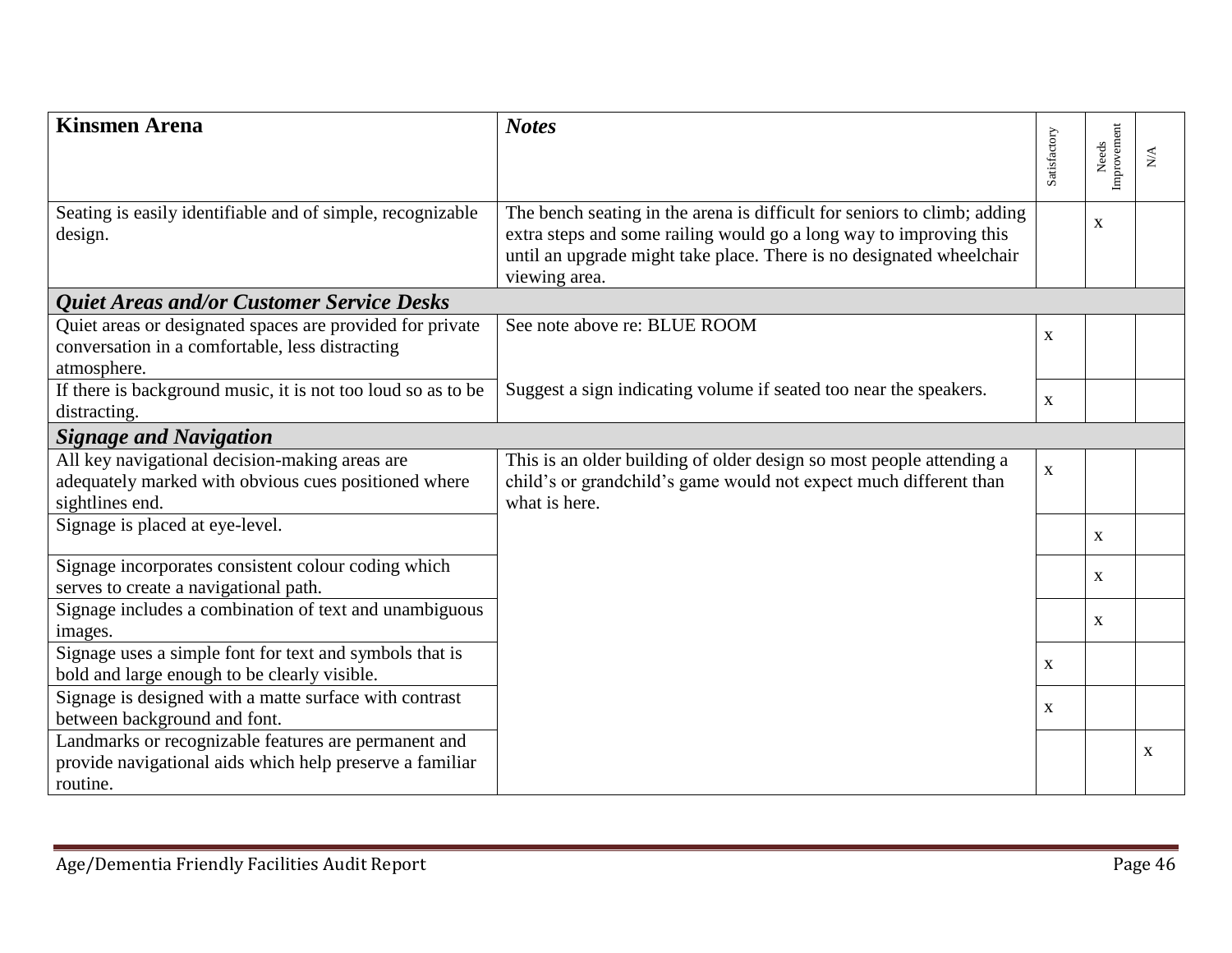| Kinsmen Arena | *Notes* | Satisfactory | Needs Improvement | N/A |
|---|---|---|---|---|
| Seating is easily identifiable and of simple, recognizable design. | The bench seating in the arena is difficult for seniors to climb; adding extra steps and some railing would go a long way to improving this until an upgrade might take place. There is no designated wheelchair viewing area. | | x | |
| ***Quiet Areas and/or Customer Service Desks*** | | | | |
| Quiet areas or designated spaces are provided for private conversation in a comfortable, less distracting atmosphere. | See note above re: BLUE ROOM | x | | |
| If there is background music, it is not too loud so as to be distracting. | Suggest a sign indicating volume if seated too near the speakers. | x | | |
| ***Signage and Navigation*** | | | | |
| All key navigational decision-making areas are adequately marked with obvious cues positioned where sightlines end. | This is an older building of older design so most people attending a child's or grandchild's game would not expect much different than what is here. | x | | |
| Signage is placed at eye-level. | | | x | |
| Signage incorporates consistent colour coding which serves to create a navigational path. | | | x | |
| Signage includes a combination of text and unambiguous images. | | | x | |
| Signage uses a simple font for text and symbols that is bold and large enough to be clearly visible. | | x | | |
| Signage is designed with a matte surface with contrast between background and font. | | x | | |
| Landmarks or recognizable features are permanent and provide navigational aids which help preserve a familiar routine. | | | | x |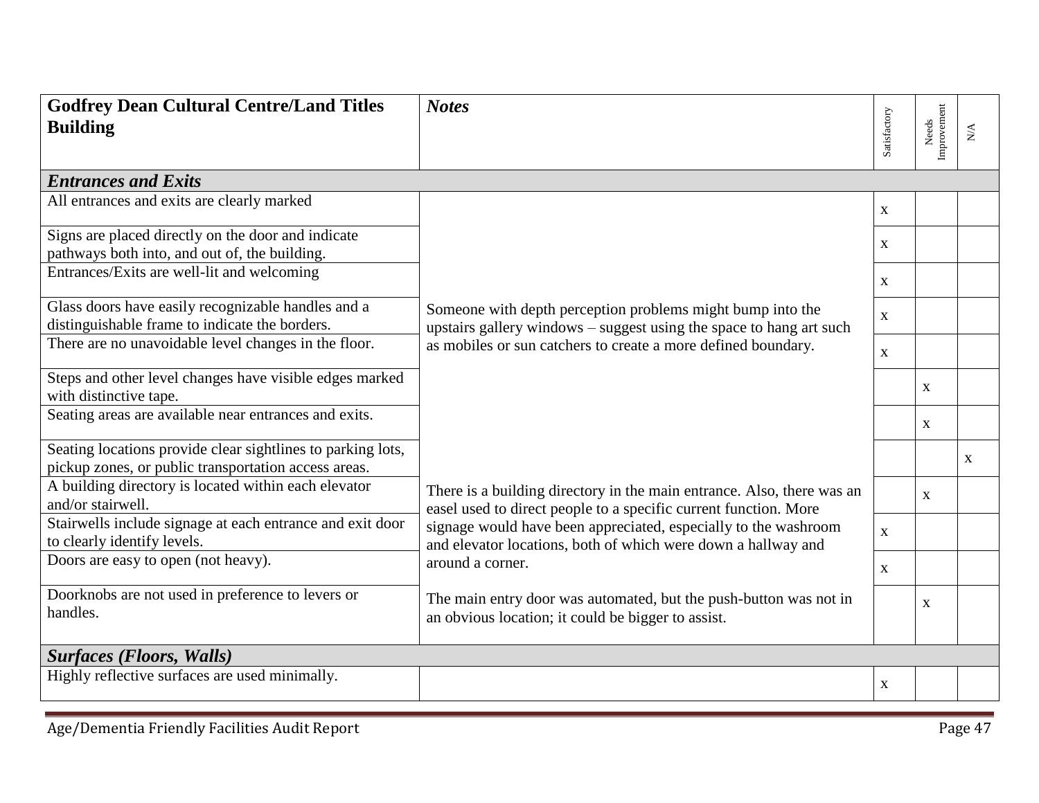| Godfrey Dean Cultural Centre/Land Titles Building | Notes | Satisfactory | Needs Improvement | N/A |
|---|---|---|---|---|
| ***Entrances and Exits*** | | | | |
| All entrances and exits are clearly marked | Someone with depth perception problems might bump into the upstairs gallery windows – suggest using the space to hang art such as mobiles or sun catchers to create a more defined boundary. | x | | |
| Signs are placed directly on the door and indicate pathways both into, and out of, the building. | | x | | |
| Entrances/Exits are well-lit and welcoming | | x | | |
| Glass doors have easily recognizable handles and a distinguishable frame to indicate the borders. | | x | | |
| There are no unavoidable level changes in the floor. | | x | | |
| Steps and other level changes have visible edges marked with distinctive tape. | | | x | |
| Seating areas are available near entrances and exits. | | | x | |
| Seating locations provide clear sightlines to parking lots, pickup zones, or public transportation access areas. | | | | x |
| A building directory is located within each elevator and/or stairwell. | There is a building directory in the main entrance. Also, there was an easel used to direct people to a specific current function. More signage would have been appreciated, especially to the washroom and elevator locations, both of which were down a hallway and around a corner. | | x | |
| Stairwells include signage at each entrance and exit door to clearly identify levels. | | x | | |
| Doors are easy to open (not heavy). | | x | | |
| Doorknobs are not used in preference to levers or handles. | The main entry door was automated, but the push-button was not in an obvious location; it could be bigger to assist. | | x | |
| ***Surfaces (Floors, Walls)*** | | | | |
| Highly reflective surfaces are used minimally. | | x | | |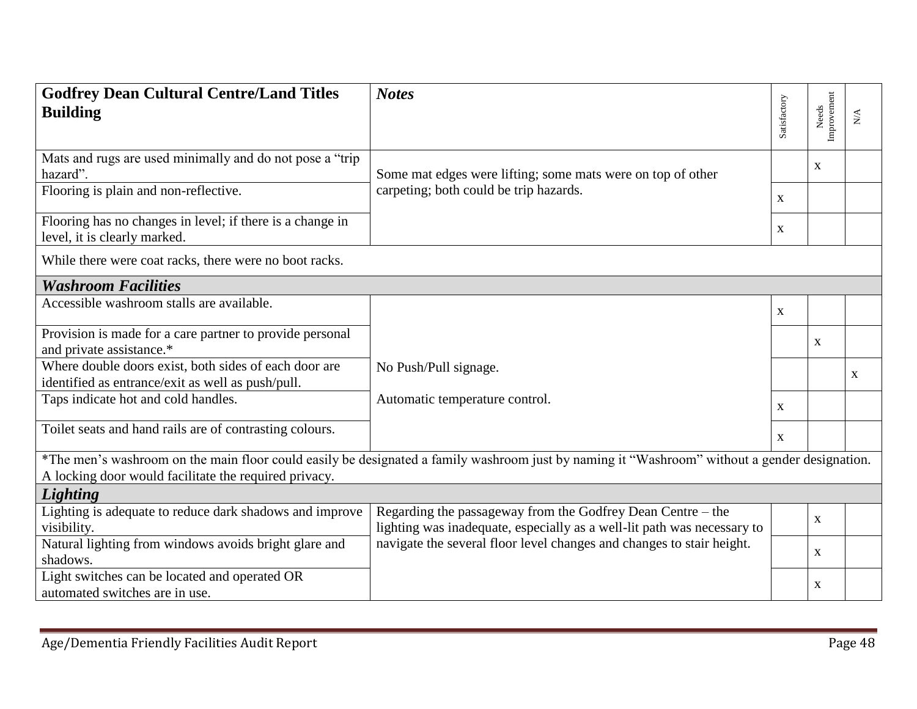| Godfrey Dean Cultural Centre/Land Titles Building | *Notes* | Satisfactory | Needs Improvement | N/A |
|---|---|---|---|---|
| Mats and rugs are used minimally and do not pose a "trip hazard". | Some mat edges were lifting; some mats were on top of other carpeting; both could be trip hazards. | | x | |
| Flooring is plain and non-reflective. | | x | | |
| Flooring has no changes in level; if there is a change in level, it is clearly marked. | | x | | |
| While there were coat racks, there were no boot racks. | | | | |
| ***Washroom Facilities*** | | | | |
| Accessible washroom stalls are available. | | x | | |
| Provision is made for a care partner to provide personal and private assistance.* | | | x | |
| Where double doors exist, both sides of each door are identified as entrance/exit as well as push/pull. | No Push/Pull signage. | | | x |
| Taps indicate hot and cold handles. | Automatic temperature control. | x | | |
| Toilet seats and hand rails are of contrasting colours. | | x | | |
| *The men's washroom on the main floor could easily be designated a family washroom just by naming it "Washroom" without a gender designation. A locking door would facilitate the required privacy. | | | | |
| ***Lighting*** | | | | |
| Lighting is adequate to reduce dark shadows and improve visibility. | Regarding the passageway from the Godfrey Dean Centre – the lighting was inadequate, especially as a well-lit path was necessary to navigate the several floor level changes and changes to stair height. | | x | |
| Natural lighting from windows avoids bright glare and shadows. | | | x | |
| Light switches can be located and operated OR automated switches are in use. | | | x | |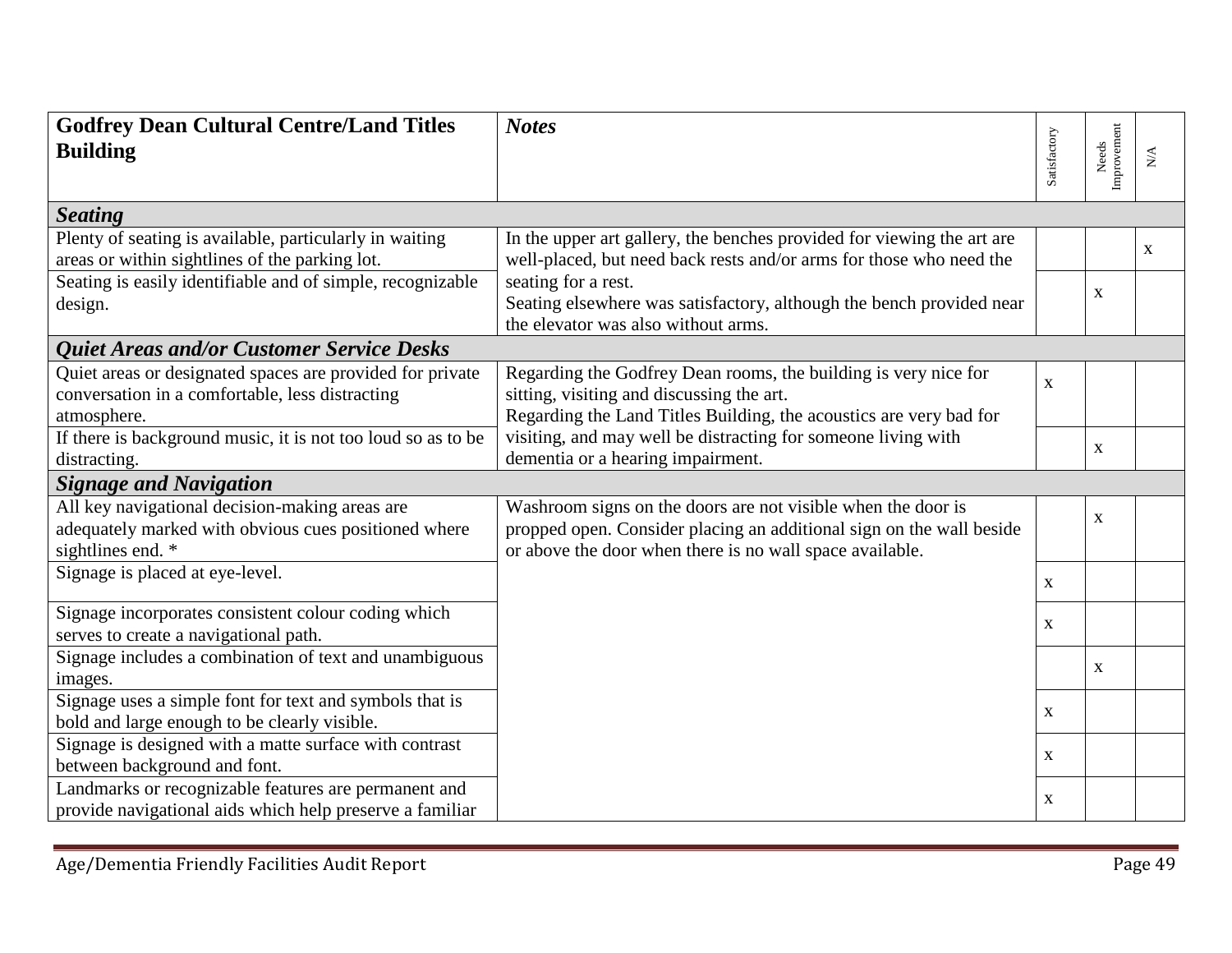| Godfrey Dean Cultural Centre/Land Titles Building | *Notes* | Satisfactory | Needs Improvement | N/A |
|---|---|---|---|---|
| ***Seating*** | | | | |
| Plenty of seating is available, particularly in waiting areas or within sightlines of the parking lot. | In the upper art gallery, the benches provided for viewing the art are well-placed, but need back rests and/or arms for those who need the seating for a rest. Seating elsewhere was satisfactory, although the bench provided near the elevator was also without arms. | | | x |
| Seating is easily identifiable and of simple, recognizable design. | | | x | |
| ***Quiet Areas and/or Customer Service Desks*** | | | | |
| Quiet areas or designated spaces are provided for private conversation in a comfortable, less distracting atmosphere. | Regarding the Godfrey Dean rooms, the building is very nice for sitting, visiting and discussing the art. Regarding the Land Titles Building, the acoustics are very bad for visiting, and may well be distracting for someone living with dementia or a hearing impairment. | x | | |
| If there is background music, it is not too loud so as to be distracting. | | | x | |
| ***Signage and Navigation*** | | | | |
| All key navigational decision-making areas are adequately marked with obvious cues positioned where sightlines end. * | Washroom signs on the doors are not visible when the door is propped open. Consider placing an additional sign on the wall beside or above the door when there is no wall space available. | | x | |
| Signage is placed at eye-level. | | x | | |
| Signage incorporates consistent colour coding which serves to create a navigational path. | | x | | |
| Signage includes a combination of text and unambiguous images. | | | x | |
| Signage uses a simple font for text and symbols that is bold and large enough to be clearly visible. | | x | | |
| Signage is designed with a matte surface with contrast between background and font. | | x | | |
| Landmarks or recognizable features are permanent and provide navigational aids which help preserve a familiar | | x | | |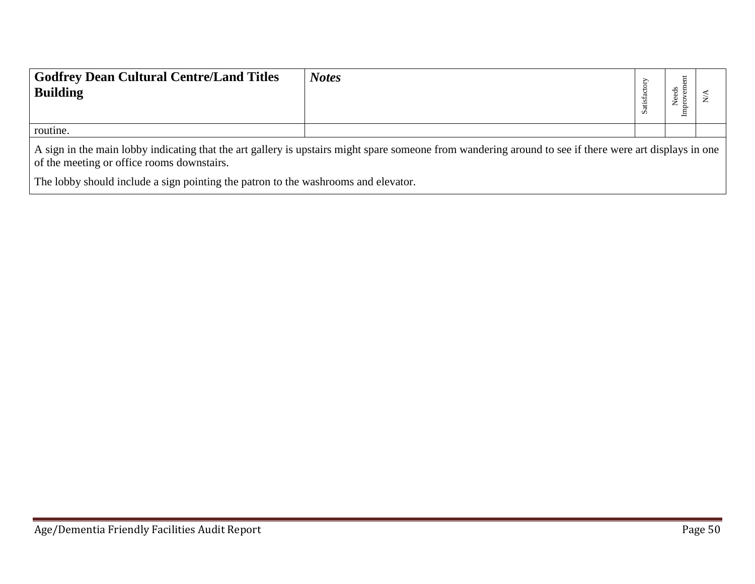| Godfrey Dean Cultural Centre/Land Titles Building | *Notes* | Satisfactory | Needs Improvement | N/A |
|---|---|---|---|---|
| routine. | | | | |
| A sign in the main lobby indicating that the art gallery is upstairs might spare someone from wandering around to see if there were art displays in one of the meeting or office rooms downstairs.<br><br>The lobby should include a sign pointing the patron to the washrooms and elevator. | | | | |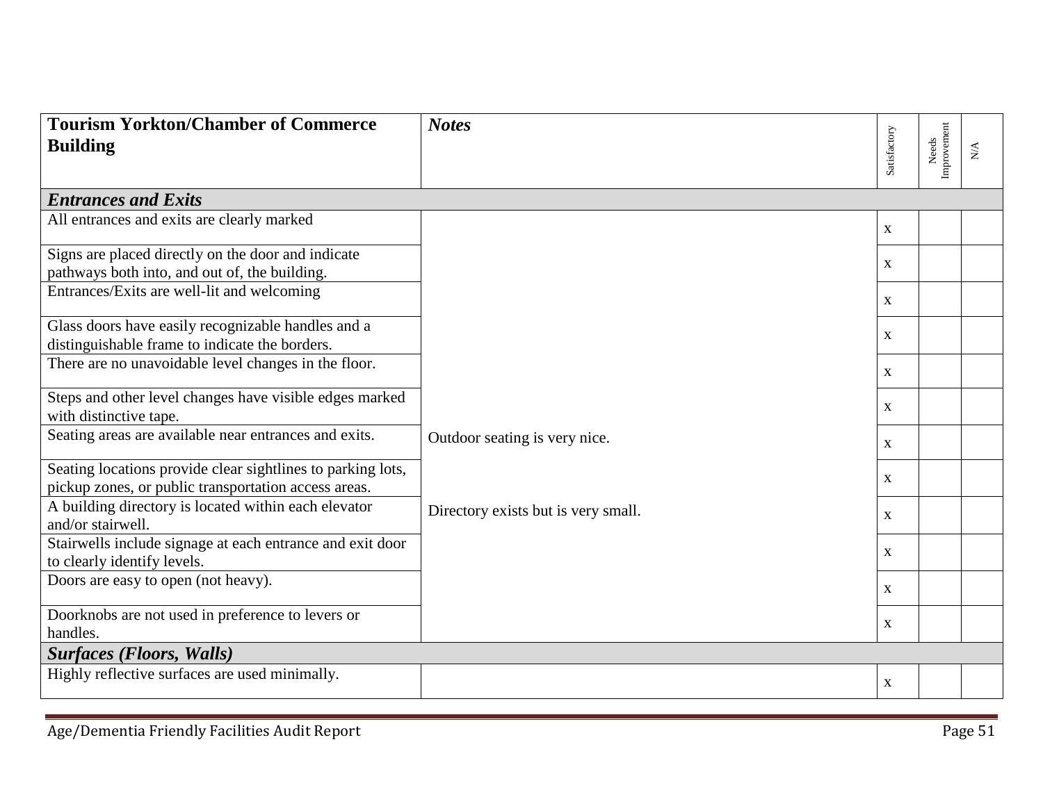| **Tourism Yorkton/Chamber of Commerce Building** | ***Notes*** | Satisfactory | Needs Improvement | N/A |
|---|---|---|---|---|
| ***Entrances and Exits*** | | | | |
| All entrances and exits are clearly marked | | x | | |
| Signs are placed directly on the door and indicate pathways both into, and out of, the building. | | x | | |
| Entrances/Exits are well-lit and welcoming | | x | | |
| Glass doors have easily recognizable handles and a distinguishable frame to indicate the borders. | | x | | |
| There are no unavoidable level changes in the floor. | | x | | |
| Steps and other level changes have visible edges marked with distinctive tape. | | x | | |
| Seating areas are available near entrances and exits. | Outdoor seating is very nice. | x | | |
| Seating locations provide clear sightlines to parking lots, pickup zones, or public transportation access areas. | | x | | |
| A building directory is located within each elevator and/or stairwell. | Directory exists but is very small. | x | | |
| Stairwells include signage at each entrance and exit door to clearly identify levels. | | x | | |
| Doors are easy to open (not heavy). | | x | | |
| Doorknobs are not used in preference to levers or handles. | | x | | |
| ***Surfaces (Floors, Walls)*** | | | | |
| Highly reflective surfaces are used minimally. | | x | | |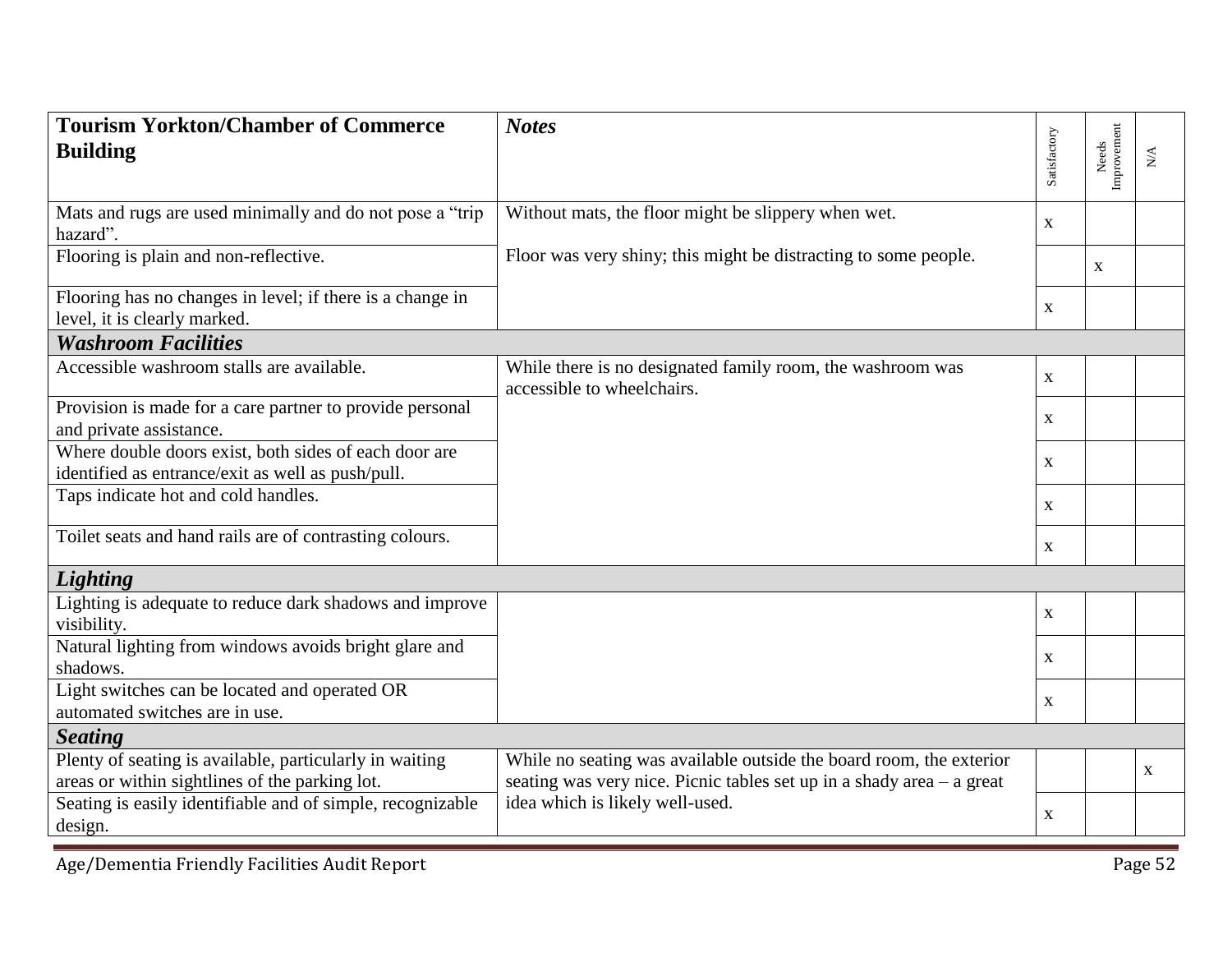| Tourism Yorkton/Chamber of Commerce Building | Notes | Satisfactory | Needs Improvement | N/A |
|---|---|---|---|---|
| Mats and rugs are used minimally and do not pose a "trip hazard". | Without mats, the floor might be slippery when wet. | x | | |
| Flooring is plain and non-reflective. | Floor was very shiny; this might be distracting to some people. | | x | |
| Flooring has no changes in level; if there is a change in level, it is clearly marked. | | x | | |
| ***Washroom Facilities*** | | | | |
| Accessible washroom stalls are available. | While there is no designated family room, the washroom was accessible to wheelchairs. | x | | |
| Provision is made for a care partner to provide personal and private assistance. | | x | | |
| Where double doors exist, both sides of each door are identified as entrance/exit as well as push/pull. | | x | | |
| Taps indicate hot and cold handles. | | x | | |
| Toilet seats and hand rails are of contrasting colours. | | x | | |
| ***Lighting*** | | | | |
| Lighting is adequate to reduce dark shadows and improve visibility. | | x | | |
| Natural lighting from windows avoids bright glare and shadows. | | x | | |
| Light switches can be located and operated OR automated switches are in use. | | x | | |
| ***Seating*** | | | | |
| Plenty of seating is available, particularly in waiting areas or within sightlines of the parking lot. | While no seating was available outside the board room, the exterior seating was very nice. Picnic tables set up in a shady area – a great idea which is likely well-used. | | | x |
| Seating is easily identifiable and of simple, recognizable design. | | x | | |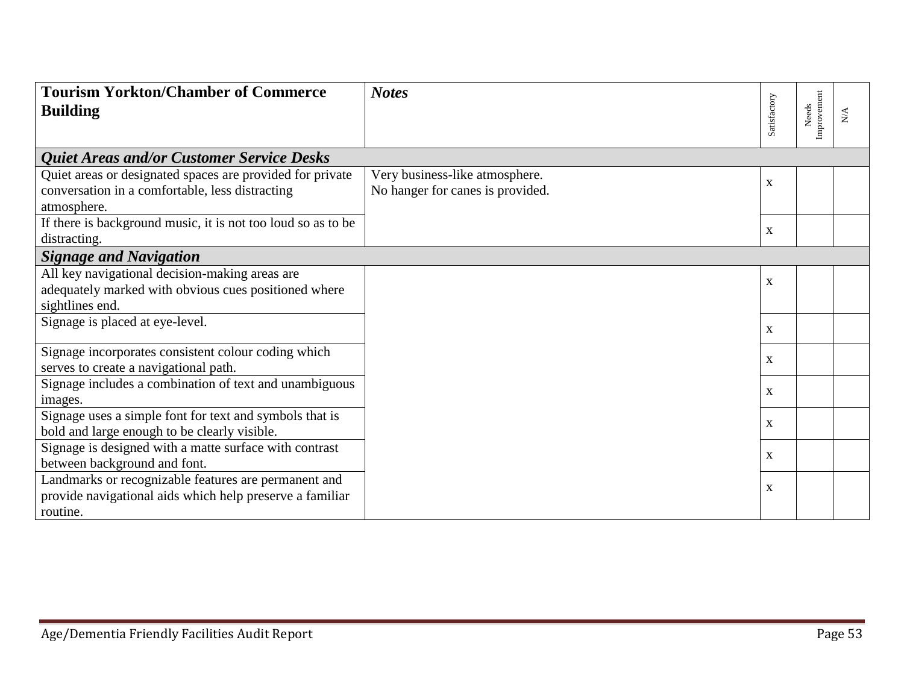| **Tourism Yorkton/Chamber of Commerce Building** | ***Notes*** | Satisfactory | Needs Improvement | N/A |
|---|---|---|---|---|
| ***Quiet Areas and/or Customer Service Desks*** | | | | |
| Quiet areas or designated spaces are provided for private conversation in a comfortable, less distracting atmosphere. | Very business-like atmosphere. No hanger for canes is provided. | x | | |
| If there is background music, it is not too loud so as to be distracting. | | x | | |
| ***Signage and Navigation*** | | | | |
| All key navigational decision-making areas are adequately marked with obvious cues positioned where sightlines end. | | x | | |
| Signage is placed at eye-level. | | x | | |
| Signage incorporates consistent colour coding which serves to create a navigational path. | | x | | |
| Signage includes a combination of text and unambiguous images. | | x | | |
| Signage uses a simple font for text and symbols that is bold and large enough to be clearly visible. | | x | | |
| Signage is designed with a matte surface with contrast between background and font. | | x | | |
| Landmarks or recognizable features are permanent and provide navigational aids which help preserve a familiar routine. | | x | | |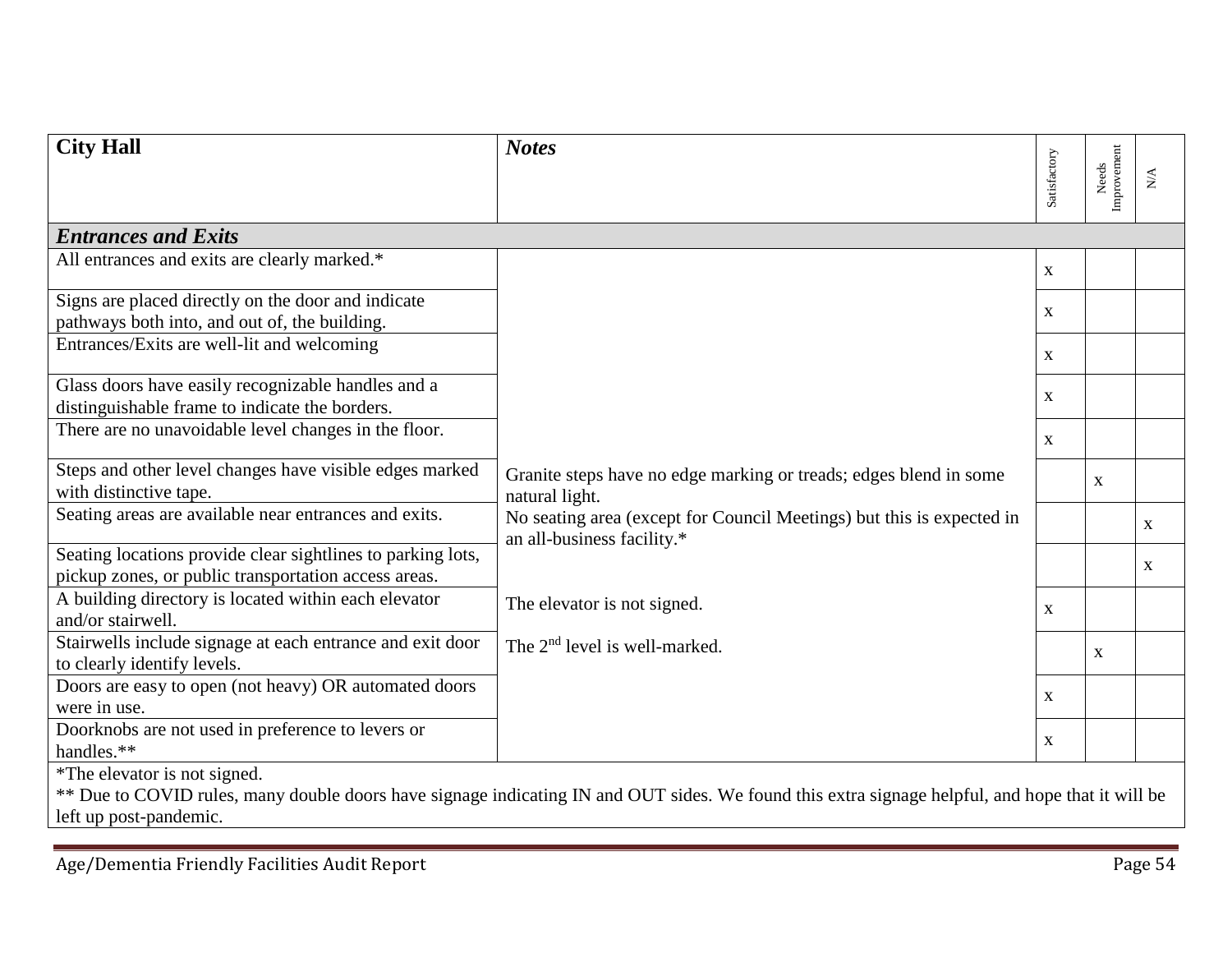| City Hall | *Notes* | Satisfactory | Needs Improvement | N/A |
|---|---|---|---|---|
| ***Entrances and Exits*** | | | | |
| All entrances and exits are clearly marked.* | | x | | |
| Signs are placed directly on the door and indicate pathways both into, and out of, the building. | | x | | |
| Entrances/Exits are well-lit and welcoming | | x | | |
| Glass doors have easily recognizable handles and a distinguishable frame to indicate the borders. | | x | | |
| There are no unavoidable level changes in the floor. | | x | | |
| Steps and other level changes have visible edges marked with distinctive tape. | Granite steps have no edge marking or treads; edges blend in some natural light. | | x | |
| Seating areas are available near entrances and exits. | No seating area (except for Council Meetings) but this is expected in an all-business facility.* | | | x |
| Seating locations provide clear sightlines to parking lots, pickup zones, or public transportation access areas. | | | | x |
| A building directory is located within each elevator and/or stairwell. | The elevator is not signed. | x | | |
| Stairwells include signage at each entrance and exit door to clearly identify levels. | The 2nd level is well-marked. | | x | |
| Doors are easy to open (not heavy) OR automated doors were in use. | | x | | |
| Doorknobs are not used in preference to levers or handles.** | | x | | |

*The elevator is not signed.

** Due to COVID rules, many double doors have signage indicating IN and OUT sides. We found this extra signage helpful, and hope that it will be left up post-pandemic.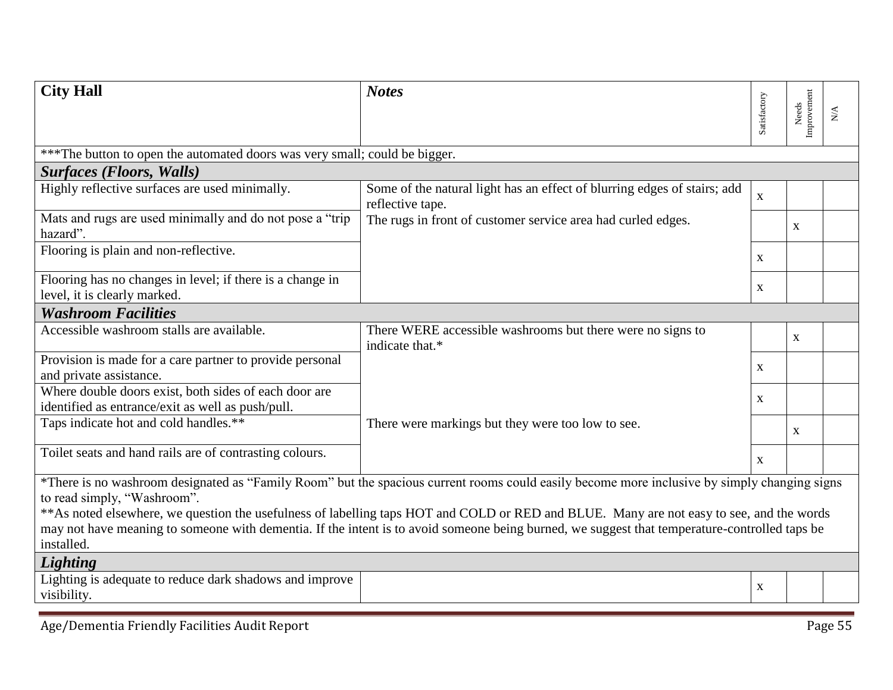| City Hall | Notes | Satisfactory | Needs Improvement | N/A |
|---|---|---|---|---|
| ***The button to open the automated doors was very small; could be bigger. | | | | |
| ***Surfaces (Floors, Walls)*** | | | | |
| Highly reflective surfaces are used minimally. | Some of the natural light has an effect of blurring edges of stairs; add reflective tape. | x | | |
| Mats and rugs are used minimally and do not pose a "trip hazard". | The rugs in front of customer service area had curled edges. | | x | |
| Flooring is plain and non-reflective. | | x | | |
| Flooring has no changes in level; if there is a change in level, it is clearly marked. | | x | | |
| ***Washroom Facilities*** | | | | |
| Accessible washroom stalls are available. | There WERE accessible washrooms but there were no signs to indicate that.* | | x | |
| Provision is made for a care partner to provide personal and private assistance. | | x | | |
| Where double doors exist, both sides of each door are identified as entrance/exit as well as push/pull. | | x | | |
| Taps indicate hot and cold handles.** | There were markings but they were too low to see. | | x | |
| Toilet seats and hand rails are of contrasting colours. | | x | | |
| *There is no washroom designated as "Family Room" but the spacious current rooms could easily become more inclusive by simply changing signs to read simply, "Washroom".<br>**As noted elsewhere, we question the usefulness of labelling taps HOT and COLD or RED and BLUE. Many are not easy to see, and the words may not have meaning to someone with dementia. If the intent is to avoid someone being burned, we suggest that temperature-controlled taps be installed. | | | | |
| ***Lighting*** | | | | |
| Lighting is adequate to reduce dark shadows and improve visibility. | | x | | |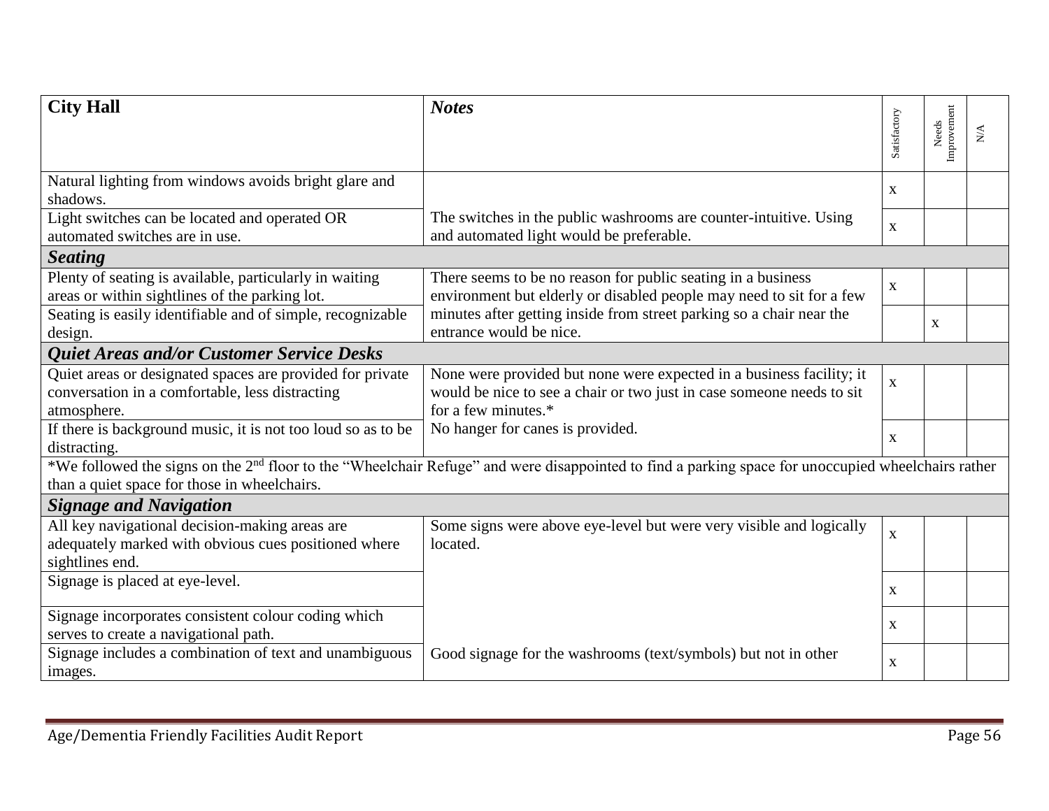| City Hall | *Notes* | Satisfactory | Needs Improvement | N/A |
|---|---|---|---|---|
| Natural lighting from windows avoids bright glare and shadows. | | x | | |
| Light switches can be located and operated OR automated switches are in use. | The switches in the public washrooms are counter-intuitive. Using and automated light would be preferable. | x | | |
| ***Seating*** | | | | |
| Plenty of seating is available, particularly in waiting areas or within sightlines of the parking lot. | There seems to be no reason for public seating in a business environment but elderly or disabled people may need to sit for a few minutes after getting inside from street parking so a chair near the entrance would be nice. | x | | |
| Seating is easily identifiable and of simple, recognizable design. | | | x | |
| ***Quiet Areas and/or Customer Service Desks*** | | | | |
| Quiet areas or designated spaces are provided for private conversation in a comfortable, less distracting atmosphere. | None were provided but none were expected in a business facility; it would be nice to see a chair or two just in case someone needs to sit for a few minutes.* | x | | |
| If there is background music, it is not too loud so as to be distracting. | No hanger for canes is provided. | x | | |
| *We followed the signs on the 2nd floor to the "Wheelchair Refuge" and were disappointed to find a parking space for unoccupied wheelchairs rather than a quiet space for those in wheelchairs. | | | | |
| ***Signage and Navigation*** | | | | |
| All key navigational decision-making areas are adequately marked with obvious cues positioned where sightlines end. | Some signs were above eye-level but were very visible and logically located. | x | | |
| Signage is placed at eye-level. | | x | | |
| Signage incorporates consistent colour coding which serves to create a navigational path. | | x | | |
| Signage includes a combination of text and unambiguous images. | Good signage for the washrooms (text/symbols) but not in other | x | | |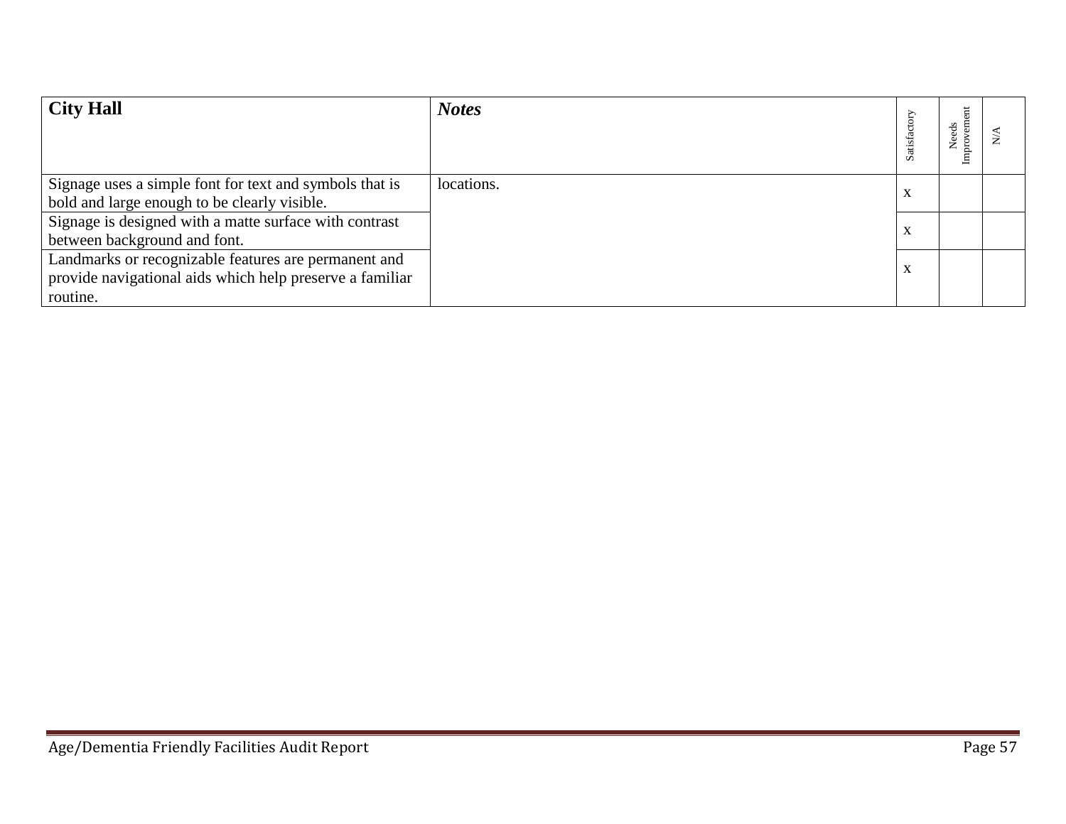| City Hall | *Notes* | Satisfactory | Needs Improvement | N/A |
|---|---|---|---|---|
| Signage uses a simple font for text and symbols that is bold and large enough to be clearly visible. | locations. | x | | |
| Signage is designed with a matte surface with contrast between background and font. | | x | | |
| Landmarks or recognizable features are permanent and provide navigational aids which help preserve a familiar routine. | | x | | |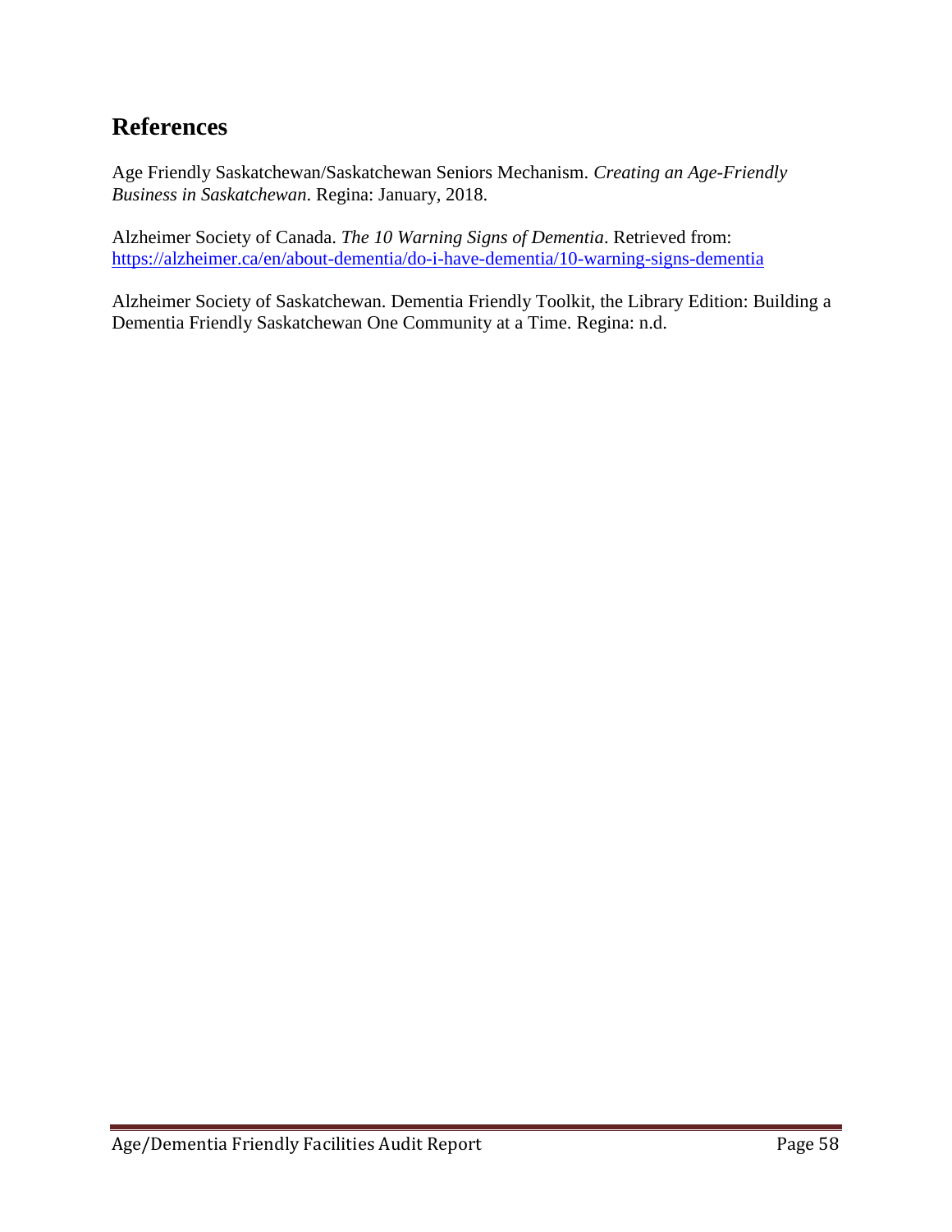## References

Age Friendly Saskatchewan/Saskatchewan Seniors Mechanism. *Creating an Age-Friendly Business in Saskatchewan*. Regina: January, 2018.

Alzheimer Society of Canada. *The 10 Warning Signs of Dementia*. Retrieved from: https://alzheimer.ca/en/about-dementia/do-i-have-dementia/10-warning-signs-dementia

Alzheimer Society of Saskatchewan. Dementia Friendly Toolkit, the Library Edition: Building a Dementia Friendly Saskatchewan One Community at a Time. Regina: n.d.